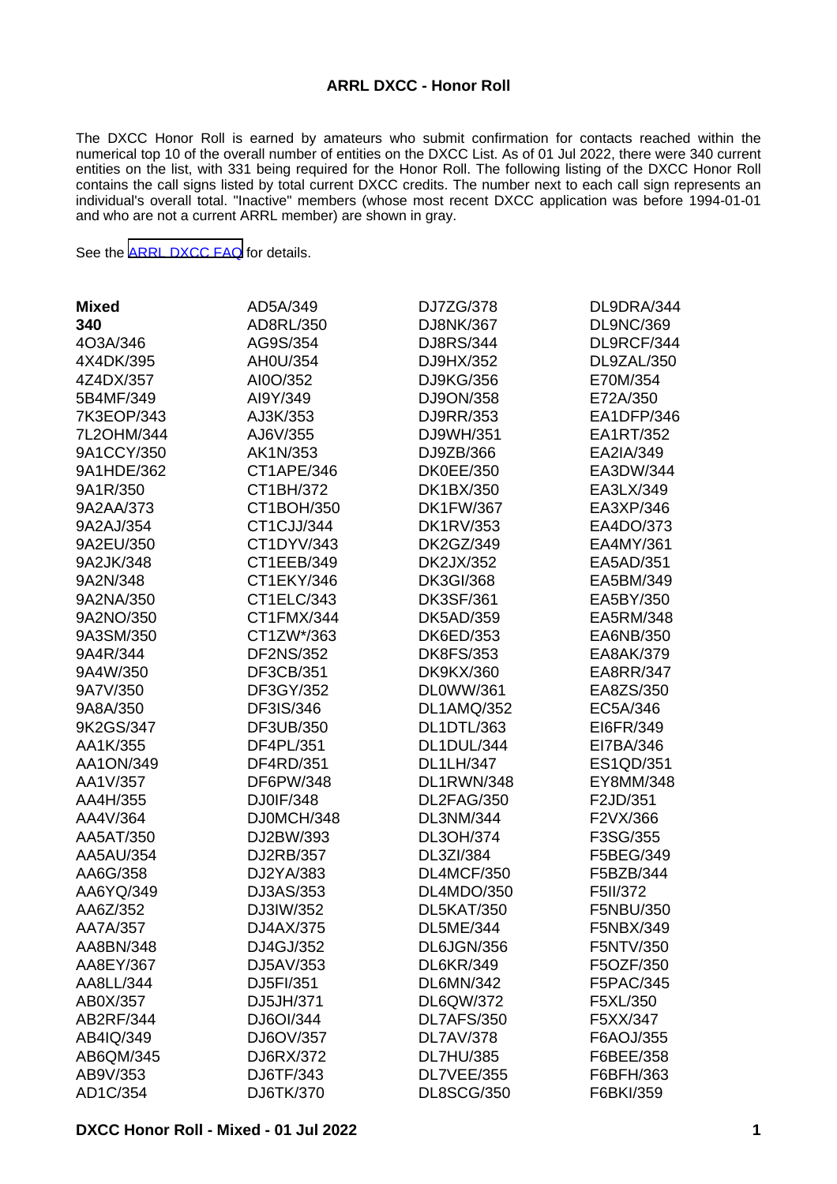## ARRL DXCC - Honor Roll

The DXCC Honor Roll is earned by amateurs who submit confirmation for contacts reached within the numerical top 10 of the overall number of entities on the DXCC List. As of 01 Jul 2022, there were 340 current entities on the list, with 331 being required for the Honor Roll. The following listing of the DXCC Honor Roll contains the call signs listed by total current DXCC credits. The number next to each call sign represents an individual's overall total. "Inactive" members (whose most recent DXCC application was before 1994-01-01 and who are not a current ARRL member) are shown in gray.

See the ARRL DXCC FAQ for details.

**Mixed**
**340**

4O3A/346
4X4DK/395
4Z4DX/357
5B4MF/349
7K3EOP/343
7L2OHM/344
9A1CCY/350
9A1HDE/362
9A1R/350
9A2AA/373
9A2AJ/354
9A2EU/350
9A2JK/348
9A2N/348
9A2NA/350
9A2NO/350
9A3SM/350
9A4R/344
9A4W/350
9A7V/350
9A8A/350
9K2GS/347
AA1K/355
AA1ON/349
AA1V/357
AA4H/355
AA4V/364
AA5AT/350
AA5AU/354
AA6G/358
AA6YQ/349
AA6Z/352
AA7A/357
AA8BN/348
AA8EY/367
AA8LL/344
AB0X/357
AB2RF/344
AB4IQ/349
AB6QM/345
AB9V/353
AD1C/354
AD5A/349
AD8RL/350
AG9S/354
AH0U/354
AI0O/352
AI9Y/349
AJ3K/353
AJ6V/355
AK1N/353
CT1APE/346
CT1BH/372
CT1BOH/350
CT1CJJ/344
CT1DYV/343
CT1EEB/349
CT1EKY/346
CT1ELC/343
CT1FMX/344
CT1ZW*/363
DF2NS/352
DF3CB/351
DF3GY/352
DF3IS/346
DF3UB/350
DF4PL/351
DF4RD/351
DF6PW/348
DJ0IF/348
DJ0MCH/348
DJ2BW/393
DJ2RB/357
DJ2YA/383
DJ3AS/353
DJ3IW/352
DJ4AX/375
DJ4GJ/352
DJ5AV/353
DJ5FI/351
DJ5JH/371
DJ6OI/344
DJ6OV/357
DJ6RX/372
DJ6TF/343
DJ6TK/370
DJ7ZG/378
DJ8NK/367
DJ8RS/344
DJ9HX/352
DJ9KG/356
DJ9ON/358
DJ9RR/353
DJ9WH/351
DJ9ZB/366
DK0EE/350
DK1BX/350
DK1FW/367
DK1RV/353
DK2GZ/349
DK2JX/352
DK3GI/368
DK3SF/361
DK5AD/359
DK6ED/353
DK8FS/353
DK9KX/360
DL0WW/361
DL1AMQ/352
DL1DTL/363
DL1DUL/344
DL1LH/347
DL1RWN/348
DL2FAG/350
DL3NM/344
DL3OH/374
DL3ZI/384
DL4MCF/350
DL4MDO/350
DL5KAT/350
DL5ME/344
DL6JGN/356
DL6KR/349
DL6MN/342
DL6QW/372
DL7AFS/350
DL7AV/378
DL7HU/385
DL7VEE/355
DL8SCG/350
DL9DRA/344
DL9NC/369
DL9RCF/344
DL9ZAL/350
E70M/354
E72A/350
EA1DFP/346
EA1RT/352
EA2IA/349
EA3DW/344
EA3LX/349
EA3XP/346
EA4DO/373
EA4MY/361
EA5AD/351
EA5BM/349
EA5BY/350
EA5RM/348
EA6NB/350
EA8AK/379
EA8RR/347
EA8ZS/350
EC5A/346
EI6FR/349
EI7BA/346
ES1QD/351
EY8MM/348
F2JD/351
F2VX/366
F3SG/355
F5BEG/349
F5BZB/344
F5II/372
F5NBU/350
F5NBX/349
F5NTV/350
F5OZF/350
F5PAC/345
F5XL/350
F5XX/347
F6AOJ/355
F6BEE/358
F6BFH/363
F6BKI/359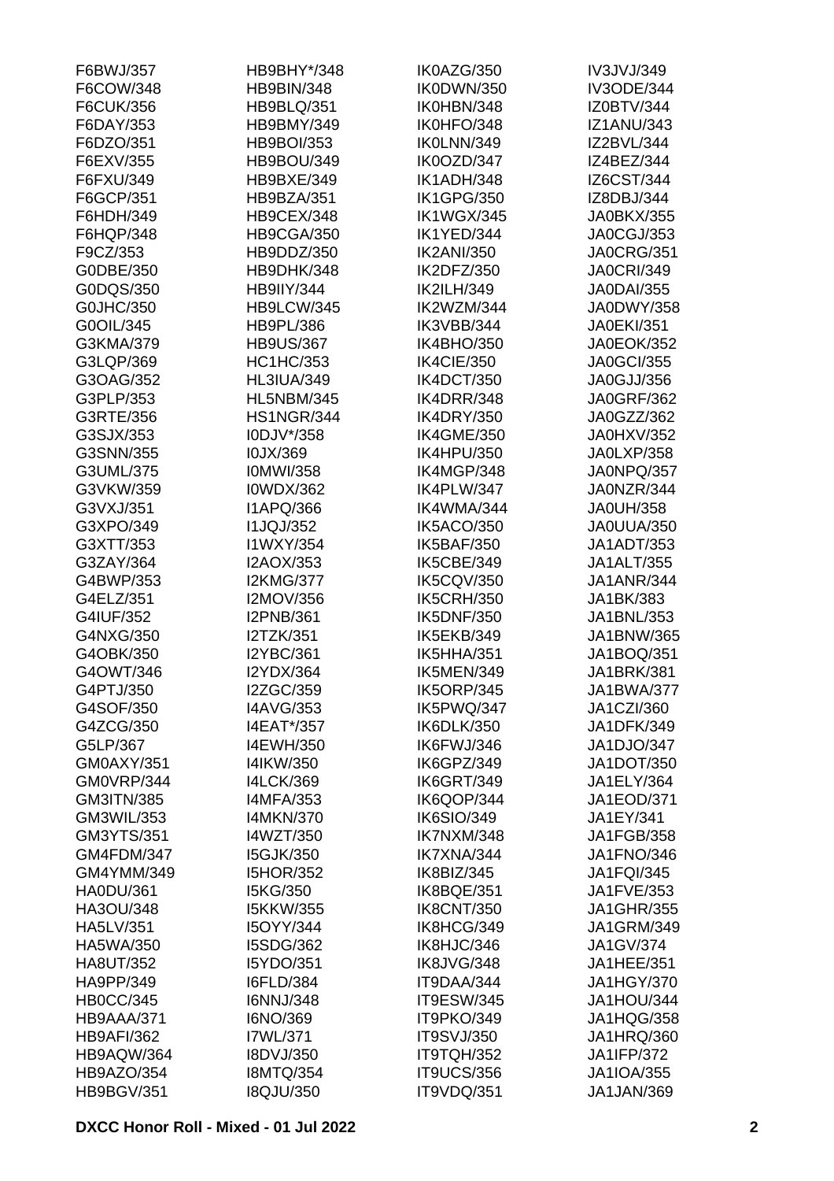F6BWJ/357
F6COW/348
F6CUK/356
F6DAY/353
F6DZO/351
F6EXV/355
F6FXU/349
F6GCP/351
F6HDH/349
F6HQP/348
F9CZ/353
G0DBE/350
G0DQS/350
G0JHC/350
G0OIL/345
G3KMA/379
G3LQP/369
G3OAG/352
G3PLP/353
G3RTE/356
G3SJX/353
G3SNN/355
G3UML/375
G3VKW/359
G3VXJ/351
G3XPO/349
G3XTT/353
G3ZAY/364
G4BWP/353
G4ELZ/351
G4IUF/352
G4NXG/350
G4OBK/350
G4OWT/346
G4PTJ/350
G4SOF/350
G4ZCG/350
G5LP/367
GM0AXY/351
GM0VRP/344
GM3ITN/385
GM3WIL/353
GM3YTS/351
GM4FDM/347
GM4YMM/349
HA0DU/361
HA3OU/348
HA5LV/351
HA5WA/350
HA8UT/352
HA9PP/349
HB0CC/345
HB9AAA/371
HB9AFI/362
HB9AQW/364
HB9AZO/354
HB9BGV/351
HB9BHY*/348
HB9BIN/348
HB9BLQ/351
HB9BMY/349
HB9BOI/353
HB9BOU/349
HB9BXE/349
HB9BZA/351
HB9CEX/348
HB9CGA/350
HB9DDZ/350
HB9DHK/348
HB9IIY/344
HB9LCW/345
HB9PL/386
HB9US/367
HC1HC/353
HL3IUA/349
HL5NBM/345
HS1NGR/344
I0DJV*/358
I0JX/369
I0MWI/358
I0WDX/362
I1APQ/366
I1JQJ/352
I1WXY/354
I2AOX/353
I2KMG/377
I2MOV/356
I2PNB/361
I2TZK/351
I2YBC/361
I2YDX/364
I2ZGC/359
I4AVG/353
I4EAT*/357
I4EWH/350
I4IKW/350
I4LCK/369
I4MFA/353
I4MKN/370
I4WZT/350
I5GJK/350
I5HOR/352
I5KG/350
I5KKW/355
I5OYY/344
I5SDG/362
I5YDO/351
I6FLD/384
I6NNJ/348
I6NO/369
I7WL/371
I8DVJ/350
I8MTQ/354
I8QJU/350
IK0AZG/350
IK0DWN/350
IK0HBN/348
IK0HFO/348
IK0LNN/349
IK0OZD/347
IK1ADH/348
IK1GPG/350
IK1WGX/345
IK1YED/344
IK2ANI/350
IK2DFZ/350
IK2ILH/349
IK2WZM/344
IK3VBB/344
IK4BHO/350
IK4CIE/350
IK4DCT/350
IK4DRR/348
IK4DRY/350
IK4GME/350
IK4HPU/350
IK4MGP/348
IK4PLW/347
IK4WMA/344
IK5ACO/350
IK5BAF/350
IK5CBE/349
IK5CQV/350
IK5CRH/350
IK5DNF/350
IK5EKB/349
IK5HHA/351
IK5MEN/349
IK5ORP/345
IK5PWQ/347
IK6DLK/350
IK6FWJ/346
IK6GPZ/349
IK6GRT/349
IK6QOP/344
IK6SIO/349
IK7NXM/348
IK7XNA/344
IK8BIZ/345
IK8BQE/351
IK8CNT/350
IK8HCG/349
IK8HJC/346
IK8JVG/348
IT9DAA/344
IT9ESW/345
IT9PKO/349
IT9SVJ/350
IT9TQH/352
IT9UCS/356
IT9VDQ/351
IV3JVJ/349
IV3ODE/344
IZ0BTV/344
IZ1ANU/343
IZ2BVL/344
IZ4BEZ/344
IZ6CST/344
IZ8DBJ/344
JA0BKX/355
JA0CGJ/353
JA0CRG/351
JA0CRI/349
JA0DAI/355
JA0DWY/358
JA0EKI/351
JA0EOK/352
JA0GCI/355
JA0GJJ/356
JA0GRF/362
JA0GZZ/362
JA0HXV/352
JA0LXP/358
JA0NPQ/357
JA0NZR/344
JA0UH/358
JA0UUA/350
JA1ADT/353
JA1ALT/355
JA1ANR/344
JA1BK/383
JA1BNL/353
JA1BNW/365
JA1BOQ/351
JA1BRK/381
JA1BWA/377
JA1CZI/360
JA1DFK/349
JA1DJO/347
JA1DOT/350
JA1ELY/364
JA1EOD/371
JA1EY/341
JA1FGB/358
JA1FNO/346
JA1FQI/345
JA1FVE/353
JA1GHR/355
JA1GRM/349
JA1GV/374
JA1HEE/351
JA1HGY/370
JA1HOU/344
JA1HQG/358
JA1HRQ/360
JA1IFP/372
JA1IOA/355
JA1JAN/369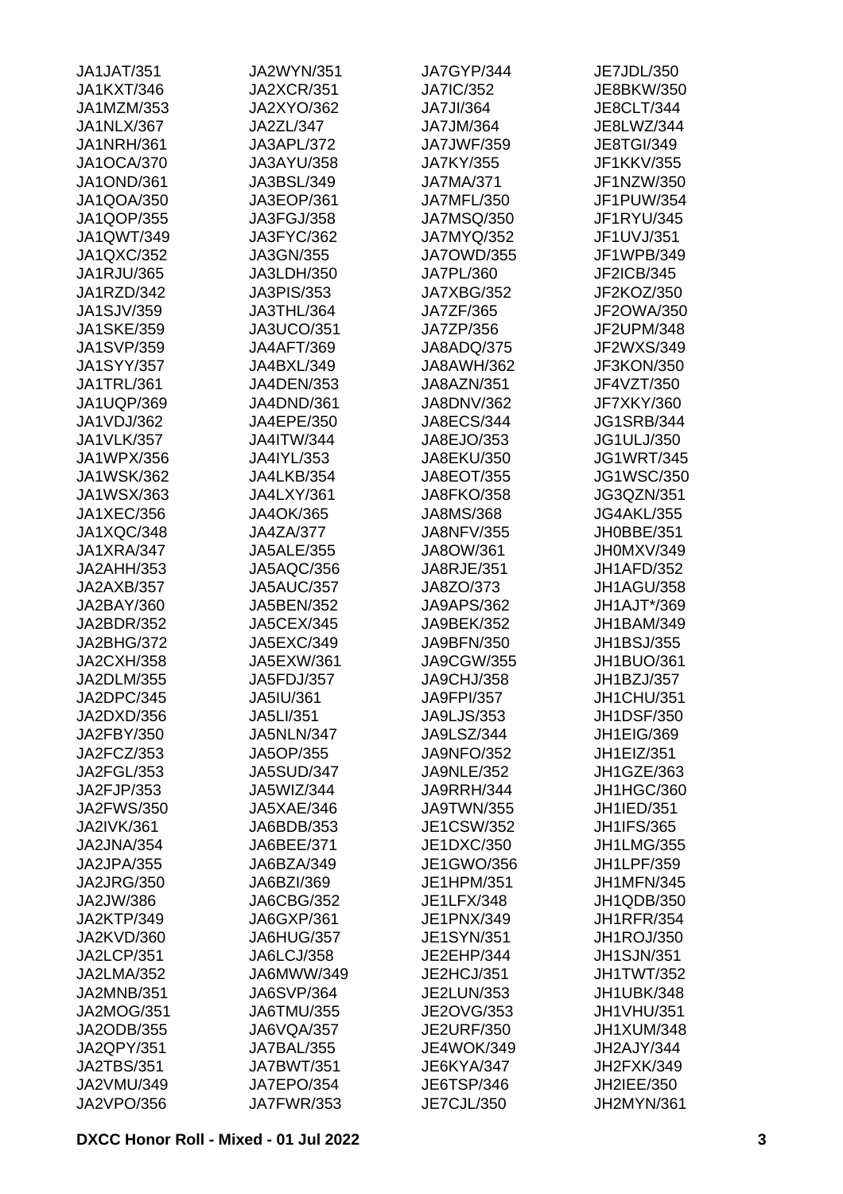JA1JAT/351
JA1KXT/346
JA1MZM/353
JA1NLX/367
JA1NRH/361
JA1OCA/370
JA1OND/361
JA1QOA/350
JA1QOP/355
JA1QWT/349
JA1QXC/352
JA1RJU/365
JA1RZD/342
JA1SJV/359
JA1SKE/359
JA1SVP/359
JA1SYY/357
JA1TRL/361
JA1UQP/369
JA1VDJ/362
JA1VLK/357
JA1WPX/356
JA1WSK/362
JA1WSX/363
JA1XEC/356
JA1XQC/348
JA1XRA/347
JA2AHH/353
JA2AXB/357
JA2BAY/360
JA2BDR/352
JA2BHG/372
JA2CXH/358
JA2DLM/355
JA2DPC/345
JA2DXD/356
JA2FBY/350
JA2FCZ/353
JA2FGL/353
JA2FJP/353
JA2FWS/350
JA2IVK/361
JA2JNA/354
JA2JPA/355
JA2JRG/350
JA2JW/386
JA2KTP/349
JA2KVD/360
JA2LCP/351
JA2LMA/352
JA2MNB/351
JA2MOG/351
JA2ODB/355
JA2QPY/351
JA2TBS/351
JA2VMU/349
JA2VPO/356
JA2WYN/351
JA2XCR/351
JA2XYO/362
JA2ZL/347
JA3APL/372
JA3AYU/358
JA3BSL/349
JA3EOP/361
JA3FGJ/358
JA3FYC/362
JA3GN/355
JA3LDH/350
JA3PIS/353
JA3THL/364
JA3UCO/351
JA4AFT/369
JA4BXL/349
JA4DEN/353
JA4DND/361
JA4EPE/350
JA4ITW/344
JA4IYL/353
JA4LKB/354
JA4LXY/361
JA4OK/365
JA4ZA/377
JA5ALE/355
JA5AQC/356
JA5AUC/357
JA5BEN/352
JA5CEX/345
JA5EXC/349
JA5EXW/361
JA5FDJ/357
JA5IU/361
JA5LI/351
JA5NLN/347
JA5OP/355
JA5SUD/347
JA5WIZ/344
JA5XAE/346
JA6BDB/353
JA6BEE/371
JA6BZA/349
JA6BZI/369
JA6CBG/352
JA6GXP/361
JA6HUG/357
JA6LCJ/358
JA6MWW/349
JA6SVP/364
JA6TMU/355
JA6VQA/357
JA7BAL/355
JA7BWT/351
JA7EPO/354
JA7FWR/353
JA7GYP/344
JA7IC/352
JA7JI/364
JA7JM/364
JA7JWF/359
JA7KY/355
JA7MA/371
JA7MFL/350
JA7MSQ/350
JA7MYQ/352
JA7OWD/355
JA7PL/360
JA7XBG/352
JA7ZF/365
JA7ZP/356
JA8ADQ/375
JA8AWH/362
JA8AZN/351
JA8DNV/362
JA8ECS/344
JA8EJO/353
JA8EKU/350
JA8EOT/355
JA8FKO/358
JA8MS/368
JA8NFV/355
JA8OW/361
JA8RJE/351
JA8ZO/373
JA9APS/362
JA9BEK/352
JA9BFN/350
JA9CGW/355
JA9CHJ/358
JA9FPI/357
JA9LJS/353
JA9LSZ/344
JA9NFO/352
JA9NLE/352
JA9RRH/344
JA9TWN/355
JE1CSW/352
JE1DXC/350
JE1GWO/356
JE1HPM/351
JE1LFX/348
JE1PNX/349
JE1SYN/351
JE2EHP/344
JE2HCJ/351
JE2LUN/353
JE2OVG/353
JE2URF/350
JE4WOK/349
JE6KYA/347
JE6TSP/346
JE7CJL/350
JE7JDL/350
JE8BKW/350
JE8CLT/344
JE8LWZ/344
JE8TGI/349
JF1KKV/355
JF1NZW/350
JF1PUW/354
JF1RYU/345
JF1UVJ/351
JF1WPB/349
JF2ICB/345
JF2KOZ/350
JF2OWA/350
JF2UPM/348
JF2WXS/349
JF3KON/350
JF4VZT/350
JF7XKY/360
JG1SRB/344
JG1ULJ/350
JG1WRT/345
JG1WSC/350
JG3QZN/351
JG4AKL/355
JH0BBE/351
JH0MXV/349
JH1AFD/352
JH1AGU/358
JH1AJT*/369
JH1BAM/349
JH1BSJ/355
JH1BUO/361
JH1BZJ/357
JH1CHU/351
JH1DSF/350
JH1EIG/369
JH1EIZ/351
JH1GZE/363
JH1HGC/360
JH1IED/351
JH1IFS/365
JH1LMG/355
JH1LPF/359
JH1MFN/345
JH1QDB/350
JH1RFR/354
JH1ROJ/350
JH1SJN/351
JH1TWT/352
JH1UBK/348
JH1VHU/351
JH1XUM/348
JH2AJY/344
JH2FXK/349
JH2IEE/350
JH2MYN/361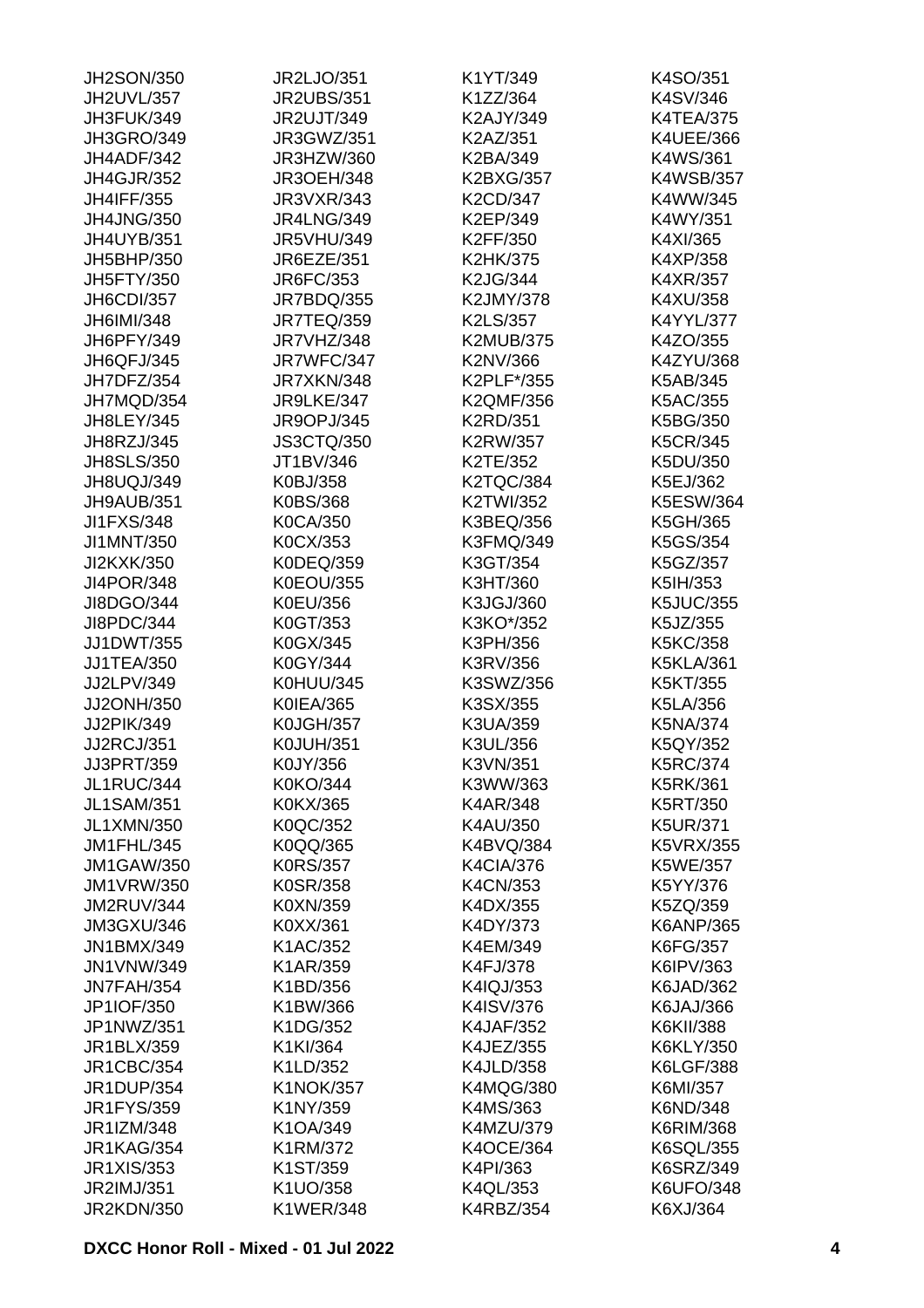JH2SON/350
JH2UVL/357
JH3FUK/349
JH3GRO/349
JH4ADF/342
JH4GJR/352
JH4IFF/355
JH4JNG/350
JH4UYB/351
JH5BHP/350
JH5FTY/350
JH6CDI/357
JH6IMI/348
JH6PFY/349
JH6QFJ/345
JH7DFZ/354
JH7MQD/354
JH8LEY/345
JH8RZJ/345
JH8SLS/350
JH8UQJ/349
JH9AUB/351
JI1FXS/348
JI1MNT/350
JI2KXK/350
JI4POR/348
JI8DGO/344
JI8PDC/344
JJ1DWT/355
JJ1TEA/350
JJ2LPV/349
JJ2ONH/350
JJ2PIK/349
JJ2RCJ/351
JJ3PRT/359
JL1RUC/344
JL1SAM/351
JL1XMN/350
JM1FHL/345
JM1GAW/350
JM1VRW/350
JM2RUV/344
JM3GXU/346
JN1BMX/349
JN1VNW/349
JN7FAH/354
JP1IOF/350
JP1NWZ/351
JR1BLX/359
JR1CBC/354
JR1DUP/354
JR1FYS/359
JR1IZM/348
JR1KAG/354
JR1XIS/353
JR2IMJ/351
JR2KDN/350
JR2LJO/351
JR2UBS/351
JR2UJT/349
JR3GWZ/351
JR3HZW/360
JR3OEH/348
JR3VXR/343
JR4LNG/349
JR5VHU/349
JR6EZE/351
JR6FC/353
JR7BDQ/355
JR7TEQ/359
JR7VHZ/348
JR7WFC/347
JR7XKN/348
JR9LKE/347
JR9OPJ/345
JS3CTQ/350
JT1BV/346
K0BJ/358
K0BS/368
K0CA/350
K0CX/353
K0DEQ/359
K0EOU/355
K0EU/356
K0GT/353
K0GX/345
K0GY/344
K0HUU/345
K0IEA/365
K0JGH/357
K0JUH/351
K0JY/356
K0KO/344
K0KX/365
K0QC/352
K0QQ/365
K0RS/357
K0SR/358
K0XN/359
K0XX/361
K1AC/352
K1AR/359
K1BD/356
K1BW/366
K1DG/352
K1KI/364
K1LD/352
K1NOK/357
K1NY/359
K1OA/349
K1RM/372
K1ST/359
K1UO/358
K1WER/348
K1YT/349
K1ZZ/364
K2AJY/349
K2AZ/351
K2BA/349
K2BXG/357
K2CD/347
K2EP/349
K2FF/350
K2HK/375
K2JG/344
K2JMY/378
K2LS/357
K2MUB/375
K2NV/366
K2PLF*/355
K2QMF/356
K2RD/351
K2RW/357
K2TE/352
K2TQC/384
K2TWI/352
K3BEQ/356
K3FMQ/349
K3GT/354
K3HT/360
K3JGJ/360
K3KO*/352
K3PH/356
K3RV/356
K3SWZ/356
K3SX/355
K3UA/359
K3UL/356
K3VN/351
K3WW/363
K4AR/348
K4AU/350
K4BVQ/384
K4CIA/376
K4CN/353
K4DX/355
K4DY/373
K4EM/349
K4FJ/378
K4IQJ/353
K4ISV/376
K4JAF/352
K4JEZ/355
K4JLD/358
K4MQG/380
K4MS/363
K4MZU/379
K4OCE/364
K4PI/363
K4QL/353
K4RBZ/354
K4SO/351
K4SV/346
K4TEA/375
K4UEE/366
K4WS/361
K4WSB/357
K4WW/345
K4WY/351
K4XI/365
K4XP/358
K4XR/357
K4XU/358
K4YYL/377
K4ZO/355
K4ZYU/368
K5AB/345
K5AC/355
K5BG/350
K5CR/345
K5DU/350
K5EJ/362
K5ESW/364
K5GH/365
K5GS/354
K5GZ/357
K5IH/353
K5JUC/355
K5JZ/355
K5KC/358
K5KLA/361
K5KT/355
K5LA/356
K5NA/374
K5QY/352
K5RC/374
K5RK/361
K5RT/350
K5UR/371
K5VRX/355
K5WE/357
K5YY/376
K5ZQ/359
K6ANP/365
K6FG/357
K6IPV/363
K6JAD/362
K6JAJ/366
K6KII/388
K6KLY/350
K6LGF/388
K6MI/357
K6ND/348
K6RIM/368
K6SQL/355
K6SRZ/349
K6UFO/348
K6XJ/364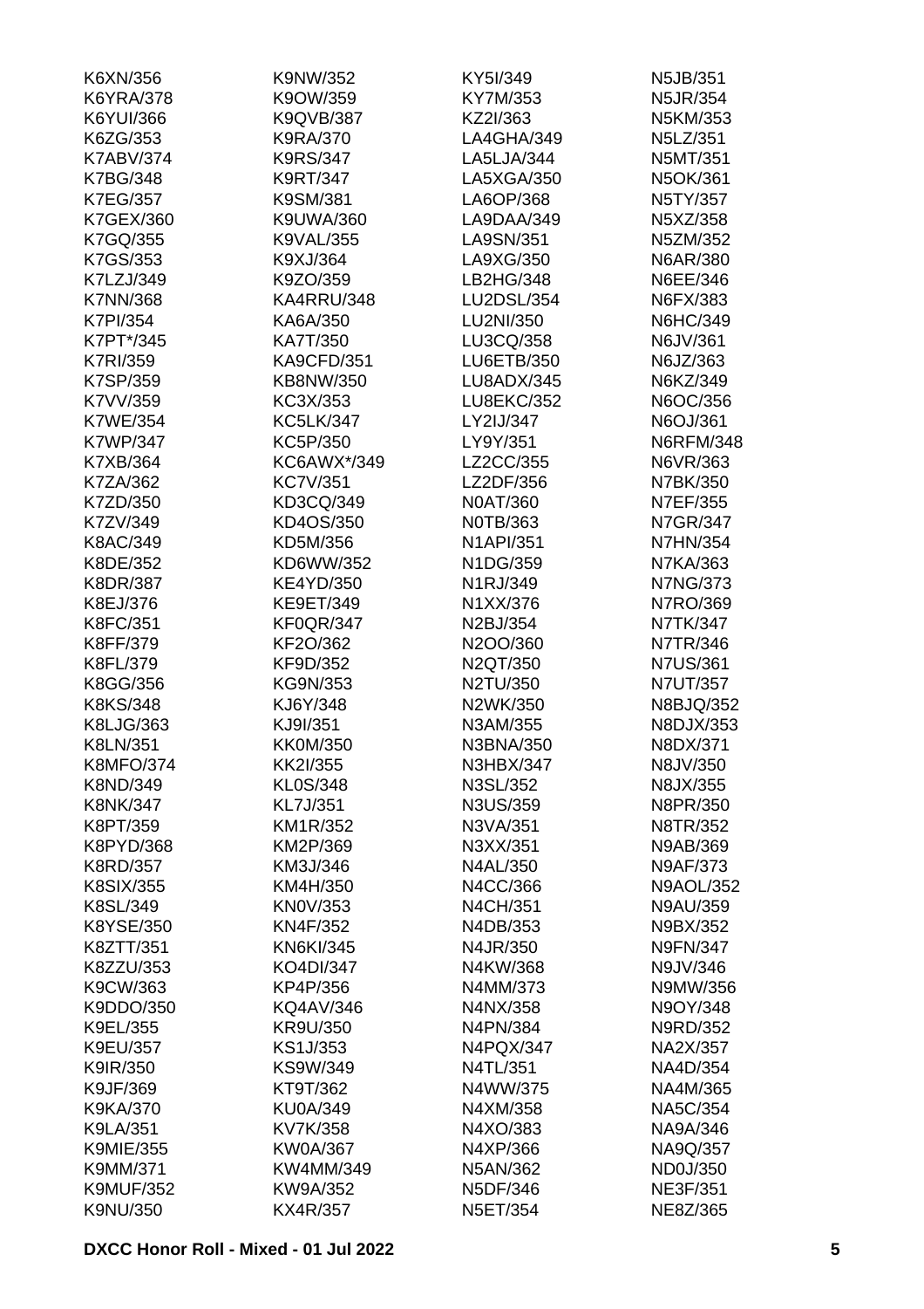K6XN/356
K6YRA/378
K6YUI/366
K6ZG/353
K7ABV/374
K7BG/348
K7EG/357
K7GEX/360
K7GQ/355
K7GS/353
K7LZJ/349
K7NN/368
K7PI/354
K7PT*/345
K7RI/359
K7SP/359
K7VV/359
K7WE/354
K7WP/347
K7XB/364
K7ZA/362
K7ZD/350
K7ZV/349
K8AC/349
K8DE/352
K8DR/387
K8EJ/376
K8FC/351
K8FF/379
K8FL/379
K8GG/356
K8KS/348
K8LJG/363
K8LN/351
K8MFO/374
K8ND/349
K8NK/347
K8PT/359
K8PYD/368
K8RD/357
K8SIX/355
K8SL/349
K8YSE/350
K8ZTT/351
K8ZZU/353
K9CW/363
K9DDO/350
K9EL/355
K9EU/357
K9IR/350
K9JF/369
K9KA/370
K9LA/351
K9MIE/355
K9MM/371
K9MUF/352
K9NU/350
K9NW/352
K9OW/359
K9QVB/387
K9RA/370
K9RS/347
K9RT/347
K9SM/381
K9UWA/360
K9VAL/355
K9XJ/364
K9ZO/359
KA4RRU/348
KA6A/350
KA7T/350
KA9CFD/351
KB8NW/350
KC3X/353
KC5LK/347
KC5P/350
KC6AWX*/349
KC7V/351
KD3CQ/349
KD4OS/350
KD5M/356
KD6WW/352
KE4YD/350
KE9ET/349
KF0QR/347
KF2O/362
KF9D/352
KG9N/353
KJ6Y/348
KJ9I/351
KK0M/350
KK2I/355
KL0S/348
KL7J/351
KM1R/352
KM2P/369
KM3J/346
KM4H/350
KN0V/353
KN4F/352
KN6KI/345
KO4DI/347
KP4P/356
KQ4AV/346
KR9U/350
KS1J/353
KS9W/349
KT9T/362
KU0A/349
KV7K/358
KW0A/367
KW4MM/349
KW9A/352
KX4R/357
KY5I/349
KY7M/353
KZ2I/363
LA4GHA/349
LA5LJA/344
LA5XGA/350
LA6OP/368
LA9DAA/349
LA9SN/351
LA9XG/350
LB2HG/348
LU2DSL/354
LU2NI/350
LU3CQ/358
LU6ETB/350
LU8ADX/345
LU8EKC/352
LY2IJ/347
LY9Y/351
LZ2CC/355
LZ2DF/356
N0AT/360
N0TB/363
N1API/351
N1DG/359
N1RJ/349
N1XX/376
N2BJ/354
N2OO/360
N2QT/350
N2TU/350
N2WK/350
N3AM/355
N3BNA/350
N3HBX/347
N3SL/352
N3US/359
N3VA/351
N3XX/351
N4AL/350
N4CC/366
N4CH/351
N4DB/353
N4JR/350
N4KW/368
N4MM/373
N4NX/358
N4PN/384
N4PQX/347
N4TL/351
N4WW/375
N4XM/358
N4XO/383
N4XP/366
N5AN/362
N5DF/346
N5ET/354
N5JB/351
N5JR/354
N5KM/353
N5LZ/351
N5MT/351
N5OK/361
N5TY/357
N5XZ/358
N5ZM/352
N6AR/380
N6EE/346
N6FX/383
N6HC/349
N6JV/361
N6JZ/363
N6KZ/349
N6OC/356
N6OJ/361
N6RFM/348
N6VR/363
N7BK/350
N7EF/355
N7GR/347
N7HN/354
N7KA/363
N7NG/373
N7RO/369
N7TK/347
N7TR/346
N7US/361
N7UT/357
N8BJQ/352
N8DJX/353
N8DX/371
N8JV/350
N8JX/355
N8PR/350
N8TR/352
N9AB/369
N9AF/373
N9AOL/352
N9AU/359
N9BX/352
N9FN/347
N9JV/346
N9MW/356
N9OY/348
N9RD/352
NA2X/357
NA4D/354
NA4M/365
NA5C/354
NA9A/346
NA9Q/357
ND0J/350
NE3F/351
NE8Z/365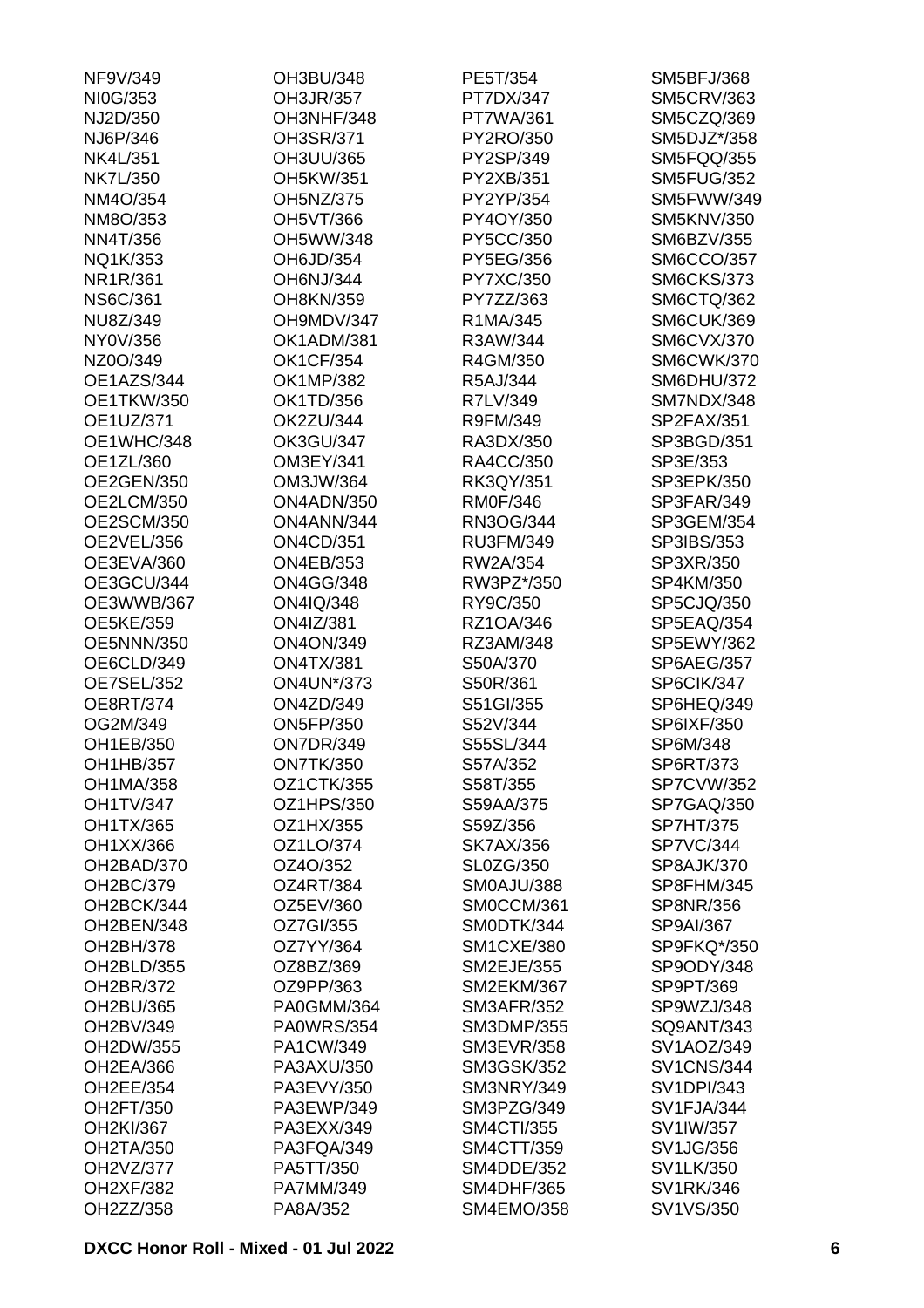NF9V/349
NI0G/353
NJ2D/350
NJ6P/346
NK4L/351
NK7L/350
NM4O/354
NM8O/353
NN4T/356
NQ1K/353
NR1R/361
NS6C/361
NU8Z/349
NY0V/356
NZ0O/349
OE1AZS/344
OE1TKW/350
OE1UZ/371
OE1WHC/348
OE1ZL/360
OE2GEN/350
OE2LCM/350
OE2SCM/350
OE2VEL/356
OE3EVA/360
OE3GCU/344
OE3WWB/367
OE5KE/359
OE5NNN/350
OE6CLD/349
OE7SEL/352
OE8RT/374
OG2M/349
OH1EB/350
OH1HB/357
OH1MA/358
OH1TV/347
OH1TX/365
OH1XX/366
OH2BAD/370
OH2BC/379
OH2BCK/344
OH2BEN/348
OH2BH/378
OH2BLD/355
OH2BR/372
OH2BU/365
OH2BV/349
OH2DW/355
OH2EA/366
OH2EE/354
OH2FT/350
OH2KI/367
OH2TA/350
OH2VZ/377
OH2XF/382
OH2ZZ/358
OH3BU/348
OH3JR/357
OH3NHF/348
OH3SR/371
OH3UU/365
OH5KW/351
OH5NZ/375
OH5VT/366
OH5WW/348
OH6JD/354
OH6NJ/344
OH8KN/359
OH9MDV/347
OK1ADM/381
OK1CF/354
OK1MP/382
OK1TD/356
OK2ZU/344
OK3GU/347
OM3EY/341
OM3JW/364
ON4ADN/350
ON4ANN/344
ON4CD/351
ON4EB/353
ON4GG/348
ON4IQ/348
ON4IZ/381
ON4ON/349
ON4TX/381
ON4UN*/373
ON4ZD/349
ON5FP/350
ON7DR/349
ON7TK/350
OZ1CTK/355
OZ1HPS/350
OZ1HX/355
OZ1LO/374
OZ4O/352
OZ4RT/384
OZ5EV/360
OZ7GI/355
OZ7YY/364
OZ8BZ/369
OZ9PP/363
PA0GMM/364
PA0WRS/354
PA1CW/349
PA3AXU/350
PA3EVY/350
PA3EWP/349
PA3EXX/349
PA3FQA/349
PA5TT/350
PA7MM/349
PA8A/352
PE5T/354
PT7DX/347
PT7WA/361
PY2RO/350
PY2SP/349
PY2XB/351
PY2YP/354
PY4OY/350
PY5CC/350
PY5EG/356
PY7XC/350
PY7ZZ/363
R1MA/345
R3AW/344
R4GM/350
R5AJ/344
R7LV/349
R9FM/349
RA3DX/350
RA4CC/350
RK3QY/351
RM0F/346
RN3OG/344
RU3FM/349
RW2A/354
RW3PZ*/350
RY9C/350
RZ1OA/346
RZ3AM/348
S50A/370
S50R/361
S51GI/355
S52V/344
S55SL/344
S57A/352
S58T/355
S59AA/375
S59Z/356
SK7AX/356
SL0ZG/350
SM0AJU/388
SM0CCM/361
SM0DTK/344
SM1CXE/380
SM2EJE/355
SM2EKM/367
SM3AFR/352
SM3DMP/355
SM3EVR/358
SM3GSK/352
SM3NRY/349
SM3PZG/349
SM4CTI/355
SM4CTT/359
SM4DDE/352
SM4DHF/365
SM4EMO/358
SM5BFJ/368
SM5CRV/363
SM5CZQ/369
SM5DJZ*/358
SM5FQQ/355
SM5FUG/352
SM5FWW/349
SM5KNV/350
SM6BZV/355
SM6CCO/357
SM6CKS/373
SM6CTQ/362
SM6CUK/369
SM6CVX/370
SM6CWK/370
SM6DHU/372
SM7NDX/348
SP2FAX/351
SP3BGD/351
SP3E/353
SP3EPK/350
SP3FAR/349
SP3GEM/354
SP3IBS/353
SP3XR/350
SP4KM/350
SP5CJQ/350
SP5EAQ/354
SP5EWY/362
SP6AEG/357
SP6CIK/347
SP6HEQ/349
SP6IXF/350
SP6M/348
SP6RT/373
SP7CVW/352
SP7GAQ/350
SP7HT/375
SP7VC/344
SP8AJK/370
SP8FHM/345
SP8NR/356
SP9AI/367
SP9FKQ*/350
SP9ODY/348
SP9PT/369
SP9WZJ/348
SQ9ANT/343
SV1AOZ/349
SV1CNS/344
SV1DPI/343
SV1FJA/344
SV1IW/357
SV1JG/356
SV1LK/350
SV1RK/346
SV1VS/350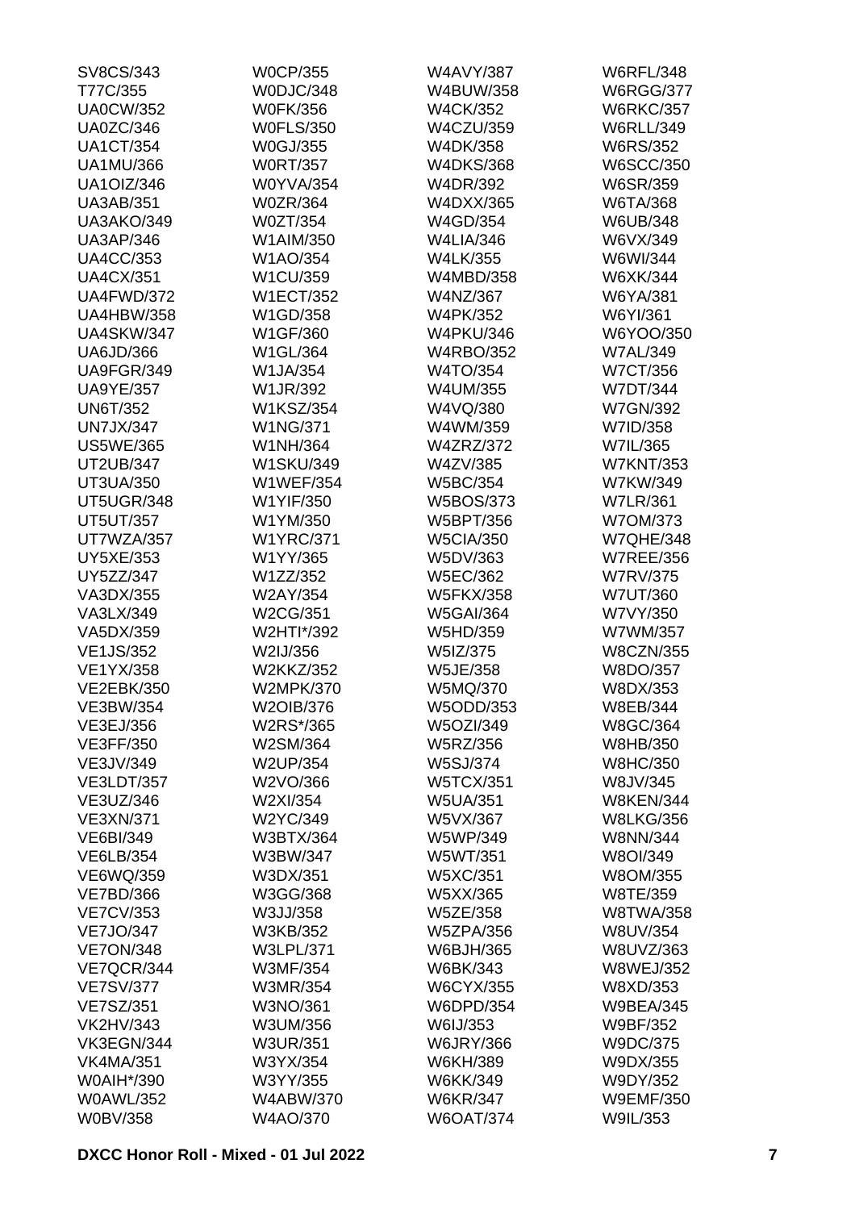SV8CS/343
T77C/355
UA0CW/352
UA0ZC/346
UA1CT/354
UA1MU/366
UA1OIZ/346
UA3AB/351
UA3AKO/349
UA3AP/346
UA4CC/353
UA4CX/351
UA4FWD/372
UA4HBW/358
UA4SKW/347
UA6JD/366
UA9FGR/349
UA9YE/357
UN6T/352
UN7JX/347
US5WE/365
UT2UB/347
UT3UA/350
UT5UGR/348
UT5UT/357
UT7WZA/357
UY5XE/353
UY5ZZ/347
VA3DX/355
VA3LX/349
VA5DX/359
VE1JS/352
VE1YX/358
VE2EBK/350
VE3BW/354
VE3EJ/356
VE3FF/350
VE3JV/349
VE3LDT/357
VE3UZ/346
VE3XN/371
VE6BI/349
VE6LB/354
VE6WQ/359
VE7BD/366
VE7CV/353
VE7JO/347
VE7ON/348
VE7QCR/344
VE7SV/377
VE7SZ/351
VK2HV/343
VK3EGN/344
VK4MA/351
W0AIH*/390
W0AWL/352
W0BV/358
W0CP/355
W0DJC/348
W0FK/356
W0FLS/350
W0GJ/355
W0RT/357
W0YVA/354
W0ZR/364
W0ZT/354
W1AIM/350
W1AO/354
W1CU/359
W1ECT/352
W1GD/358
W1GF/360
W1GL/364
W1JA/354
W1JR/392
W1KSZ/354
W1NG/371
W1NH/364
W1SKU/349
W1WEF/354
W1YIF/350
W1YM/350
W1YRC/371
W1YY/365
W1ZZ/352
W2AY/354
W2CG/351
W2HTI*/392
W2IJ/356
W2KKZ/352
W2MPK/370
W2OIB/376
W2RS*/365
W2SM/364
W2UP/354
W2VO/366
W2XI/354
W2YC/349
W3BTX/364
W3BW/347
W3DX/351
W3GG/368
W3JJ/358
W3KB/352
W3LPL/371
W3MF/354
W3MR/354
W3NO/361
W3UM/356
W3UR/351
W3YX/354
W3YY/355
W4ABW/370
W4AO/370
W4AVY/387
W4BUW/358
W4CK/352
W4CZU/359
W4DK/358
W4DKS/368
W4DR/392
W4DXX/365
W4GD/354
W4LIA/346
W4LK/355
W4MBD/358
W4NZ/367
W4PK/352
W4PKU/346
W4RBO/352
W4TO/354
W4UM/355
W4VQ/380
W4WM/359
W4ZRZ/372
W4ZV/385
W5BC/354
W5BOS/373
W5BPT/356
W5CIA/350
W5DV/363
W5EC/362
W5FKX/358
W5GAI/364
W5HD/359
W5IZ/375
W5JE/358
W5MQ/370
W5ODD/353
W5OZI/349
W5RZ/356
W5SJ/374
W5TCX/351
W5UA/351
W5VX/367
W5WP/349
W5WT/351
W5XC/351
W5XX/365
W5ZE/358
W5ZPA/356
W6BJH/365
W6BK/343
W6CYX/355
W6DPD/354
W6IJ/353
W6JRY/366
W6KH/389
W6KK/349
W6KR/347
W6OAT/374
W6RFL/348
W6RGG/377
W6RKC/357
W6RLL/349
W6RS/352
W6SCC/350
W6SR/359
W6TA/368
W6UB/348
W6VX/349
W6WI/344
W6XK/344
W6YA/381
W6YI/361
W6YOO/350
W7AL/349
W7CT/356
W7DT/344
W7GN/392
W7ID/358
W7IL/365
W7KNT/353
W7KW/349
W7LR/361
W7OM/373
W7QHE/348
W7REE/356
W7RV/375
W7UT/360
W7VY/350
W7WM/357
W8CZN/355
W8DO/357
W8DX/353
W8EB/344
W8GC/364
W8HB/350
W8HC/350
W8JV/345
W8KEN/344
W8LKG/356
W8NN/344
W8OI/349
W8OM/355
W8TE/359
W8TWA/358
W8UV/354
W8UVZ/363
W8WEJ/352
W8XD/353
W9BEA/345
W9BF/352
W9DC/375
W9DX/355
W9DY/352
W9EMF/350
W9IL/353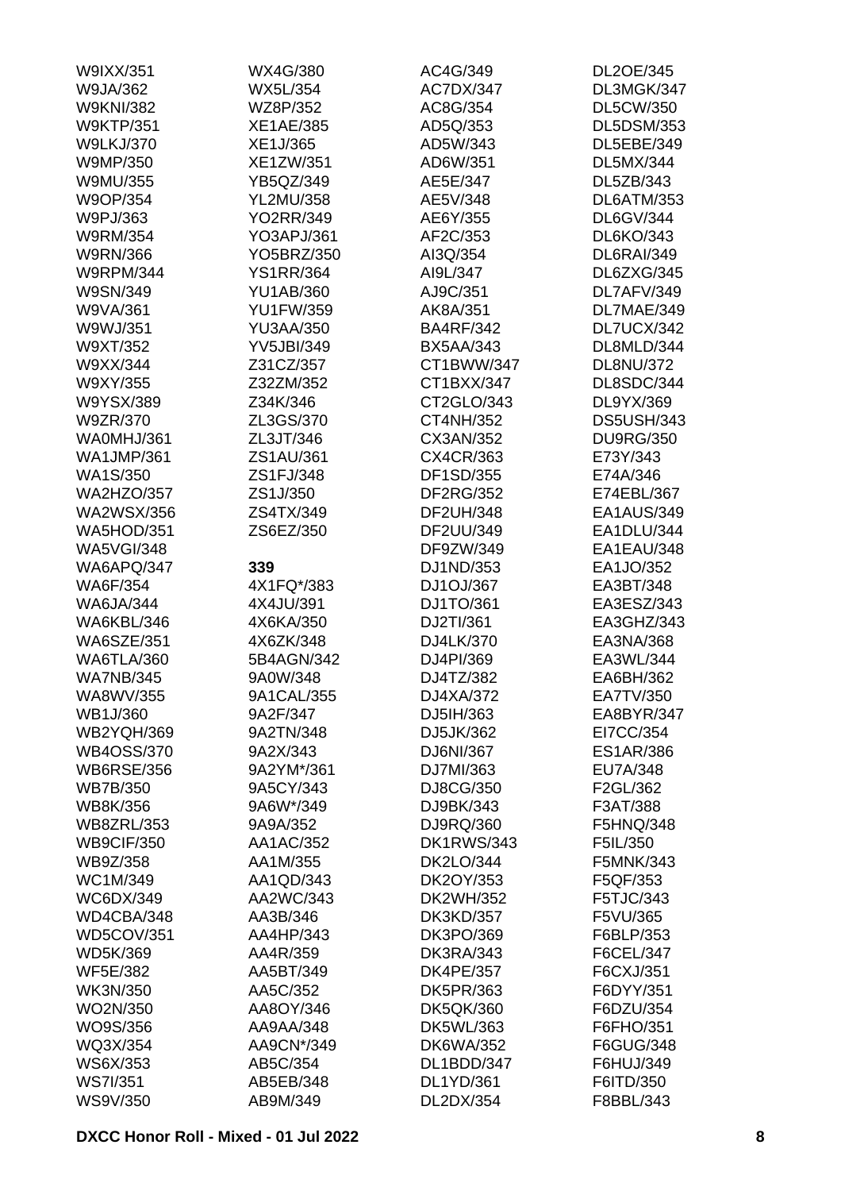W9IXX/351
W9JA/362
W9KNI/382
W9KTP/351
W9LKJ/370
W9MP/350
W9MU/355
W9OP/354
W9PJ/363
W9RM/354
W9RN/366
W9RPM/344
W9SN/349
W9VA/361
W9WJ/351
W9XT/352
W9XX/344
W9XY/355
W9YSX/389
W9ZR/370
WA0MHJ/361
WA1JMP/361
WA1S/350
WA2HZO/357
WA2WSX/356
WA5HOD/351
WA5VGI/348
WA6APQ/347
WA6F/354
WA6JA/344
WA6KBL/346
WA6SZE/351
WA6TLA/360
WA7NB/345
WA8WV/355
WB1J/360
WB2YQH/369
WB4OSS/370
WB6RSE/356
WB7B/350
WB8K/356
WB8ZRL/353
WB9CIF/350
WB9Z/358
WC1M/349
WC6DX/349
WD4CBA/348
WD5COV/351
WD5K/369
WF5E/382
WK3N/350
WO2N/350
WO9S/356
WQ3X/354
WS6X/353
WS7I/351
WS9V/350

WX4G/380
WX5L/354
WZ8P/352
XE1AE/385
XE1J/365
XE1ZW/351
YB5QZ/349
YL2MU/358
YO2RR/349
YO3APJ/361
YO5BRZ/350
YS1RR/364
YU1AB/360
YU1FW/359
YU3AA/350
YV5JBI/349
Z31CZ/357
Z32ZM/352
Z34K/346
ZL3GS/370
ZL3JT/346
ZS1AU/361
ZS1FJ/348
ZS1J/350
ZS4TX/349
ZS6EZ/350

**339**

4X1FQ*/383
4X4JU/391
4X6KA/350
4X6ZK/348
5B4AGN/342
9A0W/348
9A1CAL/355
9A2F/347
9A2TN/348
9A2X/343
9A2YM*/361
9A5CY/343
9A6W*/349
9A9A/352
AA1AC/352
AA1M/355
AA1QD/343
AA2WC/343
AA3B/346
AA4HP/343
AA4R/359
AA5BT/349
AA5C/352
AA8OY/346
AA9AA/348
AA9CN*/349
AB5C/354
AB5EB/348
AB9M/349

AC4G/349
AC7DX/347
AC8G/354
AD5Q/353
AD5W/343
AD6W/351
AE5E/347
AE5V/348
AE6Y/355
AF2C/353
AI3Q/354
AI9L/347
AJ9C/351
AK8A/351
BA4RF/342
BX5AA/343
CT1BWW/347
CT1BXX/347
CT2GLO/343
CT4NH/352
CX3AN/352
CX4CR/363
DF1SD/355
DF2RG/352
DF2UH/348
DF2UU/349
DF9ZW/349
DJ1ND/353
DJ1OJ/367
DJ1TO/361
DJ2TI/361
DJ4LK/370
DJ4PI/369
DJ4TZ/382
DJ4XA/372
DJ5IH/363
DJ5JK/362
DJ6NI/367
DJ7MI/363
DJ8CG/350
DJ9BK/343
DJ9RQ/360
DK1RWS/343
DK2LO/344
DK2OY/353
DK2WH/352
DK3KD/357
DK3PO/369
DK3RA/343
DK4PE/357
DK5PR/363
DK5QK/360
DK5WL/363
DK6WA/352
DL1BDD/347
DL1YD/361
DL2DX/354

DL2OE/345
DL3MGK/347
DL5CW/350
DL5DSM/353
DL5EBE/349
DL5MX/344
DL5ZB/343
DL6ATM/353
DL6GV/344
DL6KO/343
DL6RAI/349
DL6ZXG/345
DL7AFV/349
DL7MAE/349
DL7UCX/342
DL8MLD/344
DL8NU/372
DL8SDC/344
DL9YX/369
DS5USH/343
DU9RG/350
E73Y/343
E74A/346
E74EBL/367
EA1AUS/349
EA1DLU/344
EA1EAU/348
EA1JO/352
EA3BT/348
EA3ESZ/343
EA3GHZ/343
EA3NA/368
EA3WL/344
EA6BH/362
EA7TV/350
EA8BYR/347
EI7CC/354
ES1AR/386
EU7A/348
F2GL/362
F3AT/388
F5HNQ/348
F5IL/350
F5MNK/343
F5QF/353
F5TJC/343
F5VU/365
F6BLP/353
F6CEL/347
F6CXJ/351
F6DYY/351
F6DZU/354
F6FHO/351
F6GUG/348
F6HUJ/349
F6ITD/350
F8BBL/343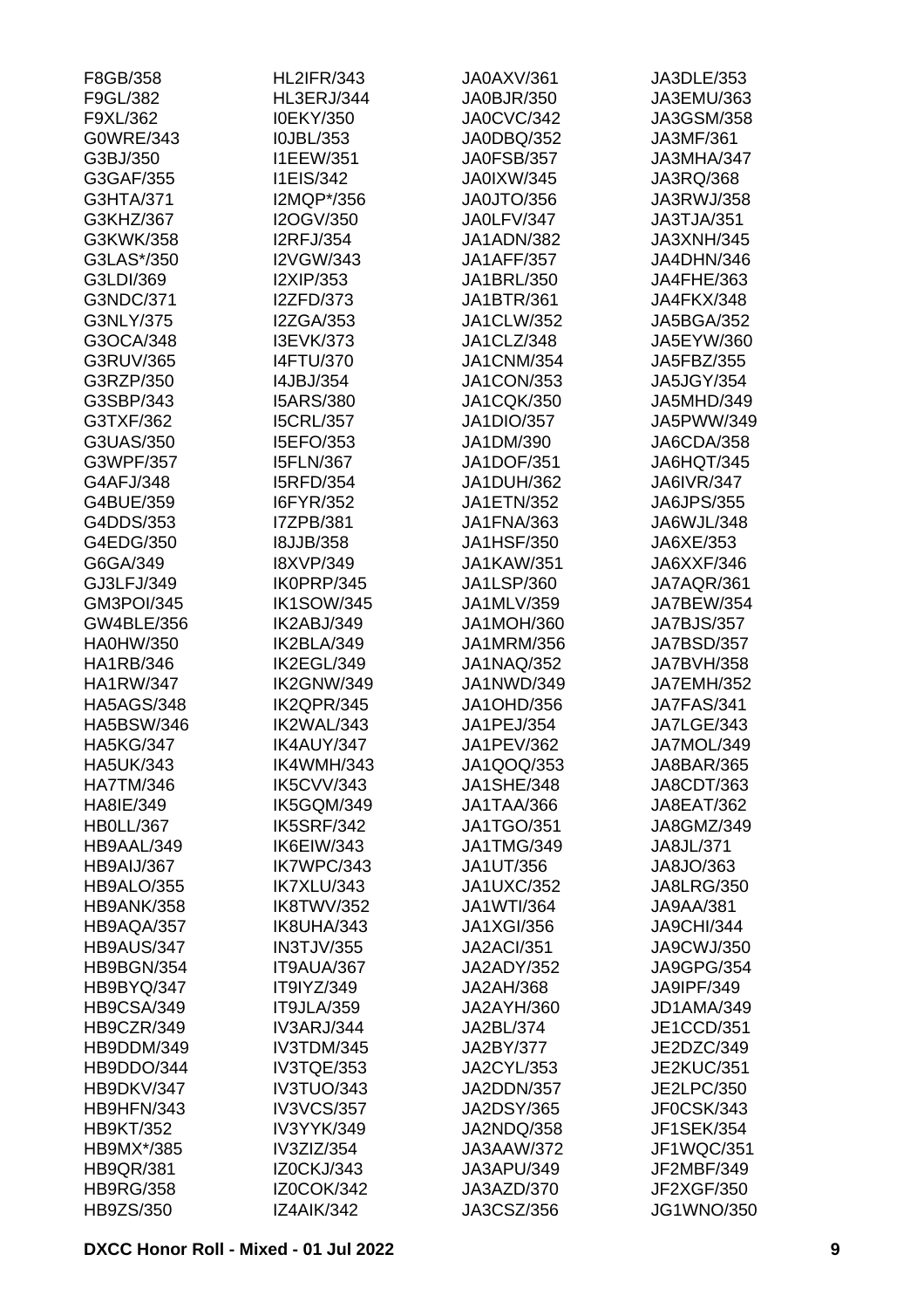F8GB/358
F9GL/382
F9XL/362
G0WRE/343
G3BJ/350
G3GAF/355
G3HTA/371
G3KHZ/367
G3KWK/358
G3LAS*/350
G3LDI/369
G3NDC/371
G3NLY/375
G3OCA/348
G3RUV/365
G3RZP/350
G3SBP/343
G3TXF/362
G3UAS/350
G3WPF/357
G4AFJ/348
G4BUE/359
G4DDS/353
G4EDG/350
G6GA/349
GJ3LFJ/349
GM3POI/345
GW4BLE/356
HA0HW/350
HA1RB/346
HA1RW/347
HA5AGS/348
HA5BSW/346
HA5KG/347
HA5UK/343
HA7TM/346
HA8IE/349
HB0LL/367
HB9AAL/349
HB9AIJ/367
HB9ALO/355
HB9ANK/358
HB9AQA/357
HB9AUS/347
HB9BGN/354
HB9BYQ/347
HB9CSA/349
HB9CZR/349
HB9DDM/349
HB9DDO/344
HB9DKV/347
HB9HFN/343
HB9KT/352
HB9MX*/385
HB9QR/381
HB9RG/358
HB9ZS/350
HL2IFR/343
HL3ERJ/344
I0EKY/350
I0JBL/353
I1EEW/351
I1EIS/342
I2MQP*/356
I2OGV/350
I2RFJ/354
I2VGW/343
I2XIP/353
I2ZFD/373
I2ZGA/353
I3EVK/373
I4FTU/370
I4JBJ/354
I5ARS/380
I5CRL/357
I5EFO/353
I5FLN/367
I5RFD/354
I6FYR/352
I7ZPB/381
I8JJB/358
I8XVP/349
IK0PRP/345
IK1SOW/345
IK2ABJ/349
IK2BLA/349
IK2EGL/349
IK2GNW/349
IK2QPR/345
IK2WAL/343
IK4AUY/347
IK4WMH/343
IK5CVV/343
IK5GQM/349
IK5SRF/342
IK6EIW/343
IK7WPC/343
IK7XLU/343
IK8TWV/352
IK8UHA/343
IN3TJV/355
IT9AUA/367
IT9IYZ/349
IT9JLA/359
IV3ARJ/344
IV3TDM/345
IV3TQE/353
IV3TUO/343
IV3VCS/357
IV3YYK/349
IV3ZIZ/354
IZ0CKJ/343
IZ0COK/342
IZ4AIK/342
JA0AXV/361
JA0BJR/350
JA0CVC/342
JA0DBQ/352
JA0FSB/357
JA0IXW/345
JA0JTO/356
JA0LFV/347
JA1ADN/382
JA1AFF/357
JA1BRL/350
JA1BTR/361
JA1CLW/352
JA1CLZ/348
JA1CNM/354
JA1CON/353
JA1CQK/350
JA1DIO/357
JA1DM/390
JA1DOF/351
JA1DUH/362
JA1ETN/352
JA1FNA/363
JA1HSF/350
JA1KAW/351
JA1LSP/360
JA1MLV/359
JA1MOH/360
JA1MRM/356
JA1NAQ/352
JA1NWD/349
JA1OHD/356
JA1PEJ/354
JA1PEV/362
JA1QOQ/353
JA1SHE/348
JA1TAA/366
JA1TGO/351
JA1TMG/349
JA1UT/356
JA1UXC/352
JA1WTI/364
JA1XGI/356
JA2ACI/351
JA2ADY/352
JA2AH/368
JA2AYH/360
JA2BL/374
JA2BY/377
JA2CYL/353
JA2DDN/357
JA2DSY/365
JA2NDQ/358
JA3AAW/372
JA3APU/349
JA3AZD/370
JA3CSZ/356
JA3DLE/353
JA3EMU/363
JA3GSM/358
JA3MF/361
JA3MHA/347
JA3RQ/368
JA3RWJ/358
JA3TJA/351
JA3XNH/345
JA4DHN/346
JA4FHE/363
JA4FKX/348
JA5BGA/352
JA5EYW/360
JA5FBZ/355
JA5JGY/354
JA5MHD/349
JA5PWW/349
JA6CDA/358
JA6HQT/345
JA6IVR/347
JA6JPS/355
JA6WJL/348
JA6XE/353
JA6XXF/346
JA7AQR/361
JA7BEW/354
JA7BJS/357
JA7BSD/357
JA7BVH/358
JA7EMH/352
JA7FAS/341
JA7LGE/343
JA7MOL/349
JA8BAR/365
JA8CDT/363
JA8EAT/362
JA8GMZ/349
JA8JL/371
JA8JO/363
JA8LRG/350
JA9AA/381
JA9CHI/344
JA9CWJ/350
JA9GPG/354
JA9IPF/349
JD1AMA/349
JE1CCD/351
JE2DZC/349
JE2KUC/351
JE2LPC/350
JF0CSK/343
JF1SEK/354
JF1WQC/351
JF2MBF/349
JF2XGF/350
JG1WNO/350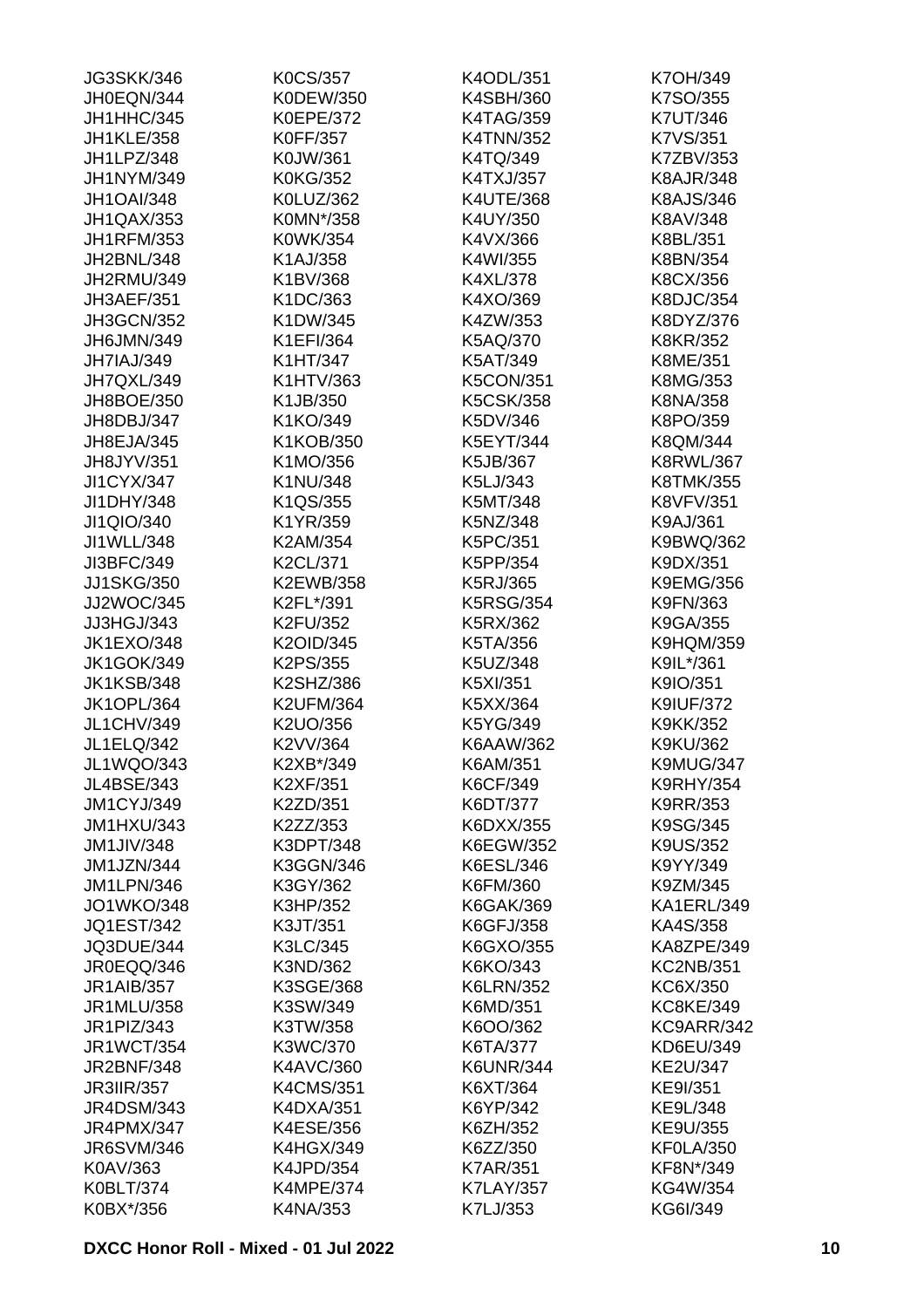JG3SKK/346
JH0EQN/344
JH1HHC/345
JH1KLE/358
JH1LPZ/348
JH1NYM/349
JH1OAI/348
JH1QAX/353
JH1RFM/353
JH2BNL/348
JH2RMU/349
JH3AEF/351
JH3GCN/352
JH6JMN/349
JH7IAJ/349
JH7QXL/349
JH8BOE/350
JH8DBJ/347
JH8EJA/345
JH8JYV/351
JI1CYX/347
JI1DHY/348
JI1QIO/340
JI1WLL/348
JI3BFC/349
JJ1SKG/350
JJ2WOC/345
JJ3HGJ/343
JK1EXO/348
JK1GOK/349
JK1KSB/348
JK1OPL/364
JL1CHV/349
JL1ELQ/342
JL1WQO/343
JL4BSE/343
JM1CYJ/349
JM1HXU/343
JM1JIV/348
JM1JZN/344
JM1LPN/346
JO1WKO/348
JQ1EST/342
JQ3DUE/344
JR0EQQ/346
JR1AIB/357
JR1MLU/358
JR1PIZ/343
JR1WCT/354
JR2BNF/348
JR3IIR/357
JR4DSM/343
JR4PMX/347
JR6SVM/346
K0AV/363
K0BLT/374
K0BX*/356
K0CS/357
K0DEW/350
K0EPE/372
K0FF/357
K0JW/361
K0KG/352
K0LUZ/362
K0MN*/358
K0WK/354
K1AJ/358
K1BV/368
K1DC/363
K1DW/345
K1EFI/364
K1HT/347
K1HTV/363
K1JB/350
K1KO/349
K1KOB/350
K1MO/356
K1NU/348
K1QS/355
K1YR/359
K2AM/354
K2CL/371
K2EWB/358
K2FL*/391
K2FU/352
K2OID/345
K2PS/355
K2SHZ/386
K2UFM/364
K2UO/356
K2VV/364
K2XB*/349
K2XF/351
K2ZD/351
K2ZZ/353
K3DPT/348
K3GGN/346
K3GY/362
K3HP/352
K3JT/351
K3LC/345
K3ND/362
K3SGE/368
K3SW/349
K3TW/358
K3WC/370
K4AVC/360
K4CMS/351
K4DXA/351
K4ESE/356
K4HGX/349
K4JPD/354
K4MPE/374
K4NA/353
K4ODL/351
K4SBH/360
K4TAG/359
K4TNN/352
K4TQ/349
K4TXJ/357
K4UTE/368
K4UY/350
K4VX/366
K4WI/355
K4XL/378
K4XO/369
K4ZW/353
K5AQ/370
K5AT/349
K5CON/351
K5CSK/358
K5DV/346
K5EYT/344
K5JB/367
K5LJ/343
K5MT/348
K5NZ/348
K5PC/351
K5PP/354
K5RJ/365
K5RSG/354
K5RX/362
K5TA/356
K5UZ/348
K5XI/351
K5XX/364
K5YG/349
K6AAW/362
K6AM/351
K6CF/349
K6DT/377
K6DXX/355
K6EGW/352
K6ESL/346
K6FM/360
K6GAK/369
K6GFJ/358
K6GXO/355
K6KO/343
K6LRN/352
K6MD/351
K6OO/362
K6TA/377
K6UNR/344
K6XT/364
K6YP/342
K6ZH/352
K6ZZ/350
K7AR/351
K7LAY/357
K7LJ/353
K7OH/349
K7SO/355
K7UT/346
K7VS/351
K7ZBV/353
K8AJR/348
K8AJS/346
K8AV/348
K8BL/351
K8BN/354
K8CX/356
K8DJC/354
K8DYZ/376
K8KR/352
K8ME/351
K8MG/353
K8NA/358
K8PO/359
K8QM/344
K8RWL/367
K8TMK/355
K8VFV/351
K9AJ/361
K9BWQ/362
K9DX/351
K9EMG/356
K9FN/363
K9GA/355
K9HQM/359
K9IL*/361
K9IO/351
K9IUF/372
K9KK/352
K9KU/362
K9MUG/347
K9RHY/354
K9RR/353
K9SG/345
K9US/352
K9YY/349
K9ZM/345
KA1ERL/349
KA4S/358
KA8ZPE/349
KC2NB/351
KC6X/350
KC8KE/349
KC9ARR/342
KD6EU/349
KE2U/347
KE9I/351
KE9L/348
KE9U/355
KF0LA/350
KF8N*/349
KG4W/354
KG6I/349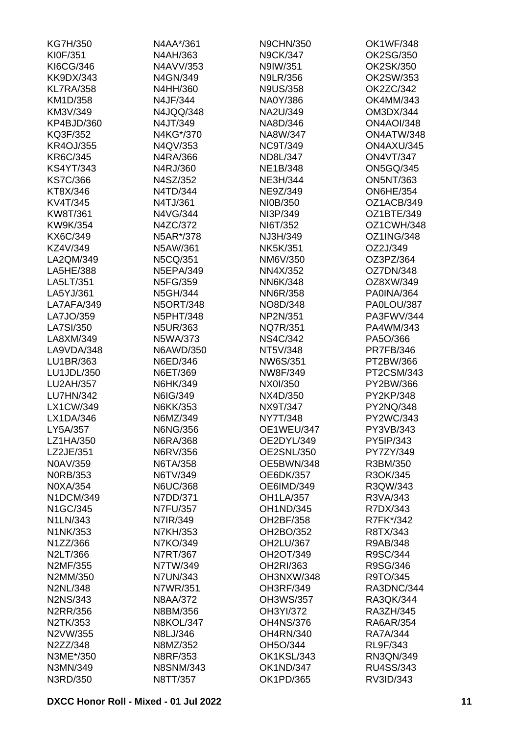KG7H/350
KI0F/351
KI6CG/346
KK9DX/343
KL7RA/358
KM1D/358
KM3V/349
KP4BJD/360
KQ3F/352
KR4OJ/355
KR6C/345
KS4YT/343
KS7C/366
KT8X/346
KV4T/345
KW8T/361
KW9K/354
KX6C/349
KZ4V/349
LA2QM/349
LA5HE/388
LA5LT/351
LA5YJ/361
LA7AFA/349
LA7JO/359
LA7SI/350
LA8XM/349
LA9VDA/348
LU1BR/363
LU1JDL/350
LU2AH/357
LU7HN/342
LX1CW/349
LX1DA/346
LY5A/357
LZ1HA/350
LZ2JE/351
N0AV/359
N0RB/353
N0XA/354
N1DCM/349
N1GC/345
N1LN/343
N1NK/353
N1ZZ/366
N2LT/366
N2MF/355
N2MM/350
N2NL/348
N2NS/343
N2RR/356
N2TK/353
N2VW/355
N2ZZ/348
N3ME*/350
N3MN/349
N3RD/350
N4AA*/361
N4AH/363
N4AVV/353
N4GN/349
N4HH/360
N4JF/344
N4JQQ/348
N4JT/349
N4KG*/370
N4QV/353
N4RA/366
N4RJ/360
N4SZ/352
N4TD/344
N4TJ/361
N4VG/344
N4ZC/372
N5AR*/378
N5AW/361
N5CQ/351
N5EPA/349
N5FG/359
N5GH/344
N5ORT/348
N5PHT/348
N5UR/363
N5WA/373
N6AWD/350
N6ED/346
N6ET/369
N6HK/349
N6IG/349
N6KK/353
N6MZ/349
N6NG/356
N6RA/368
N6RV/356
N6TA/358
N6TV/349
N6UC/368
N7DD/371
N7FU/357
N7IR/349
N7KH/353
N7KO/349
N7RT/367
N7TW/349
N7UN/343
N7WR/351
N8AA/372
N8BM/356
N8KOL/347
N8LJ/346
N8MZ/352
N8RF/353
N8SNM/343
N8TT/357
N9CHN/350
N9CK/347
N9IW/351
N9LR/356
N9US/358
NA0Y/386
NA2U/349
NA8D/346
NA8W/347
NC9T/349
ND8L/347
NE1B/348
NE3H/344
NE9Z/349
NI0B/350
NI3P/349
NI6T/352
NJ3H/349
NK5K/351
NM6V/350
NN4X/352
NN6K/348
NN6R/358
NO8D/348
NP2N/351
NQ7R/351
NS4C/342
NT5V/348
NW6S/351
NW8F/349
NX0I/350
NX4D/350
NX9T/347
NY7T/348
OE1WEU/347
OE2DYL/349
OE2SNL/350
OE5BWN/348
OE6DK/357
OE6IMD/349
OH1LA/357
OH1ND/345
OH2BF/358
OH2BO/352
OH2LU/367
OH2OT/349
OH2RI/363
OH3NXW/348
OH3RF/349
OH3WS/357
OH3YI/372
OH4NS/376
OH4RN/340
OH5O/344
OK1KSL/343
OK1ND/347
OK1PD/365
OK1WF/348
OK2SG/350
OK2SK/350
OK2SW/353
OK2ZC/342
OK4MM/343
OM3DX/344
ON4AOI/348
ON4ATW/348
ON4AXU/345
ON4VT/347
ON5GQ/345
ON5NT/363
ON6HE/354
OZ1ACB/349
OZ1BTE/349
OZ1CWH/348
OZ1ING/348
OZ2J/349
OZ3PZ/364
OZ7DN/348
OZ8XW/349
PA0INA/364
PA0LOU/387
PA3FWV/344
PA4WM/343
PA5O/366
PR7FB/346
PT2BW/366
PT2CSM/343
PY2BW/366
PY2KP/348
PY2NQ/348
PY2WC/343
PY3VB/343
PY5IP/343
PY7ZY/349
R3BM/350
R3OK/345
R3QW/343
R3VA/343
R7DX/343
R7FK*/342
R8TX/343
R9AB/348
R9SC/344
R9SG/346
R9TO/345
RA3DNC/344
RA3QK/344
RA3ZH/345
RA6AR/354
RA7A/344
RL9F/343
RN3QN/349
RU4SS/343
RV3ID/343

**DXCC Honor Roll - Mixed - 01 Jul 2022**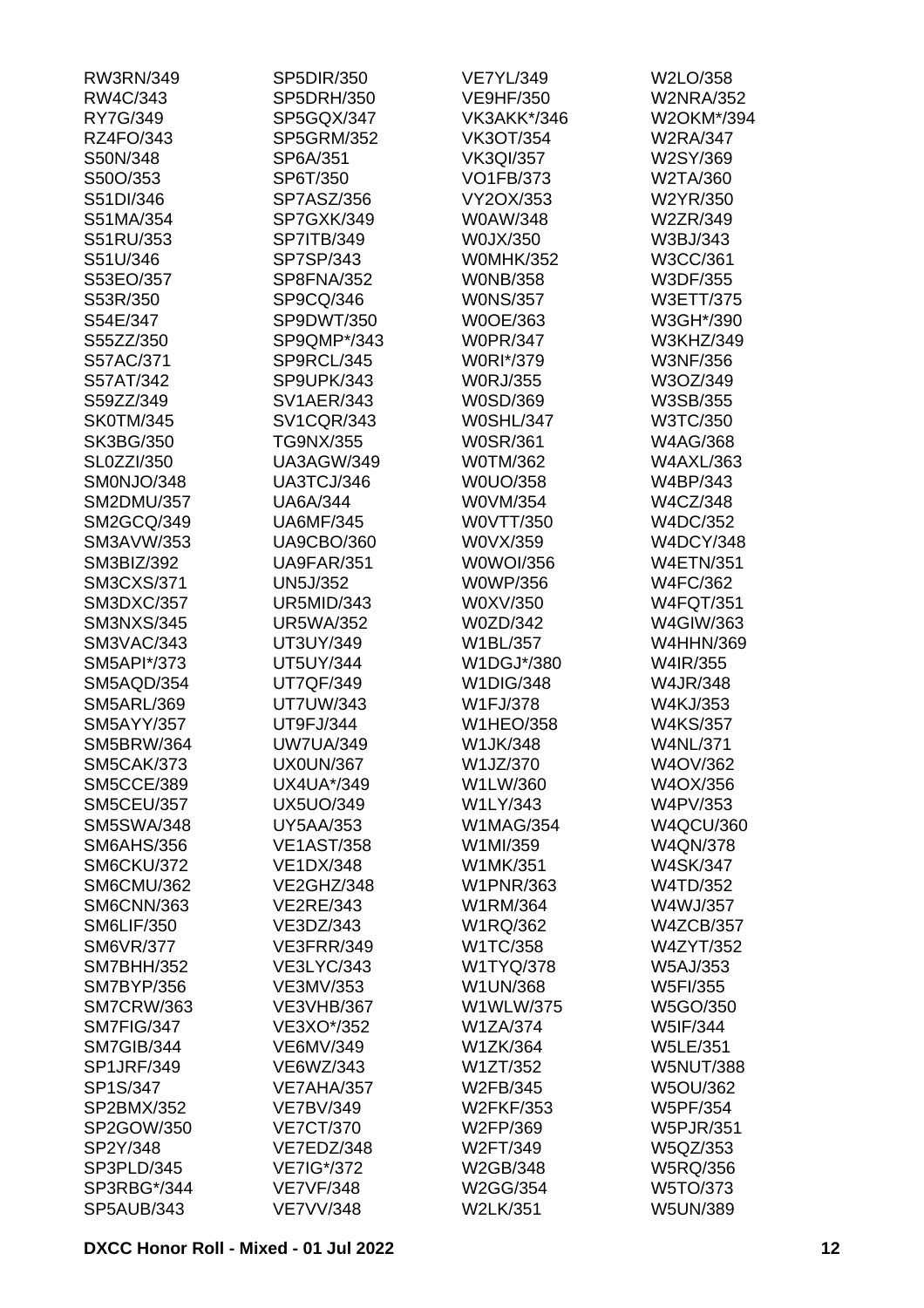RW3RN/349
RW4C/343
RY7G/349
RZ4FO/343
S50N/348
S50O/353
S51DI/346
S51MA/354
S51RU/353
S51U/346
S53EO/357
S53R/350
S54E/347
S55ZZ/350
S57AC/371
S57AT/342
S59ZZ/349
SK0TM/345
SK3BG/350
SL0ZZI/350
SM0NJO/348
SM2DMU/357
SM2GCQ/349
SM3AVW/353
SM3BIZ/392
SM3CXS/371
SM3DXC/357
SM3NXS/345
SM3VAC/343
SM5API*/373
SM5AQD/354
SM5ARL/369
SM5AYY/357
SM5BRW/364
SM5CAK/373
SM5CCE/389
SM5CEU/357
SM5SWA/348
SM6AHS/356
SM6CKU/372
SM6CMU/362
SM6CNN/363
SM6LIF/350
SM6VR/377
SM7BHH/352
SM7BYP/356
SM7CRW/363
SM7FIG/347
SM7GIB/344
SP1JRF/349
SP1S/347
SP2BMX/352
SP2GOW/350
SP2Y/348
SP3PLD/345
SP3RBG*/344
SP5AUB/343
SP5DIR/350
SP5DRH/350
SP5GQX/347
SP5GRM/352
SP6A/351
SP6T/350
SP7ASZ/356
SP7GXK/349
SP7ITB/349
SP7SP/343
SP8FNA/352
SP9CQ/346
SP9DWT/350
SP9QMP*/343
SP9RCL/345
SP9UPK/343
SV1AER/343
SV1CQR/343
TG9NX/355
UA3AGW/349
UA3TCJ/346
UA6A/344
UA6MF/345
UA9CBO/360
UA9FAR/351
UN5J/352
UR5MID/343
UR5WA/352
UT3UY/349
UT5UY/344
UT7QF/349
UT7UW/343
UT9FJ/344
UW7UA/349
UX0UN/367
UX4UA*/349
UX5UO/349
UY5AA/353
VE1AST/358
VE1DX/348
VE2GHZ/348
VE2RE/343
VE3DZ/343
VE3FRR/349
VE3LYC/343
VE3MV/353
VE3VHB/367
VE3XO*/352
VE6MV/349
VE6WZ/343
VE7AHA/357
VE7BV/349
VE7CT/370
VE7EDZ/348
VE7IG*/372
VE7VF/348
VE7VV/348
VE7YL/349
VE9HF/350
VK3AKK*/346
VK3OT/354
VK3QI/357
VO1FB/373
VY2OX/353
W0AW/348
W0JX/350
W0MHK/352
W0NB/358
W0NS/357
W0OE/363
W0PR/347
W0RI*/379
W0RJ/355
W0SD/369
W0SHL/347
W0SR/361
W0TM/362
W0UO/358
W0VM/354
W0VTT/350
W0VX/359
W0WOI/356
W0WP/356
W0XV/350
W0ZD/342
W1BL/357
W1DGJ*/380
W1DIG/348
W1FJ/378
W1HEO/358
W1JK/348
W1JZ/370
W1LW/360
W1LY/343
W1MAG/354
W1MI/359
W1MK/351
W1PNR/363
W1RM/364
W1RQ/362
W1TC/358
W1TYQ/378
W1UN/368
W1WLW/375
W1ZA/374
W1ZK/364
W1ZT/352
W2FB/345
W2FKF/353
W2FP/369
W2FT/349
W2GB/348
W2GG/354
W2LK/351
W2LO/358
W2NRA/352
W2OKM*/394
W2RA/347
W2SY/369
W2TA/360
W2YR/350
W2ZR/349
W3BJ/343
W3CC/361
W3DF/355
W3ETT/375
W3GH*/390
W3KHZ/349
W3NF/356
W3OZ/349
W3SB/355
W3TC/350
W4AG/368
W4AXL/363
W4BP/343
W4CZ/348
W4DC/352
W4DCY/348
W4ETN/351
W4FC/362
W4FQT/351
W4GIW/363
W4HHN/369
W4IR/355
W4JR/348
W4KJ/353
W4KS/357
W4NL/371
W4OV/362
W4OX/356
W4PV/353
W4QCU/360
W4QN/378
W4SK/347
W4TD/352
W4WJ/357
W4ZCB/357
W4ZYT/352
W5AJ/353
W5FI/355
W5GO/350
W5IF/344
W5LE/351
W5NUT/388
W5OU/362
W5PF/354
W5PJR/351
W5QZ/353
W5RQ/356
W5TO/373
W5UN/389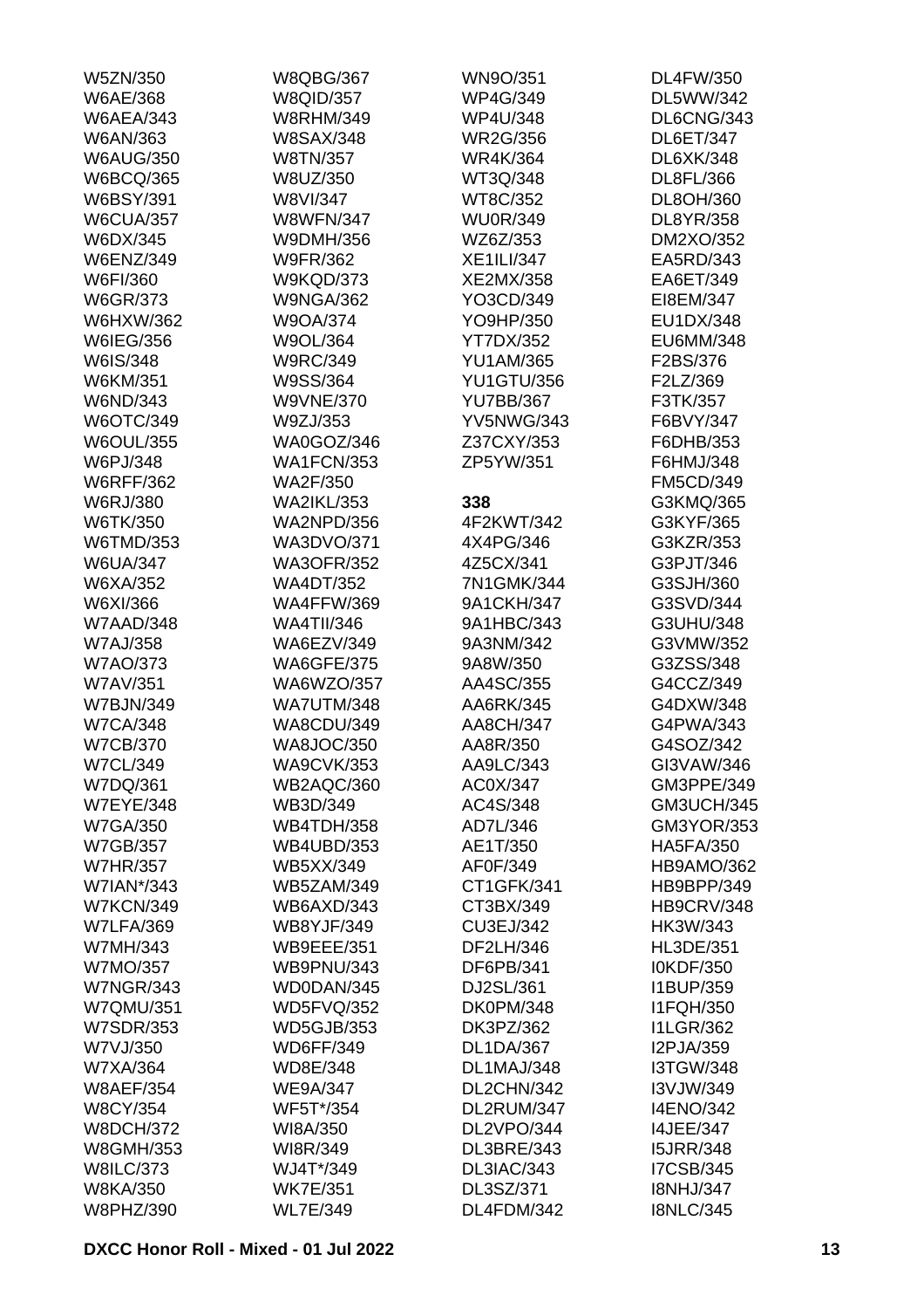W5ZN/350
W6AE/368
W6AEA/343
W6AN/363
W6AUG/350
W6BCQ/365
W6BSY/391
W6CUA/357
W6DX/345
W6ENZ/349
W6FI/360
W6GR/373
W6HXW/362
W6IEG/356
W6IS/348
W6KM/351
W6ND/343
W6OTC/349
W6OUL/355
W6PJ/348
W6RFF/362
W6RJ/380
W6TK/350
W6TMD/353
W6UA/347
W6XA/352
W6XI/366
W7AAD/348
W7AJ/358
W7AO/373
W7AV/351
W7BJN/349
W7CA/348
W7CB/370
W7CL/349
W7DQ/361
W7EYE/348
W7GA/350
W7GB/357
W7HR/357
W7IAN*/343
W7KCN/349
W7LFA/369
W7MH/343
W7MO/357
W7NGR/343
W7QMU/351
W7SDR/353
W7VJ/350
W7XA/364
W8AEF/354
W8CY/354
W8DCH/372
W8GMH/353
W8ILC/373
W8KA/350
W8PHZ/390
W8QBG/367
W8QID/357
W8RHM/349
W8SAX/348
W8TN/357
W8UZ/350
W8VI/347
W8WFN/347
W9DMH/356
W9FR/362
W9KQD/373
W9NGA/362
W9OA/374
W9OL/364
W9RC/349
W9SS/364
W9VNE/370
W9ZJ/353
WA0GOZ/346
WA1FCN/353
WA2F/350
WA2IKL/353
WA2NPD/356
WA3DVO/371
WA3OFR/352
WA4DT/352
WA4FFW/369
WA4TII/346
WA6EZV/349
WA6GFE/375
WA6WZO/357
WA7UTM/348
WA8CDU/349
WA8JOC/350
WA9CVK/353
WB2AQC/360
WB3D/349
WB4TDH/358
WB4UBD/353
WB5XX/349
WB5ZAM/349
WB6AXD/343
WB8YJF/349
WB9EEE/351
WB9PNU/343
WD0DAN/345
WD5FVQ/352
WD5GJB/353
WD6FF/349
WD8E/348
WE9A/347
WF5T*/354
WI8A/350
WI8R/349
WJ4T*/349
WK7E/351
WL7E/349
WN9O/351
WP4G/349
WP4U/348
WR2G/356
WR4K/364
WT3Q/348
WT8C/352
WU0R/349
WZ6Z/353
XE1ILI/347
XE2MX/358
YO3CD/349
YO9HP/350
YT7DX/352
YU1AM/365
YU1GTU/356
YU7BB/367
YV5NWG/343
Z37CXY/353
ZP5YW/351

**338**

4F2KWT/342
4X4PG/346
4Z5CX/341
7N1GMK/344
9A1CKH/347
9A1HBC/343
9A3NM/342
9A8W/350
AA4SC/355
AA6RK/345
AA8CH/347
AA8R/350
AA9LC/343
AC0X/347
AC4S/348
AD7L/346
AE1T/350
AF0F/349
CT1GFK/341
CT3BX/349
CU3EJ/342
DF2LH/346
DF6PB/341
DJ2SL/361
DK0PM/348
DK3PZ/362
DL1DA/367
DL1MAJ/348
DL2CHN/342
DL2RUM/347
DL2VPO/344
DL3BRE/343
DL3IAC/343
DL3SZ/371
DL4FDM/342
DL4FW/350
DL5WW/342
DL6CNG/343
DL6ET/347
DL6XK/348
DL8FL/366
DL8OH/360
DL8YR/358
DM2XO/352
EA5RD/343
EA6ET/349
EI8EM/347
EU1DX/348
EU6MM/348
F2BS/376
F2LZ/369
F3TK/357
F6BVY/347
F6DHB/353
F6HMJ/348
FM5CD/349
G3KMQ/365
G3KYF/365
G3KZR/353
G3PJT/346
G3SJH/360
G3SVD/344
G3UHU/348
G3VMW/352
G3ZSS/348
G4CCZ/349
G4DXW/348
G4PWA/343
G4SOZ/342
GI3VAW/346
GM3PPE/349
GM3UCH/345
GM3YOR/353
HA5FA/350
HB9AMO/362
HB9BPP/349
HB9CRV/348
HK3W/343
HL3DE/351
I0KDF/350
I1BUP/359
I1FQH/350
I1LGR/362
I2PJA/359
I3TGW/348
I3VJW/349
I4ENO/342
I4JEE/347
I5JRR/348
I7CSB/345
I8NHJ/347
I8NLC/345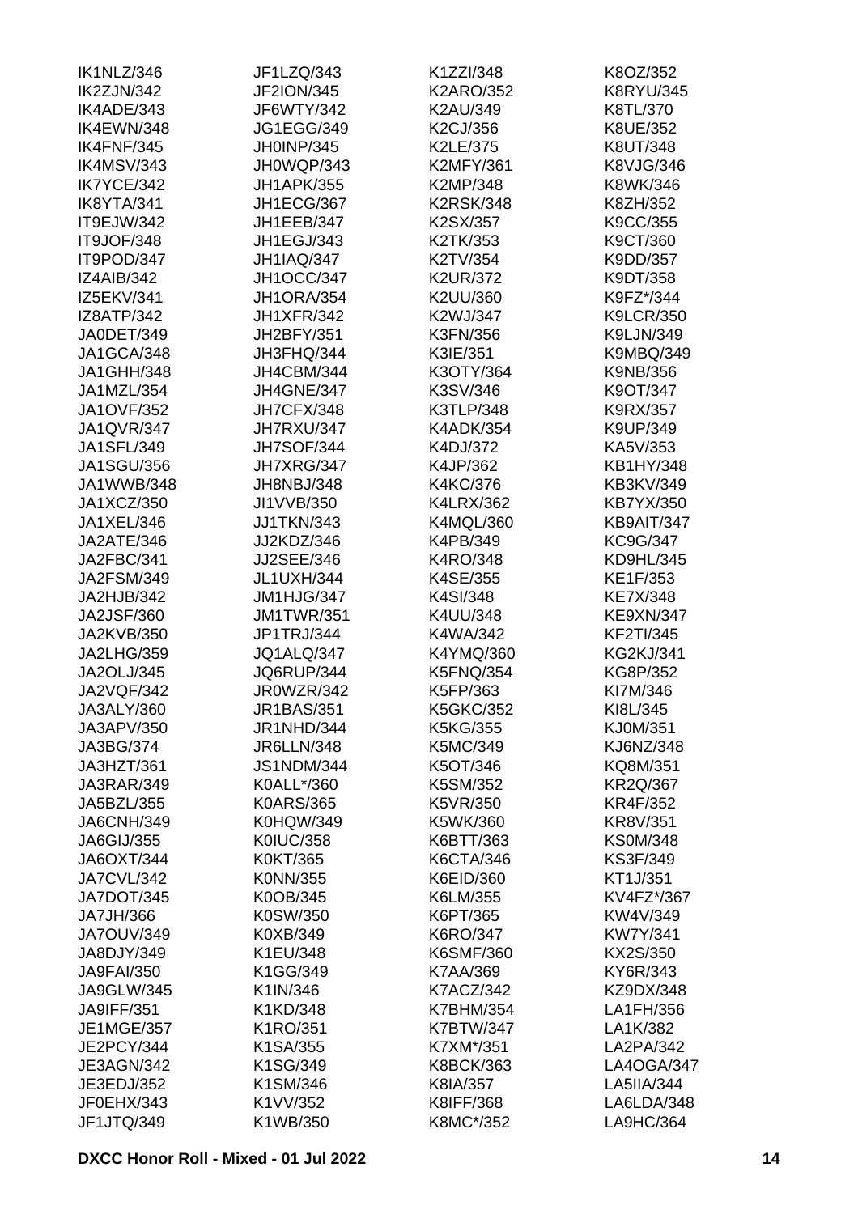IK1NLZ/346
IK2ZJN/342
IK4ADE/343
IK4EWN/348
IK4FNF/345
IK4MSV/343
IK7YCE/342
IK8YTA/341
IT9EJW/342
IT9JOF/348
IT9POD/347
IZ4AIB/342
IZ5EKV/341
IZ8ATP/342
JA0DET/349
JA1GCA/348
JA1GHH/348
JA1MZL/354
JA1OVF/352
JA1QVR/347
JA1SFL/349
JA1SGU/356
JA1WWB/348
JA1XCZ/350
JA1XEL/346
JA2ATE/346
JA2FBC/341
JA2FSM/349
JA2HJB/342
JA2JSF/360
JA2KVB/350
JA2LHG/359
JA2OLJ/345
JA2VQF/342
JA3ALY/360
JA3APV/350
JA3BG/374
JA3HZT/361
JA3RAR/349
JA5BZL/355
JA6CNH/349
JA6GIJ/355
JA6OXT/344
JA7CVL/342
JA7DOT/345
JA7JH/366
JA7OUV/349
JA8DJY/349
JA9FAI/350
JA9GLW/345
JA9IFF/351
JE1MGE/357
JE2PCY/344
JE3AGN/342
JE3EDJ/352
JF0EHX/343
JF1JTQ/349
JF1LZQ/343
JF2ION/345
JF6WTY/342
JG1EGG/349
JH0INP/345
JH0WQP/343
JH1APK/355
JH1ECG/367
JH1EEB/347
JH1EGJ/343
JH1IAQ/347
JH1OCC/347
JH1ORA/354
JH1XFR/342
JH2BFY/351
JH3FHQ/344
JH4CBM/344
JH4GNE/347
JH7CFX/348
JH7RXU/347
JH7SOF/344
JH7XRG/347
JH8NBJ/348
JI1VVB/350
JJ1TKN/343
JJ2KDZ/346
JJ2SEE/346
JL1UXH/344
JM1HJG/347
JM1TWR/351
JP1TRJ/344
JQ1ALQ/347
JQ6RUP/344
JR0WZR/342
JR1BAS/351
JR1NHD/344
JR6LLN/348
JS1NDM/344
K0ALL*/360
K0ARS/365
K0HQW/349
K0IUC/358
K0KT/365
K0NN/355
K0OB/345
K0SW/350
K0XB/349
K1EU/348
K1GG/349
K1IN/346
K1KD/348
K1RO/351
K1SA/355
K1SG/349
K1SM/346
K1VV/352
K1WB/350
K1ZZI/348
K2ARO/352
K2AU/349
K2CJ/356
K2LE/375
K2MFY/361
K2MP/348
K2RSK/348
K2SX/357
K2TK/353
K2TV/354
K2UR/372
K2UU/360
K2WJ/347
K3FN/356
K3IE/351
K3OTY/364
K3SV/346
K3TLP/348
K4ADK/354
K4DJ/372
K4JP/362
K4KC/376
K4LRX/362
K4MQL/360
K4PB/349
K4RO/348
K4SE/355
K4SI/348
K4UU/348
K4WA/342
K4YMQ/360
K5FNQ/354
K5FP/363
K5GKC/352
K5KG/355
K5MC/349
K5OT/346
K5SM/352
K5VR/350
K5WK/360
K6BTT/363
K6CTA/346
K6EID/360
K6LM/355
K6PT/365
K6RO/347
K6SMF/360
K7AA/369
K7ACZ/342
K7BHM/354
K7BTW/347
K7XM*/351
K8BCK/363
K8IA/357
K8IFF/368
K8MC*/352
K8OZ/352
K8RYU/345
K8TL/370
K8UE/352
K8UT/348
K8VJG/346
K8WK/346
K8ZH/352
K9CC/355
K9CT/360
K9DD/357
K9DT/358
K9FZ*/344
K9LCR/350
K9LJN/349
K9MBQ/349
K9NB/356
K9OT/347
K9RX/357
K9UP/349
KA5V/353
KB1HY/348
KB3KV/349
KB7YX/350
KB9AIT/347
KC9G/347
KD9HL/345
KE1F/353
KE7X/348
KE9XN/347
KF2TI/345
KG2KJ/341
KG8P/352
KI7M/346
KI8L/345
KJ0M/351
KJ6NZ/348
KQ8M/351
KR2Q/367
KR4F/352
KR8V/351
KS0M/348
KS3F/349
KT1J/351
KV4FZ*/367
KW4V/349
KW7Y/341
KX2S/350
KY6R/343
KZ9DX/348
LA1FH/356
LA1K/382
LA2PA/342
LA4OGA/347
LA5IIA/344
LA6LDA/348
LA9HC/364

DXCC Honor Roll - Mixed - 01 Jul 2022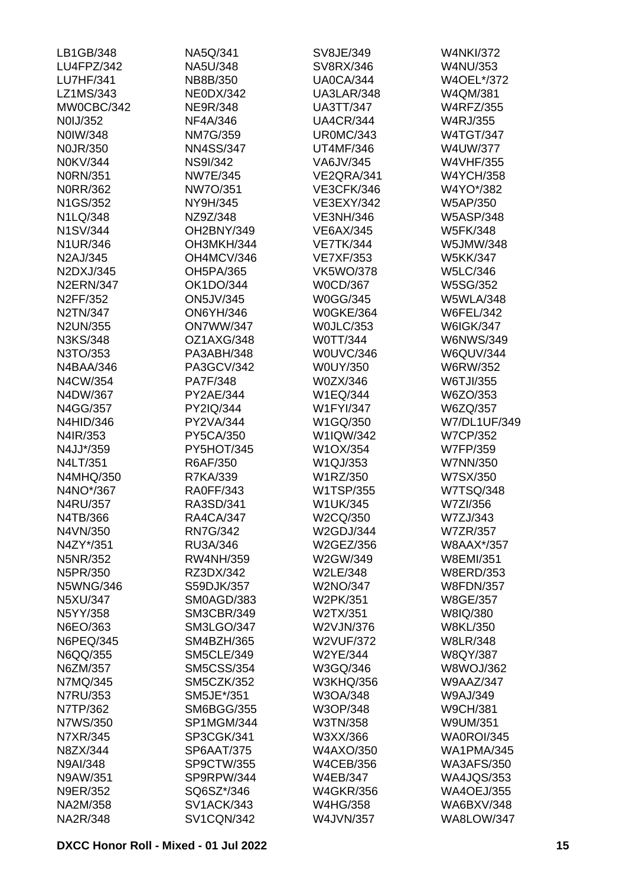LB1GB/348
LU4FPZ/342
LU7HF/341
LZ1MS/343
MW0CBC/342
N0IJ/352
N0IW/348
N0JR/350
N0KV/344
N0RN/351
N0RR/362
N1GS/352
N1LQ/348
N1SV/344
N1UR/346
N2AJ/345
N2DXJ/345
N2ERN/347
N2FF/352
N2TN/347
N2UN/355
N3KS/348
N3TO/353
N4BAA/346
N4CW/354
N4DW/367
N4GG/357
N4HID/346
N4IR/353
N4JJ*/359
N4LT/351
N4MHQ/350
N4NO*/367
N4RU/357
N4TB/366
N4VN/350
N4ZY*/351
N5NR/352
N5PR/350
N5WNG/346
N5XU/347
N5YY/358
N6EO/363
N6PEQ/345
N6QQ/355
N6ZM/357
N7MQ/345
N7RU/353
N7TP/362
N7WS/350
N7XR/345
N8ZX/344
N9AI/348
N9AW/351
N9ER/352
NA2M/358
NA2R/348
NA5Q/341
NA5U/348
NB8B/350
NE0DX/342
NE9R/348
NF4A/346
NM7G/359
NN4SS/347
NS9I/342
NW7E/345
NW7O/351
NY9H/345
NZ9Z/348
OH2BNY/349
OH3MKH/344
OH4MCV/346
OH5PA/365
OK1DO/344
ON5JV/345
ON6YH/346
ON7WW/347
OZ1AXG/348
PA3ABH/348
PA3GCV/342
PA7F/348
PY2AE/344
PY2IQ/344
PY2VA/344
PY5CA/350
PY5HOT/345
R6AF/350
R7KA/339
RA0FF/343
RA3SD/341
RA4CA/347
RN7G/342
RU3A/346
RW4NH/359
RZ3DX/342
S59DJK/357
SM0AGD/383
SM3CBR/349
SM3LGO/347
SM4BZH/365
SM5CLE/349
SM5CSS/354
SM5CZK/352
SM5JE*/351
SM6BGG/355
SP1MGM/344
SP3CGK/341
SP6AAT/375
SP9CTW/355
SP9RPW/344
SQ6SZ*/346
SV1ACK/343
SV1CQN/342
SV8JE/349
SV8RX/346
UA0CA/344
UA3LAR/348
UA3TT/347
UA4CR/344
UR0MC/343
UT4MF/346
VA6JV/345
VE2QRA/341
VE3CFK/346
VE3EXY/342
VE3NH/346
VE6AX/345
VE7TK/344
VE7XF/353
VK5WO/378
W0CD/367
W0GG/345
W0GKE/364
W0JLC/353
W0TT/344
W0UVC/346
W0UY/350
W0ZX/346
W1EQ/344
W1FYI/347
W1GQ/350
W1IQW/342
W1OX/354
W1QJ/353
W1RZ/350
W1TSP/355
W1UK/345
W2CQ/350
W2GDJ/344
W2GEZ/356
W2GW/349
W2LE/348
W2NO/347
W2PK/351
W2TX/351
W2VJN/376
W2VUF/372
W2YE/344
W3GQ/346
W3KHQ/356
W3OA/348
W3OP/348
W3TN/358
W3XX/366
W4AXO/350
W4CEB/356
W4EB/347
W4GKR/356
W4HG/358
W4JVN/357
W4NKI/372
W4NU/353
W4OEL*/372
W4QM/381
W4RFZ/355
W4RJ/355
W4TGT/347
W4UW/377
W4VHF/355
W4YCH/358
W4YO*/382
W5AP/350
W5ASP/348
W5FK/348
W5JMW/348
W5KK/347
W5LC/346
W5SG/352
W5WLA/348
W6FEL/342
W6IGK/347
W6NWS/349
W6QUV/344
W6RW/352
W6TJI/355
W6ZO/353
W6ZQ/357
W7/DL1UF/349
W7CP/352
W7FP/359
W7NN/350
W7SX/350
W7TSQ/348
W7ZI/356
W7ZJ/343
W7ZR/357
W8AAX*/357
W8EMI/351
W8ERD/353
W8FDN/357
W8GE/357
W8IQ/380
W8KL/350
W8LR/348
W8QY/387
W8WOJ/362
W9AAZ/347
W9AJ/349
W9CH/381
W9UM/351
WA0ROI/345
WA1PMA/345
WA3AFS/350
WA4JQS/353
WA4OEJ/355
WA6BXV/348
WA8LOW/347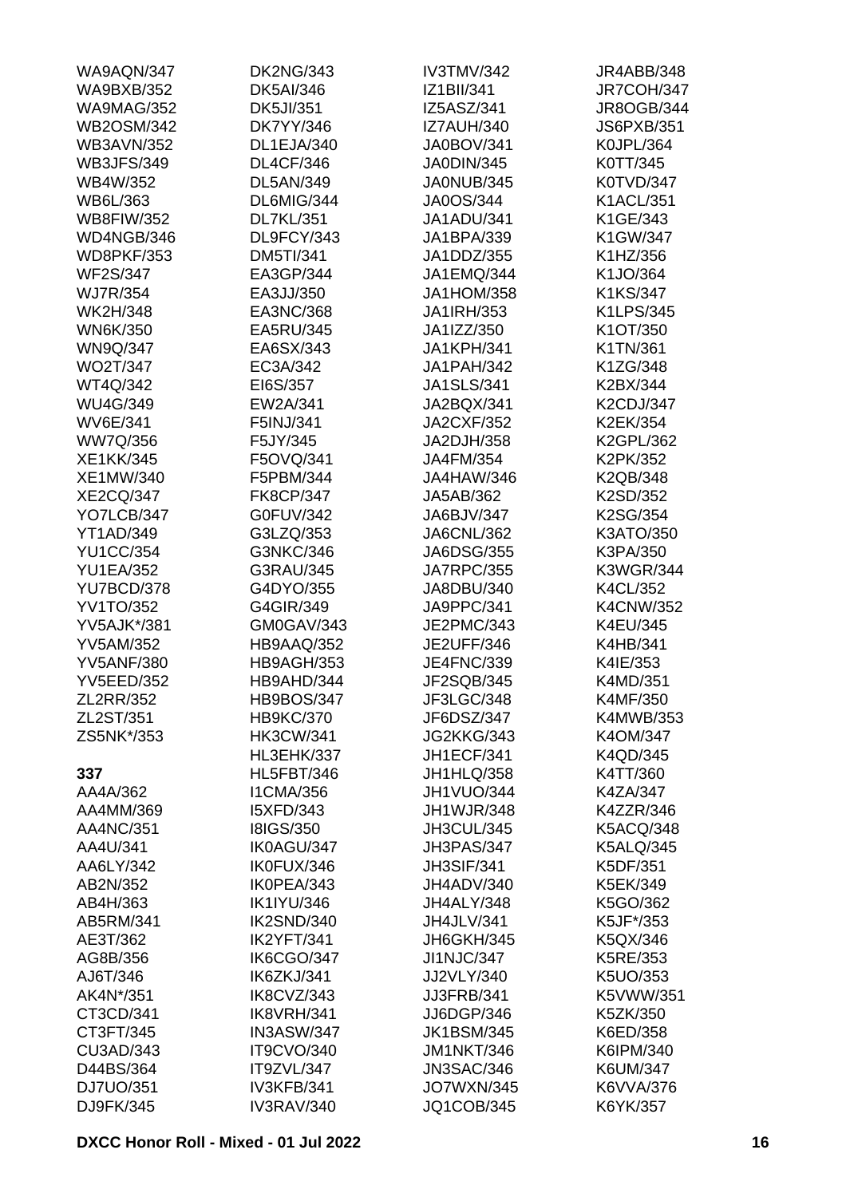WA9AQN/347
WA9BXB/352
WA9MAG/352
WB2OSM/342
WB3AVN/352
WB3JFS/349
WB4W/352
WB6L/363
WB8FIW/352
WD4NGB/346
WD8PKF/353
WF2S/347
WJ7R/354
WK2H/348
WN6K/350
WN9Q/347
WO2T/347
WT4Q/342
WU4G/349
WV6E/341
WW7Q/356
XE1KK/345
XE1MW/340
XE2CQ/347
YO7LCB/347
YT1AD/349
YU1CC/354
YU1EA/352
YU7BCD/378
YV1TO/352
YV5AJK*/381
YV5AM/352
YV5ANF/380
YV5EED/352
ZL2RR/352
ZL2ST/351
ZS5NK*/353

**337**

AA4A/362
AA4MM/369
AA4NC/351
AA4U/341
AA6LY/342
AB2N/352
AB4H/363
AB5RM/341
AE3T/362
AG8B/356
AJ6T/346
AK4N*/351
CT3CD/341
CT3FT/345
CU3AD/343
D44BS/364
DJ7UO/351
DJ9FK/345
DK2NG/343
DK5AI/346
DK5JI/351
DK7YY/346
DL1EJA/340
DL4CF/346
DL5AN/349
DL6MIG/344
DL7KL/351
DL9FCY/343
DM5TI/341
EA3GP/344
EA3JJ/350
EA3NC/368
EA5RU/345
EA6SX/343
EC3A/342
EI6S/357
EW2A/341
F5INJ/341
F5JY/345
F5OVQ/341
F5PBM/344
FK8CP/347
G0FUV/342
G3LZQ/353
G3NKC/346
G3RAU/345
G4DYO/355
G4GIR/349
GM0GAV/343
HB9AAQ/352
HB9AGH/353
HB9AHD/344
HB9BOS/347
HB9KC/370
HK3CW/341
HL3EHK/337
HL5FBT/346
I1CMA/356
I5XFD/343
I8IGS/350
IK0AGU/347
IK0FUX/346
IK0PEA/343
IK1IYU/346
IK2SND/340
IK2YFT/341
IK6CGO/347
IK6ZKJ/341
IK8CVZ/343
IK8VRH/341
IN3ASW/347
IT9CVO/340
IT9ZVL/347
IV3KFB/341
IV3RAV/340
IV3TMV/342
IZ1BII/341
IZ5ASZ/341
IZ7AUH/340
JA0BOV/341
JA0DIN/345
JA0NUB/345
JA0OS/344
JA1ADU/341
JA1BPA/339
JA1DDZ/355
JA1EMQ/344
JA1HOM/358
JA1IRH/353
JA1IZZ/350
JA1KPH/341
JA1PAH/342
JA1SLS/341
JA2BQX/341
JA2CXF/352
JA2DJH/358
JA4FM/354
JA4HAW/346
JA5AB/362
JA6BJV/347
JA6CNL/362
JA6DSG/355
JA7RPC/355
JA8DBU/340
JA9PPC/341
JE2PMC/343
JE2UFF/346
JE4FNC/339
JF2SQB/345
JF3LGC/348
JF6DSZ/347
JG2KKG/343
JH1ECF/341
JH1HLQ/358
JH1VUO/344
JH1WJR/348
JH3CUL/345
JH3PAS/347
JH3SIF/341
JH4ADV/340
JH4ALY/348
JH4JLV/341
JH6GKH/345
JI1NJC/347
JJ2VLY/340
JJ3FRB/341
JJ6DGP/346
JK1BSM/345
JM1NKT/346
JN3SAC/346
JO7WXN/345
JQ1COB/345
JR4ABB/348
JR7COH/347
JR8OGB/344
JS6PXB/351
K0JPL/364
K0TT/345
K0TVD/347
K1ACL/351
K1GE/343
K1GW/347
K1HZ/356
K1JO/364
K1KS/347
K1LPS/345
K1OT/350
K1TN/361
K1ZG/348
K2BX/344
K2CDJ/347
K2EK/354
K2GPL/362
K2PK/352
K2QB/348
K2SD/352
K2SG/354
K3ATO/350
K3PA/350
K3WGR/344
K4CL/352
K4CNW/352
K4EU/345
K4HB/341
K4IE/353
K4MD/351
K4MF/350
K4MWB/353
K4OM/347
K4QD/345
K4TT/360
K4ZA/347
K4ZZR/346
K5ACQ/348
K5ALQ/345
K5DF/351
K5EK/349
K5GO/362
K5JF*/353
K5QX/346
K5RE/353
K5UO/353
K5VWW/351
K5ZK/350
K6ED/358
K6IPM/340
K6UM/347
K6VVA/376
K6YK/357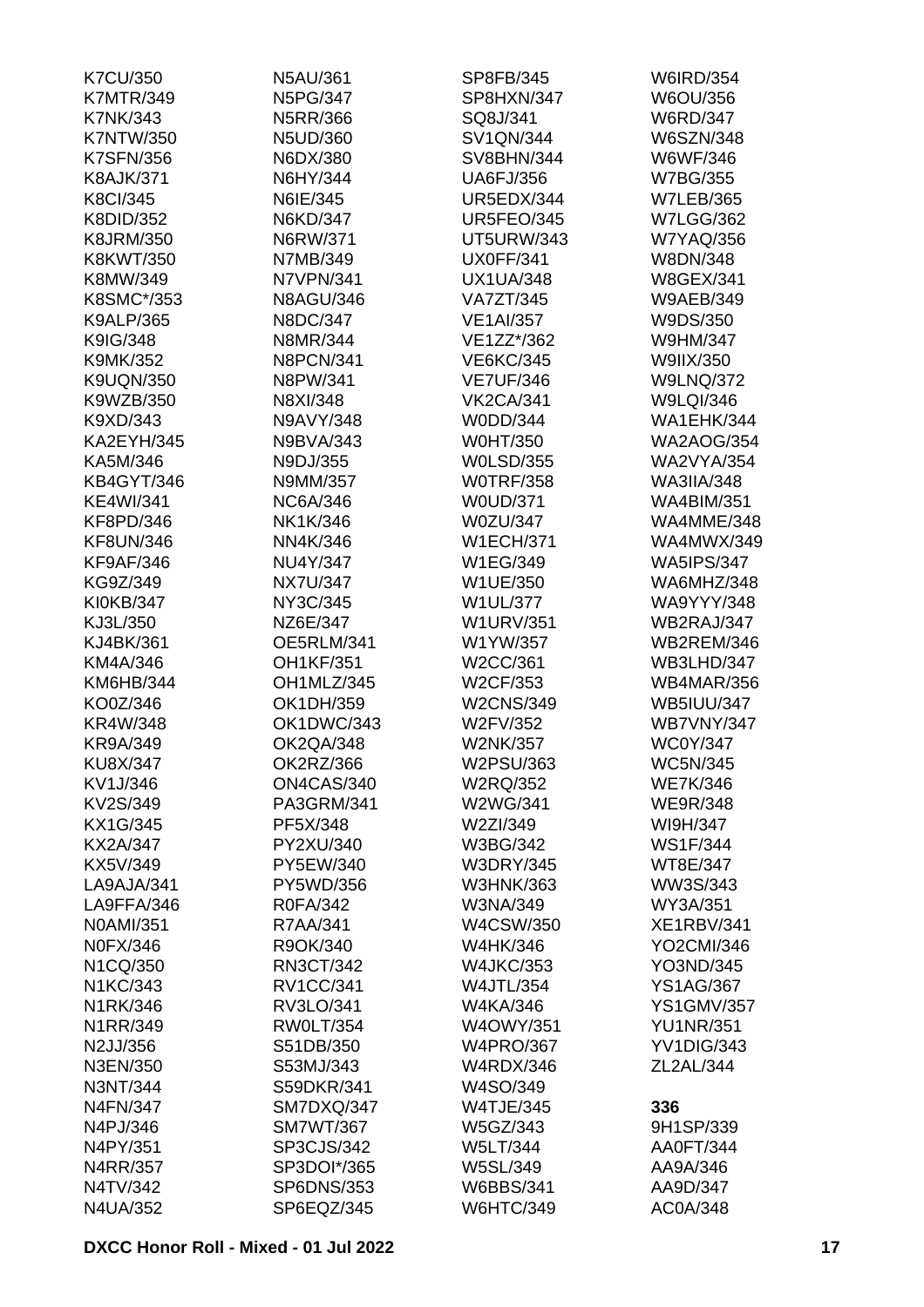K7CU/350
K7MTR/349
K7NK/343
K7NTW/350
K7SFN/356
K8AJK/371
K8CI/345
K8DID/352
K8JRM/350
K8KWT/350
K8MW/349
K8SMC*/353
K9ALP/365
K9IG/348
K9MK/352
K9UQN/350
K9WZB/350
K9XD/343
KA2EYH/345
KA5M/346
KB4GYT/346
KE4WI/341
KF8PD/346
KF8UN/346
KF9AF/346
KG9Z/349
KI0KB/347
KJ3L/350
KJ4BK/361
KM4A/346
KM6HB/344
KO0Z/346
KR4W/348
KR9A/349
KU8X/347
KV1J/346
KV2S/349
KX1G/345
KX2A/347
KX5V/349
LA9AJA/341
LA9FFA/346
N0AMI/351
N0FX/346
N1CQ/350
N1KC/343
N1RK/346
N1RR/349
N2JJ/356
N3EN/350
N3NT/344
N4FN/347
N4PJ/346
N4PY/351
N4RR/357
N4TV/342
N4UA/352
N5AU/361
N5PG/347
N5RR/366
N5UD/360
N6DX/380
N6HY/344
N6IE/345
N6KD/347
N6RW/371
N7MB/349
N7VPN/341
N8AGU/346
N8DC/347
N8MR/344
N8PCN/341
N8PW/341
N8XI/348
N9AVY/348
N9BVA/343
N9DJ/355
N9MM/357
NC6A/346
NK1K/346
NN4K/346
NU4Y/347
NX7U/347
NY3C/345
NZ6E/347
OE5RLM/341
OH1KF/351
OH1MLZ/345
OK1DH/359
OK1DWC/343
OK2QA/348
OK2RZ/366
ON4CAS/340
PA3GRM/341
PF5X/348
PY2XU/340
PY5EW/340
PY5WD/356
R0FA/342
R7AA/341
R9OK/340
RN3CT/342
RV1CC/341
RV3LO/341
RW0LT/354
S51DB/350
S53MJ/343
S59DKR/341
SM7DXQ/347
SM7WT/367
SP3CJS/342
SP3DOI*/365
SP6DNS/353
SP6EQZ/345
SP8FB/345
SP8HXN/347
SQ8J/341
SV1QN/344
SV8BHN/344
UA6FJ/356
UR5EDX/344
UR5FEO/345
UT5URW/343
UX0FF/341
UX1UA/348
VA7ZT/345
VE1AI/357
VE1ZZ*/362
VE6KC/345
VE7UF/346
VK2CA/341
W0DD/344
W0HT/350
W0LSD/355
W0TRF/358
W0UD/371
W0ZU/347
W1ECH/371
W1EG/349
W1UE/350
W1UL/377
W1URV/351
W1YW/357
W2CC/361
W2CF/353
W2CNS/349
W2FV/352
W2NK/357
W2PSU/363
W2RQ/352
W2WG/341
W2ZI/349
W3BG/342
W3DRY/345
W3HNK/363
W3NA/349
W4CSW/350
W4HK/346
W4JKC/353
W4JTL/354
W4KA/346
W4OWY/351
W4PRO/367
W4RDX/346
W4SO/349
W4TJE/345
W5GZ/343
W5LT/344
W5SL/349
W6BBS/341
W6HTC/349
W6IRD/354
W6OU/356
W6RD/347
W6SZN/348
W6WF/346
W7BG/355
W7LEB/365
W7LGG/362
W7YAQ/356
W8DN/348
W8GEX/341
W9AEB/349
W9DS/350
W9HM/347
W9IIX/350
W9LNQ/372
W9LQI/346
WA1EHK/344
WA2AOG/354
WA2VYA/354
WA3IIA/348
WA4BIM/351
WA4MME/348
WA4MWX/349
WA5IPS/347
WA6MHZ/348
WA9YYY/348
WB2RAJ/347
WB2REM/346
WB3LHD/347
WB4MAR/356
WB5IUU/347
WB7VNY/347
WC0Y/347
WC5N/345
WE7K/346
WE9R/348
WI9H/347
WS1F/344
WT8E/347
WW3S/343
WY3A/351
XE1RBV/341
YO2CMI/346
YO3ND/345
YS1AG/367
YS1GMV/357
YU1NR/351
YV1DIG/343
ZL2AL/344

**336**

9H1SP/339
AA0FT/344
AA9A/346
AA9D/347
AC0A/348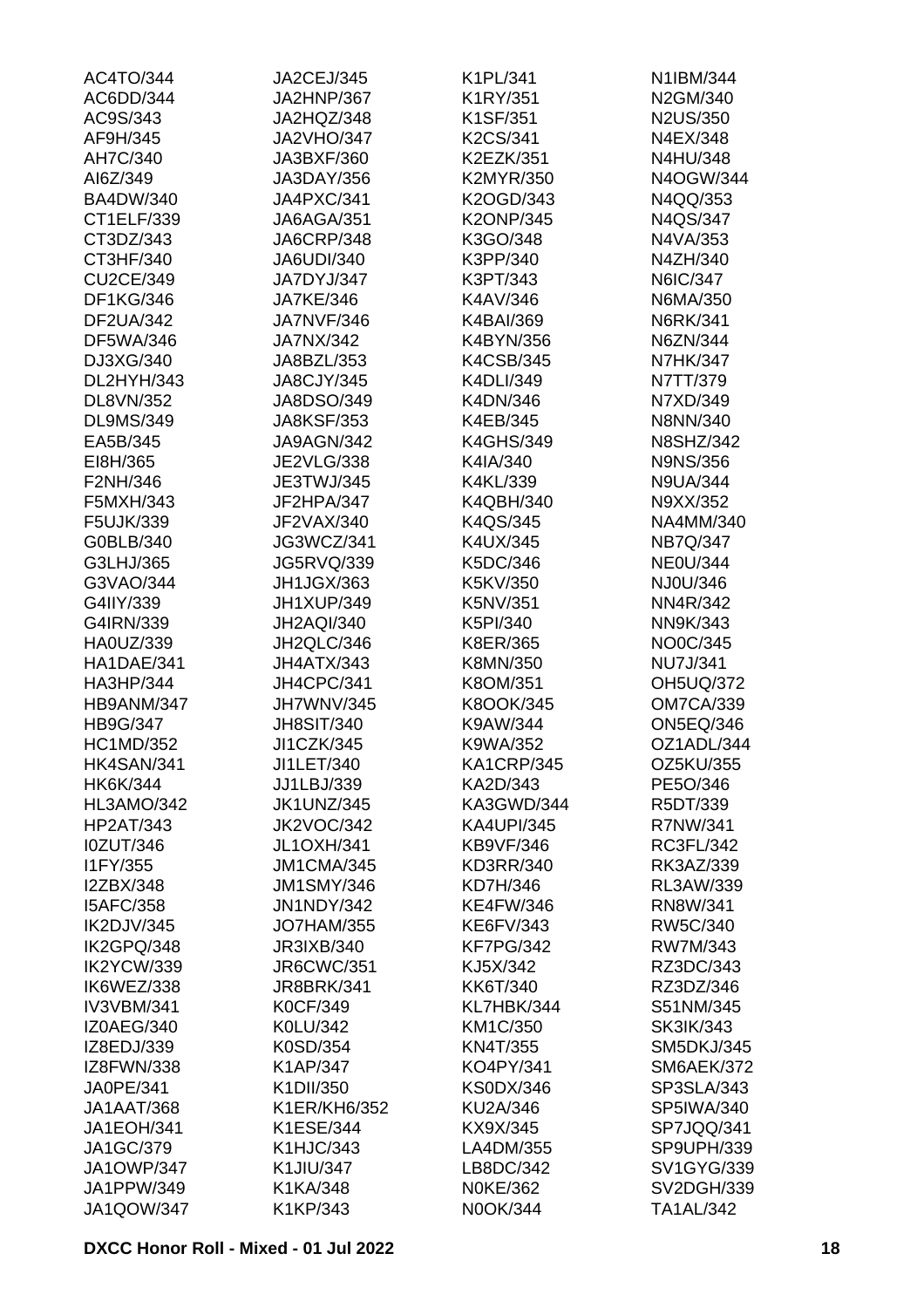AC4TO/344
AC6DD/344
AC9S/343
AF9H/345
AH7C/340
AI6Z/349
BA4DW/340
CT1ELF/339
CT3DZ/343
CT3HF/340
CU2CE/349
DF1KG/346
DF2UA/342
DF5WA/346
DJ3XG/340
DL2HYH/343
DL8VN/352
DL9MS/349
EA5B/345
EI8H/365
F2NH/346
F5MXH/343
F5UJK/339
G0BLB/340
G3LHJ/365
G3VAO/344
G4IIY/339
G4IRN/339
HA0UZ/339
HA1DAE/341
HA3HP/344
HB9ANM/347
HB9G/347
HC1MD/352
HK4SAN/341
HK6K/344
HL3AMO/342
HP2AT/343
I0ZUT/346
I1FY/355
I2ZBX/348
I5AFC/358
IK2DJV/345
IK2GPQ/348
IK2YCW/339
IK6WEZ/338
IV3VBM/341
IZ0AEG/340
IZ8EDJ/339
IZ8FWN/338
JA0PE/341
JA1AAT/368
JA1EOH/341
JA1GC/379
JA1OWP/347
JA1PPW/349
JA1QOW/347
JA2CEJ/345
JA2HNP/367
JA2HQZ/348
JA2VHO/347
JA3BXF/360
JA3DAY/356
JA4PXC/341
JA6AGA/351
JA6CRP/348
JA6UDI/340
JA7DYJ/347
JA7KE/346
JA7NVF/346
JA7NX/342
JA8BZL/353
JA8CJY/345
JA8DSO/349
JA8KSF/353
JA9AGN/342
JE2VLG/338
JE3TWJ/345
JF2HPA/347
JF2VAX/340
JG3WCZ/341
JG5RVQ/339
JH1JGX/363
JH1XUP/349
JH2AQI/340
JH2QLC/346
JH4ATX/343
JH4CPC/341
JH7WNV/345
JH8SIT/340
JI1CZK/345
JI1LET/340
JJ1LBJ/339
JK1UNZ/345
JK2VOC/342
JL1OXH/341
JM1CMA/345
JM1SMY/346
JN1NDY/342
JO7HAM/355
JR3IXB/340
JR6CWC/351
JR8BRK/341
K0CF/349
K0LU/342
K0SD/354
K1AP/347
K1DII/350
K1ER/KH6/352
K1ESE/344
K1HJC/343
K1JIU/347
K1KA/348
K1KP/343
K1PL/341
K1RY/351
K1SF/351
K2CS/341
K2EZK/351
K2MYR/350
K2OGD/343
K2ONP/345
K3GO/348
K3PP/340
K3PT/343
K4AV/346
K4BAI/369
K4BYN/356
K4CSB/345
K4DLI/349
K4DN/346
K4EB/345
K4GHS/349
K4IA/340
K4KL/339
K4QBH/340
K4QS/345
K4UX/345
K5DC/346
K5KV/350
K5NV/351
K5PI/340
K8ER/365
K8MN/350
K8OM/351
K8OOK/345
K9AW/344
K9WA/352
KA1CRP/345
KA2D/343
KA3GWD/344
KA4UPI/345
KB9VF/346
KD3RR/340
KD7H/346
KE4FW/346
KE6FV/343
KF7PG/342
KJ5X/342
KK6T/340
KL7HBK/344
KM1C/350
KN4T/355
KO4PY/341
KS0DX/346
KU2A/346
KX9X/345
LA4DM/355
LB8DC/342
N0KE/362
N0OK/344
N1IBM/344
N2GM/340
N2US/350
N4EX/348
N4HU/348
N4OGW/344
N4QQ/353
N4QS/347
N4VA/353
N4ZH/340
N6IC/347
N6MA/350
N6RK/341
N6ZN/344
N7HK/347
N7TT/379
N7XD/349
N8NN/340
N8SHZ/342
N9NS/356
N9UA/344
N9XX/352
NA4MM/340
NB7Q/347
NE0U/344
NJ0U/346
NN4R/342
NN9K/343
NO0C/345
NU7J/341
OH5UQ/372
OM7CA/339
ON5EQ/346
OZ1ADL/344
OZ5KU/355
PE5O/346
R5DT/339
R7NW/341
RC3FL/342
RK3AZ/339
RL3AW/339
RN8W/341
RW5C/340
RW7M/343
RZ3DC/343
RZ3DZ/346
S51NM/345
SK3IK/343
SM5DKJ/345
SM6AEK/372
SP3SLA/343
SP5IWA/340
SP7JQQ/341
SP9UPH/339
SV1GYG/339
SV2DGH/339
TA1AL/342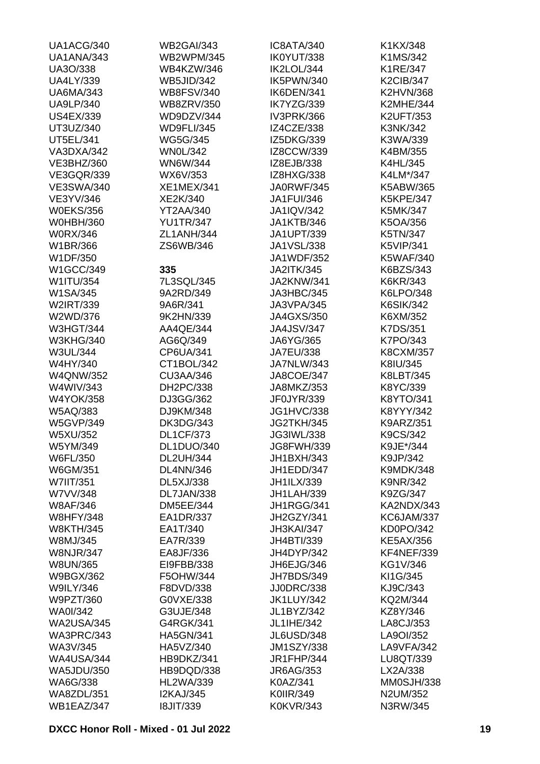UA1ACG/340
UA1ANA/343
UA3O/338
UA4LY/339
UA6MA/343
UA9LP/340
US4EX/339
UT3UZ/340
UT5EL/341
VA3DXA/342
VE3BHZ/360
VE3GQR/339
VE3SWA/340
VE3YV/346
W0EKS/356
W0HBH/360
W0RX/346
W1BR/366
W1DF/350
W1GCC/349
W1ITU/354
W1SA/345
W2IRT/339
W2WD/376
W3HGT/344
W3KHG/340
W3UL/344
W4HY/340
W4QNW/352
W4WIV/343
W4YOK/358
W5AQ/383
W5GVP/349
W5XU/352
W5YM/349
W6FL/350
W6GM/351
W7IIT/351
W7VV/348
W8AF/346
W8HFY/348
W8KTH/345
W8MJ/345
W8NJR/347
W8UN/365
W9BGX/362
W9ILY/346
W9PZT/360
WA0I/342
WA2USA/345
WA3PRC/343
WA3V/345
WA4USA/344
WA5JDU/350
WA6G/338
WA8ZDL/351
WB1EAZ/347
WB2GAI/343
WB2WPM/345
WB4KZW/346
WB5JID/342
WB8FSV/340
WB8ZRV/350
WD9DZV/344
WD9FLI/345
WG5G/345
WN0L/342
WN6W/344
WX6V/353
XE1MEX/341
XE2K/340
YT2AA/340
YU1TR/347
ZL1ANH/344
ZS6WB/346

**335**

7L3SQL/345
9A2RD/349
9A6R/341
9K2HN/339
AA4QE/344
AG6Q/349
CP6UA/341
CT1BOL/342
CU3AA/346
DH2PC/338
DJ3GG/362
DJ9KM/348
DK3DG/343
DL1CF/373
DL1DUO/340
DL2UH/344
DL4NN/346
DL5XJ/338
DL7JAN/338
DM5EE/344
EA1DR/337
EA1T/340
EA7R/339
EA8JF/336
EI9FBB/338
F5OHW/344
F8DVD/338
G0VXE/338
G3UJE/348
G4RGK/341
HA5GN/341
HA5VZ/340
HB9DKZ/341
HB9DQD/338
HL2WA/339
I2KAJ/345
I8JIT/339
IC8ATA/340
IK0YUT/338
IK2LOL/344
IK5PWN/340
IK6DEN/341
IK7YZG/339
IV3PRK/366
IZ4CZE/338
IZ5DKG/339
IZ8CCW/339
IZ8EJB/338
IZ8HXG/338
JA0RWF/345
JA1FUI/346
JA1IQV/342
JA1KTB/346
JA1UPT/339
JA1VSL/338
JA1WDF/352
JA2ITK/345
JA2KNW/341
JA3HBC/345
JA3VPA/345
JA4GXS/350
JA4JSV/347
JA6YG/365
JA7EU/338
JA7NLW/343
JA8COE/347
JA8MKZ/353
JF0JYR/339
JG1HVC/338
JG2TKH/345
JG3IWL/338
JG8FWH/339
JH1BXH/343
JH1EDD/347
JH1ILX/339
JH1LAH/339
JH1RGG/341
JH2GZY/341
JH3KAI/347
JH4BTI/339
JH4DYP/342
JH6EJG/346
JH7BDS/349
JJ0DRC/338
JK1LUY/342
JL1BYZ/342
JL1IHE/342
JL6USD/348
JM1SZY/338
JR1FHP/344
JR6AG/353
K0AZ/341
K0IIR/349
K0KVR/343
K1KX/348
K1MS/342
K1RE/347
K2CIB/347
K2HVN/368
K2MHE/344
K2UFT/353
K3NK/342
K3WA/339
K4BM/355
K4HL/345
K4LM*/347
K5ABW/365
K5KPE/347
K5MK/347
K5OA/356
K5TN/347
K5VIP/341
K5WAF/340
K6BZS/343
K6KR/343
K6LPO/348
K6SIK/342
K6XM/352
K7DS/351
K7PO/343
K8CXM/357
K8IU/345
K8LBT/345
K8YC/339
K8YTO/341
K8YYY/342
K9ARZ/351
K9CS/342
K9JE*/344
K9JP/342
K9MDK/348
K9NR/342
K9ZG/347
KA2NDX/343
KC6JAM/337
KD0PO/342
KE5AX/356
KF4NEF/339
KG1V/346
KI1G/345
KJ9C/343
KQ2M/344
KZ8Y/346
LA8CJ/353
LA9OI/352
LA9VFA/342
LU8QT/339
LX2A/338
MM0SJH/338
N2UM/352
N3RW/345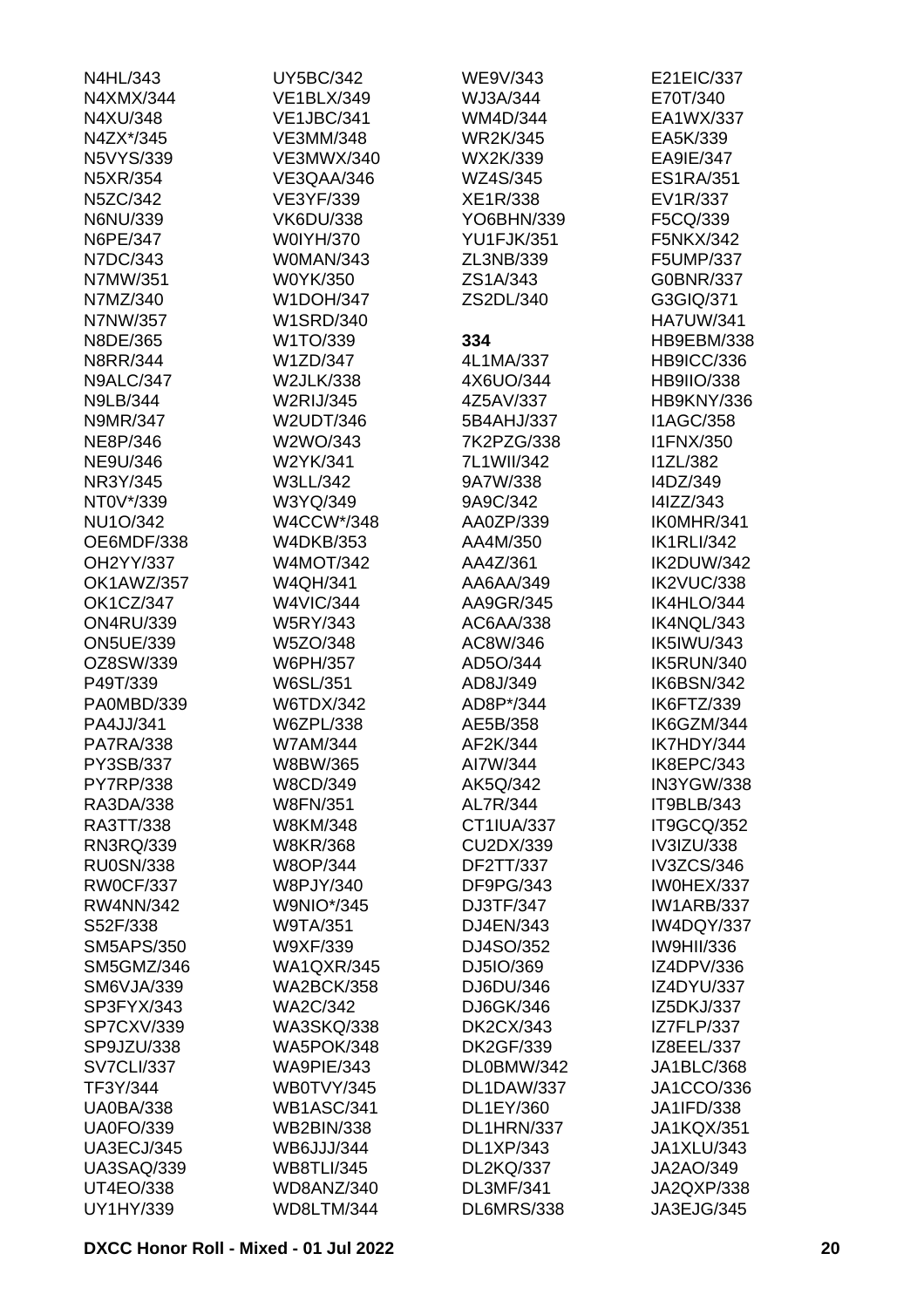N4HL/343
N4XMX/344
N4XU/348
N4ZX*/345
N5VYS/339
N5XR/354
N5ZC/342
N6NU/339
N6PE/347
N7DC/343
N7MW/351
N7MZ/340
N7NW/357
N8DE/365
N8RR/344
N9ALC/347
N9LB/344
N9MR/347
NE8P/346
NE9U/346
NR3Y/345
NT0V*/339
NU1O/342
OE6MDF/338
OH2YY/337
OK1AWZ/357
OK1CZ/347
ON4RU/339
ON5UE/339
OZ8SW/339
P49T/339
PA0MBD/339
PA4JJ/341
PA7RA/338
PY3SB/337
PY7RP/338
RA3DA/338
RA3TT/338
RN3RQ/339
RU0SN/338
RW0CF/337
RW4NN/342
S52F/338
SM5APS/350
SM5GMZ/346
SM6VJA/339
SP3FYX/343
SP7CXV/339
SP9JZU/338
SV7CLI/337
TF3Y/344
UA0BA/338
UA0FO/339
UA3ECJ/345
UA3SAQ/339
UT4EO/338
UY1HY/339
UY5BC/342
VE1BLX/349
VE1JBC/341
VE3MM/348
VE3MWX/340
VE3QAA/346
VE3YF/339
VK6DU/338
W0IYH/370
W0MAN/343
W0YK/350
W1DOH/347
W1SRD/340
W1TO/339
W1ZD/347
W2JLK/338
W2RIJ/345
W2UDT/346
W2WO/343
W2YK/341
W3LL/342
W3YQ/349
W4CCW*/348
W4DKB/353
W4MOT/342
W4QH/341
W4VIC/344
W5RY/343
W5ZO/348
W6PH/357
W6SL/351
W6TDX/342
W6ZPL/338
W7AM/344
W8BW/365
W8CD/349
W8FN/351
W8KM/348
W8KR/368
W8OP/344
W8PJY/340
W9NIO*/345
W9TA/351
W9XF/339
WA1QXR/345
WA2BCK/358
WA2C/342
WA3SKQ/338
WA5POK/348
WA9PIE/343
WB0TVY/345
WB1ASC/341
WB2BIN/338
WB6JJJ/344
WB8TLI/345
WD8ANZ/340
WD8LTM/344
WE9V/343
WJ3A/344
WM4D/344
WR2K/345
WX2K/339
WZ4S/345
XE1R/338
YO6BHN/339
YU1FJK/351
ZL3NB/339
ZS1A/343
ZS2DL/340

**334**

4L1MA/337
4X6UO/344
4Z5AV/337
5B4AHJ/337
7K2PZG/338
7L1WII/342
9A7W/338
9A9C/342
AA0ZP/339
AA4M/350
AA4Z/361
AA6AA/349
AA9GR/345
AC6AA/338
AC8W/346
AD5O/344
AD8J/349
AD8P*/344
AE5B/358
AF2K/344
AI7W/344
AK5Q/342
AL7R/344
CT1IUA/337
CU2DX/339
DF2TT/337
DF9PG/343
DJ3TF/347
DJ4EN/343
DJ4SO/352
DJ5IO/369
DJ6DU/346
DJ6GK/346
DK2CX/343
DK2GF/339
DL0BMW/342
DL1DAW/337
DL1EY/360
DL1HRN/337
DL1XP/343
DL2KQ/337
DL3MF/341
DL6MRS/338
E21EIC/337
E70T/340
EA1WX/337
EA5K/339
EA9IE/347
ES1RA/351
EV1R/337
F5CQ/339
F5NKX/342
F5UMP/337
G0BNR/337
G3GIQ/371
HA7UW/341
HB9EBM/338
HB9ICC/336
HB9IIO/338
HB9KNY/336
I1AGC/358
I1FNX/350
I1ZL/382
I4DZ/349
I4IZZ/343
IK0MHR/341
IK1RLI/342
IK2DUW/342
IK2VUC/338
IK4HLO/344
IK4NQL/343
IK5IWU/343
IK5RUN/340
IK6BSN/342
IK6FTZ/339
IK6GZM/344
IK7HDY/344
IK8EPC/343
IN3YGW/338
IT9BLB/343
IT9GCQ/352
IV3IZU/338
IV3ZCS/346
IW0HEX/337
IW1ARB/337
IW4DQY/337
IW9HII/336
IZ4DPV/336
IZ4DYU/337
IZ5DKJ/337
IZ7FLP/337
IZ8EEL/337
JA1BLC/368
JA1CCO/336
JA1IFD/338
JA1KQX/351
JA1XLU/343
JA2AO/349
JA2QXP/338
JA3EJG/345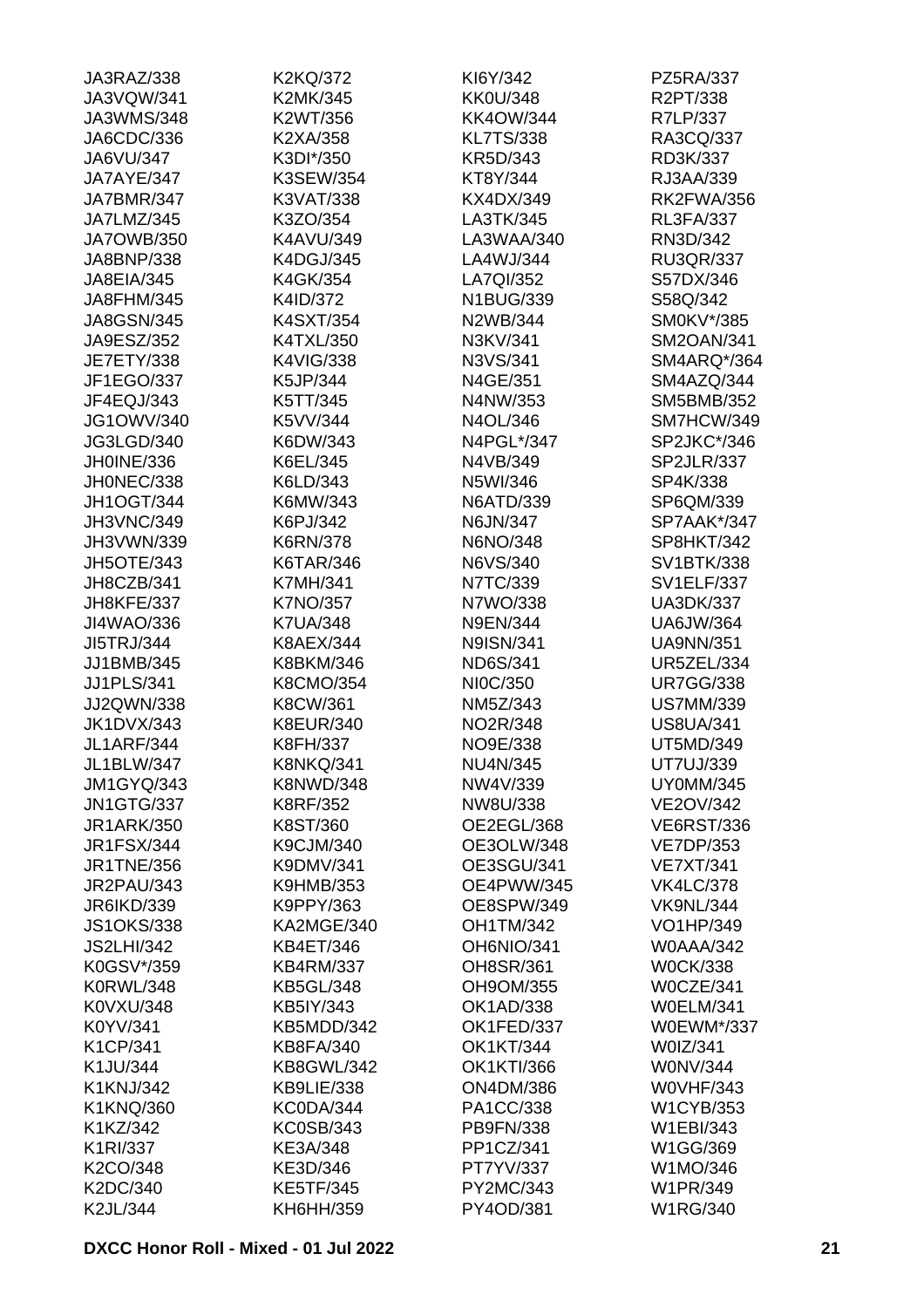JA3RAZ/338
JA3VQW/341
JA3WMS/348
JA6CDC/336
JA6VU/347
JA7AYE/347
JA7BMR/347
JA7LMZ/345
JA7OWB/350
JA8BNP/338
JA8EIA/345
JA8FHM/345
JA8GSN/345
JA9ESZ/352
JE7ETY/338
JF1EGO/337
JF4EQJ/343
JG1OWV/340
JG3LGD/340
JH0INE/336
JH0NEC/338
JH1OGT/344
JH3VNC/349
JH3VWN/339
JH5OTE/343
JH8CZB/341
JH8KFE/337
JI4WAO/336
JI5TRJ/344
JJ1BMB/345
JJ1PLS/341
JJ2QWN/338
JK1DVX/343
JL1ARF/344
JL1BLW/347
JM1GYQ/343
JN1GTG/337
JR1ARK/350
JR1FSX/344
JR1TNE/356
JR2PAU/343
JR6IKD/339
JS1OKS/338
JS2LHI/342
K0GSV*/359
K0RWL/348
K0VXU/348
K0YV/341
K1CP/341
K1JU/344
K1KNJ/342
K1KNQ/360
K1KZ/342
K1RI/337
K2CO/348
K2DC/340
K2JL/344
K2KQ/372
K2MK/345
K2WT/356
K2XA/358
K3DI*/350
K3SEW/354
K3VAT/338
K3ZO/354
K4AVU/349
K4DGJ/345
K4GK/354
K4ID/372
K4SXT/354
K4TXL/350
K4VIG/338
K5JP/344
K5TT/345
K5VV/344
K6DW/343
K6EL/345
K6LD/343
K6MW/343
K6PJ/342
K6RN/378
K6TAR/346
K7MH/341
K7NO/357
K7UA/348
K8AEX/344
K8BKM/346
K8CMO/354
K8CW/361
K8EUR/340
K8FH/337
K8NKQ/341
K8NWD/348
K8RF/352
K8ST/360
K9CJM/340
K9DMV/341
K9HMB/353
K9PPY/363
KA2MGE/340
KB4ET/346
KB4RM/337
KB5GL/348
KB5IY/343
KB5MDD/342
KB8FA/340
KB8GWL/342
KB9LIE/338
KC0DA/344
KC0SB/343
KE3A/348
KE3D/346
KE5TF/345
KH6HH/359
KI6Y/342
KK0U/348
KK4OW/344
KL7TS/338
KR5D/343
KT8Y/344
KX4DX/349
LA3TK/345
LA3WAA/340
LA4WJ/344
LA7QI/352
N1BUG/339
N2WB/344
N3KV/341
N3VS/341
N4GE/351
N4NW/353
N4OL/346
N4PGL*/347
N4VB/349
N5WI/346
N6ATD/339
N6JN/347
N6NO/348
N6VS/340
N7TC/339
N7WO/338
N9EN/344
N9ISN/341
ND6S/341
NI0C/350
NM5Z/343
NO2R/348
NO9E/338
NU4N/345
NW4V/339
NW8U/338
OE2EGL/368
OE3OLW/348
OE3SGU/341
OE4PWW/345
OE8SPW/349
OH1TM/342
OH6NIO/341
OH8SR/361
OH9OM/355
OK1AD/338
OK1FED/337
OK1KT/344
OK1KTI/366
ON4DM/386
PA1CC/338
PB9FN/338
PP1CZ/341
PT7YV/337
PY2MC/343
PY4OD/381
PZ5RA/337
R2PT/338
R7LP/337
RA3CQ/337
RD3K/337
RJ3AA/339
RK2FWA/356
RL3FA/337
RN3D/342
RU3QR/337
S57DX/346
S58Q/342
SM0KV*/385
SM2OAN/341
SM4ARQ*/364
SM4AZQ/344
SM5BMB/352
SM7HCW/349
SP2JKC*/346
SP2JLR/337
SP4K/338
SP6QM/339
SP7AAK*/347
SP8HKT/342
SV1BTK/338
SV1ELF/337
UA3DK/337
UA6JW/364
UA9NN/351
UR5ZEL/334
UR7GG/338
US7MM/339
US8UA/341
UT5MD/349
UT7UJ/339
UY0MM/345
VE2OV/342
VE6RST/336
VE7DP/353
VE7XT/341
VK4LC/378
VK9NL/344
VO1HP/349
W0AAA/342
W0CK/338
W0CZE/341
W0ELM/341
W0EWM*/337
W0IZ/341
W0NV/344
W0VHF/343
W1CYB/353
W1EBI/343
W1GG/369
W1MO/346
W1PR/349
W1RG/340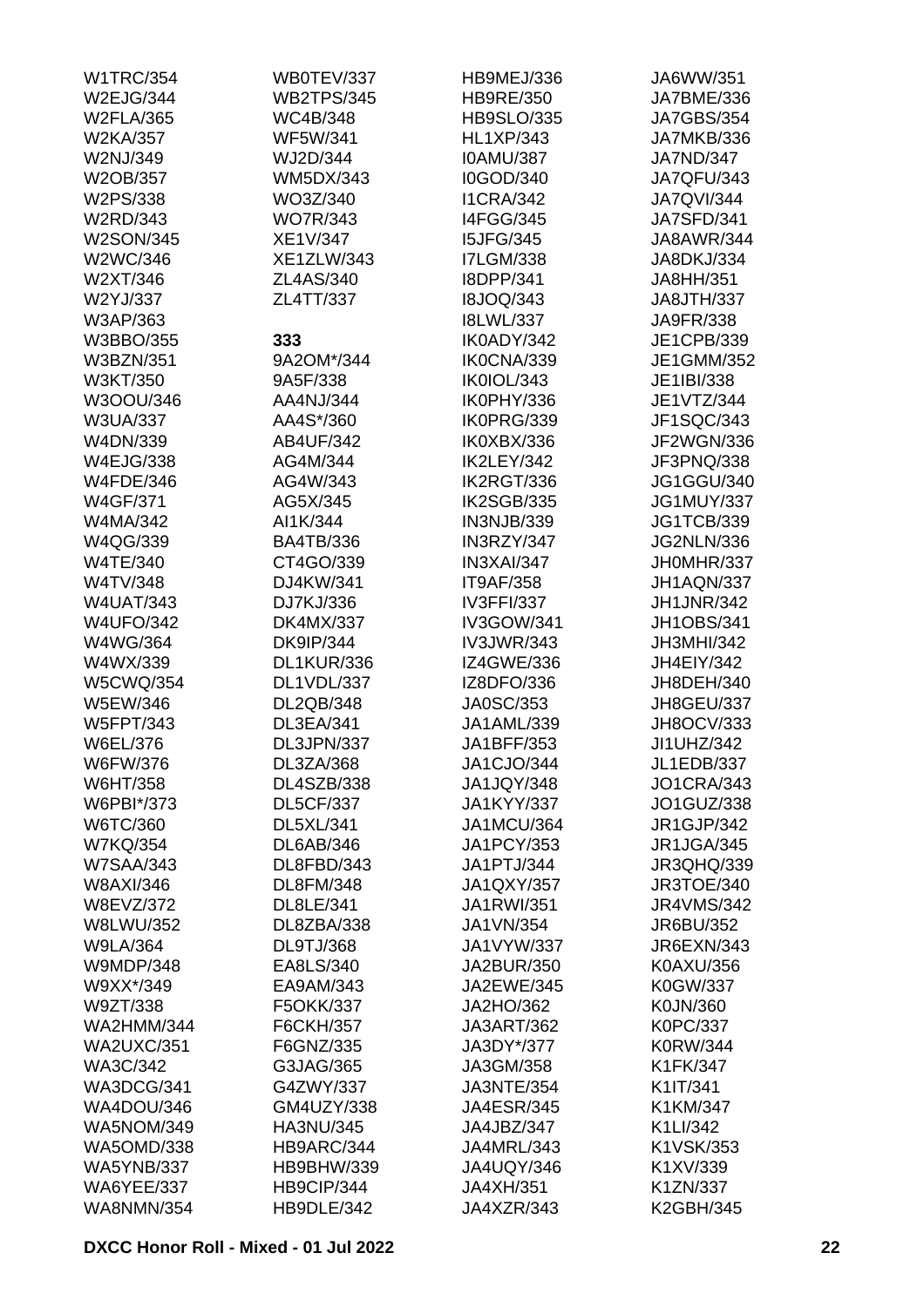W1TRC/354
W2EJG/344
W2FLA/365
W2KA/357
W2NJ/349
W2OB/357
W2PS/338
W2RD/343
W2SON/345
W2WC/346
W2XT/346
W2YJ/337
W3AP/363
W3BBO/355
W3BZN/351
W3KT/350
W3OOU/346
W3UA/337
W4DN/339
W4EJG/338
W4FDE/346
W4GF/371
W4MA/342
W4QG/339
W4TE/340
W4TV/348
W4UAT/343
W4UFO/342
W4WG/364
W4WX/339
W5CWQ/354
W5EW/346
W5FPT/343
W6EL/376
W6FW/376
W6HT/358
W6PBI*/373
W6TC/360
W7KQ/354
W7SAA/343
W8AXI/346
W8EVZ/372
W8LWU/352
W9LA/364
W9MDP/348
W9XX*/349
W9ZT/338
WA2HMM/344
WA2UXC/351
WA3C/342
WA3DCG/341
WA4DOU/346
WA5NOM/349
WA5OMD/338
WA5YNB/337
WA6YEE/337
WA8NMN/354
WB0TEV/337
WB2TPS/345
WC4B/348
WF5W/341
WJ2D/344
WM5DX/343
WO3Z/340
WO7R/343
XE1V/347
XE1ZLW/343
ZL4AS/340
ZL4TT/337

**333**

9A2OM*/344
9A5F/338
AA4NJ/344
AA4S*/360
AB4UF/342
AG4M/344
AG4W/343
AG5X/345
AI1K/344
BA4TB/336
CT4GO/339
DJ4KW/341
DJ7KJ/336
DK4MX/337
DK9IP/344
DL1KUR/336
DL1VDL/337
DL2QB/348
DL3EA/341
DL3JPN/337
DL3ZA/368
DL4SZB/338
DL5CF/337
DL5XL/341
DL6AB/346
DL8FBD/343
DL8FM/348
DL8LE/341
DL8ZBA/338
DL9TJ/368
EA8LS/340
EA9AM/343
F5OKK/337
F6CKH/357
F6GNZ/335
G3JAG/365
G4ZWY/337
GM4UZY/338
HA3NU/345
HB9ARC/344
HB9BHW/339
HB9CIP/344
HB9DLE/342
HB9MEJ/336
HB9RE/350
HB9SLO/335
HL1XP/343
I0AMU/387
I0GOD/340
I1CRA/342
I4FGG/345
I5JFG/345
I7LGM/338
I8DPP/341
I8JOQ/343
I8LWL/337
IK0ADY/342
IK0CNA/339
IK0IOL/343
IK0PHY/336
IK0PRG/339
IK0XBX/336
IK2LEY/342
IK2RGT/336
IK2SGB/335
IN3NJB/339
IN3RZY/347
IN3XAI/347
IT9AF/358
IV3FFI/337
IV3GOW/341
IV3JWR/343
IZ4GWE/336
IZ8DFO/336
JA0SC/353
JA1AML/339
JA1BFF/353
JA1CJO/344
JA1JQY/348
JA1KYY/337
JA1MCU/364
JA1PCY/353
JA1PTJ/344
JA1QXY/357
JA1RWI/351
JA1VN/354
JA1VYW/337
JA2BUR/350
JA2EWE/345
JA2HO/362
JA3ART/362
JA3DY*/377
JA3GM/358
JA3NTE/354
JA4ESR/345
JA4JBZ/347
JA4MRL/343
JA4UQY/346
JA4XH/351
JA4XZR/343
JA6WW/351
JA7BME/336
JA7GBS/354
JA7MKB/336
JA7ND/347
JA7QFU/343
JA7QVI/344
JA7SFD/341
JA8AWR/344
JA8DKJ/334
JA8HH/351
JA8JTH/337
JA9FR/338
JE1CPB/339
JE1GMM/352
JE1IBI/338
JE1VTZ/344
JF1SQC/343
JF2WGN/336
JF3PNQ/338
JG1GGU/340
JG1MUY/337
JG1TCB/339
JG2NLN/336
JH0MHR/337
JH1AQN/337
JH1JNR/342
JH1OBS/341
JH3MHI/342
JH4EIY/342
JH8DEH/340
JH8GEU/337
JH8OCV/333
JI1UHZ/342
JL1EDB/337
JO1CRA/343
JO1GUZ/338
JR1GJP/342
JR1JGA/345
JR3QHQ/339
JR3TOE/340
JR4VMS/342
JR6BU/352
JR6EXN/343
K0AXU/356
K0GW/337
K0JN/360
K0PC/337
K0RW/344
K1FK/347
K1IT/341
K1KM/347
K1LI/342
K1VSK/353
K1XV/339
K1ZN/337
K2GBH/345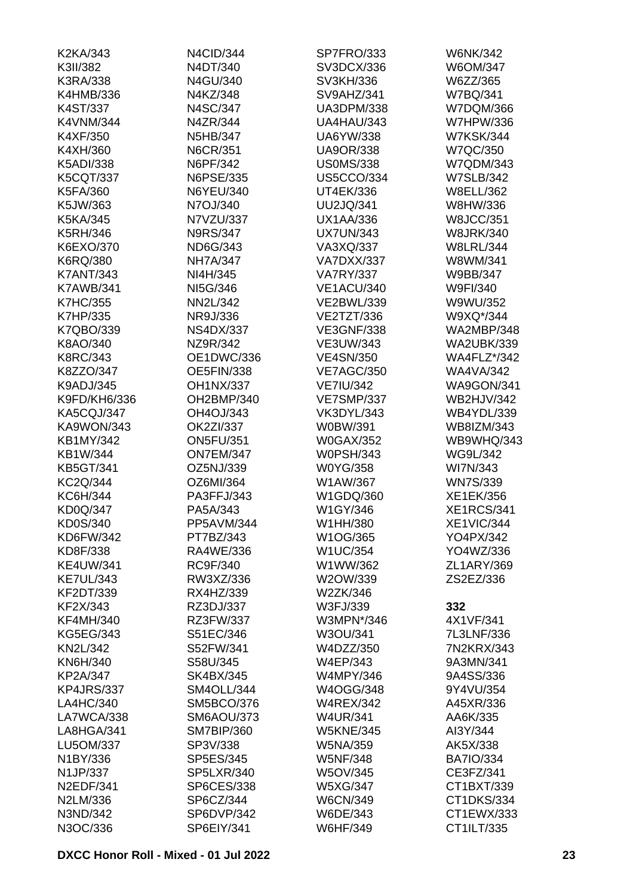K2KA/343
K3II/382
K3RA/338
K4HMB/336
K4ST/337
K4VNM/344
K4XF/350
K4XH/360
K5ADI/338
K5CQT/337
K5FA/360
K5JW/363
K5KA/345
K5RH/346
K6EXO/370
K6RQ/380
K7ANT/343
K7AWB/341
K7HC/355
K7HP/335
K7QBO/339
K8AO/340
K8RC/343
K8ZZO/347
K9ADJ/345
K9FD/KH6/336
KA5CQJ/347
KA9WON/343
KB1MY/342
KB1W/344
KB5GT/341
KC2Q/344
KC6H/344
KD0Q/347
KD0S/340
KD6FW/342
KD8F/338
KE4UW/341
KE7UL/343
KF2DT/339
KF2X/343
KF4MH/340
KG5EG/343
KN2L/342
KN6H/340
KP2A/347
KP4JRS/337
LA4HC/340
LA7WCA/338
LA8HGA/341
LU5OM/337
N1BY/336
N1JP/337
N2EDF/341
N2LM/336
N3ND/342
N3OC/336
N4CID/344
N4DT/340
N4GU/340
N4KZ/348
N4SC/347
N4ZR/344
N5HB/347
N6CR/351
N6PF/342
N6PSE/335
N6YEU/340
N7OJ/340
N7VZU/337
N9RS/347
ND6G/343
NH7A/347
NI4H/345
NI5G/346
NN2L/342
NR9J/336
NS4DX/337
NZ9R/342
OE1DWC/336
OE5FIN/338
OH1NX/337
OH2BMP/340
OH4OJ/343
OK2ZI/337
ON5FU/351
ON7EM/347
OZ5NJ/339
OZ6MI/364
PA3FFJ/343
PA5A/343
PP5AVM/344
PT7BZ/343
RA4WE/336
RC9F/340
RW3XZ/336
RX4HZ/339
RZ3DJ/337
RZ3FW/337
S51EC/346
S52FW/341
S58U/345
SK4BX/345
SM4OLL/344
SM5BCO/376
SM6AOU/373
SM7BIP/360
SP3V/338
SP5ES/345
SP5LXR/340
SP6CES/338
SP6CZ/344
SP6DVP/342
SP6EIY/341
SP7FRO/333
SV3DCX/336
SV3KH/336
SV9AHZ/341
UA3DPM/338
UA4HAU/343
UA6YW/338
UA9OR/338
US0MS/338
US5CCO/334
UT4EK/336
UU2JQ/341
UX1AA/336
UX7UN/343
VA3XQ/337
VA7DXX/337
VA7RY/337
VE1ACU/340
VE2BWL/339
VE2TZT/336
VE3GNF/338
VE3UW/343
VE4SN/350
VE7AGC/350
VE7IU/342
VE7SMP/337
VK3DYL/343
W0BW/391
W0GAX/352
W0PSH/343
W0YG/358
W1AW/367
W1GDQ/360
W1GY/346
W1HH/380
W1OG/365
W1UC/354
W1WW/362
W2OW/339
W2ZK/346
W3FJ/339
W3MPN*/346
W3OU/341
W4DZZ/350
W4EP/343
W4MPY/346
W4OGG/348
W4REX/342
W4UR/341
W5KNE/345
W5NA/359
W5NF/348
W5OV/345
W5XG/347
W6CN/349
W6DE/343
W6HF/349
W6NK/342
W6OM/347
W6ZZ/365
W7BQ/341
W7DQM/366
W7HPW/336
W7KSK/344
W7QC/350
W7QDM/343
W7SLB/342
W8ELL/362
W8HW/336
W8JCC/351
W8JRK/340
W8LRL/344
W8WM/341
W9BB/347
W9FI/340
W9WU/352
W9XQ*/344
WA2MBP/348
WA2UBK/339
WA4FLZ*/342
WA4VA/342
WA9GON/341
WB2HJV/342
WB4YDL/339
WB8IZM/343
WB9WHQ/343
WG9L/342
WI7N/343
WN7S/339
XE1EK/356
XE1RCS/341
XE1VIC/344
YO4PX/342
YO4WZ/336
ZL1ARY/369
ZS2EZ/336

**332**

4X1VF/341
7L3LNF/336
7N2KRX/343
9A3MN/341
9A4SS/336
9Y4VU/354
A45XR/336
AA6K/335
AI3Y/344
AK5X/338
BA7IO/334
CE3FZ/341
CT1BXT/339
CT1DKS/334
CT1EWX/333
CT1ILT/335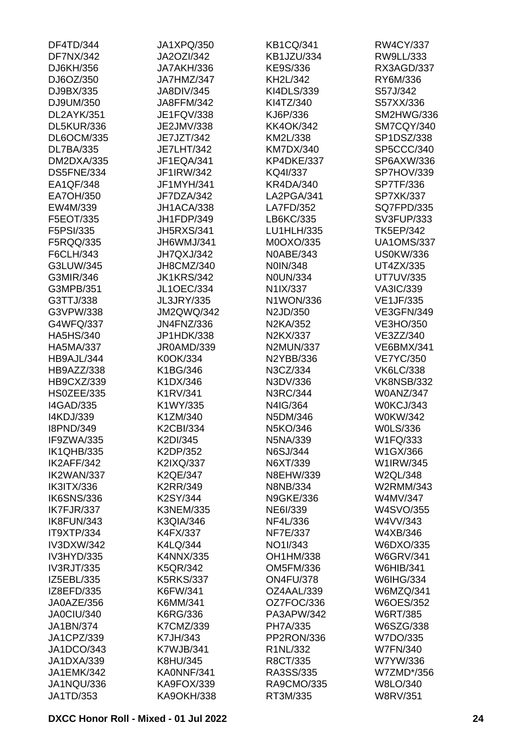DF4TD/344
DF7NX/342
DJ6KH/356
DJ6OZ/350
DJ9BX/335
DJ9UM/350
DL2AYK/351
DL5KUR/336
DL6OCM/335
DL7BA/335
DM2DXA/335
DS5FNE/334
EA1QF/348
EA7OH/350
EW4M/339
F5EOT/335
F5PSI/335
F5RQQ/335
F6CLH/343
G3LUW/345
G3MIR/346
G3MPB/351
G3TTJ/338
G3VPW/338
G4WFQ/337
HA5HS/340
HA5MA/337
HB9AJL/344
HB9AZZ/338
HB9CXZ/339
HS0ZEE/335
I4GAD/335
I4KDJ/339
I8PND/349
IF9ZWA/335
IK1QHB/335
IK2AFF/342
IK2WAN/337
IK3ITX/336
IK6SNS/336
IK7FJR/337
IK8FUN/343
IT9XTP/334
IV3DXW/342
IV3HYD/335
IV3RJT/335
IZ5EBL/335
IZ8EFD/335
JA0AZE/356
JA0CIU/340
JA1BN/374
JA1CPZ/339
JA1DCO/343
JA1DXA/339
JA1EMK/342
JA1NQU/336
JA1TD/353
JA1XPQ/350
JA2OZI/342
JA7AKH/336
JA7HMZ/347
JA8DIV/345
JA8FFM/342
JE1FQV/338
JE2JMV/338
JE7JZT/342
JE7LHT/342
JF1EQA/341
JF1IRW/342
JF1MYH/341
JF7DZA/342
JH1ACA/338
JH1FDP/349
JH5RXS/341
JH6WMJ/341
JH7QXJ/342
JH8CMZ/340
JK1KRS/342
JL1OEC/334
JL3JRY/335
JM2QWQ/342
JN4FNZ/336
JP1HDK/338
JR0AMD/339
K0OK/334
K1BG/346
K1DX/346
K1RV/341
K1WY/335
K1ZM/340
K2CBI/334
K2DI/345
K2DP/352
K2IXQ/337
K2QE/347
K2RR/349
K2SY/344
K3NEM/335
K3QIA/346
K4FX/337
K4LQ/344
K4NNX/335
K5QR/342
K5RKS/337
K6FW/341
K6MM/341
K6RG/336
K7CMZ/339
K7JH/343
K7WJB/341
K8HU/345
KA0NNF/341
KA9FOX/339
KA9OKH/338
KB1CQ/341
KB1JZU/334
KE9S/336
KH2L/342
KI4DLS/339
KI4TZ/340
KJ6P/336
KK4OK/342
KM2L/338
KM7DX/340
KP4DKE/337
KQ4I/337
KR4DA/340
LA2PGA/341
LA7FD/352
LB6KC/335
LU1HLH/335
M0OXO/335
N0ABE/343
N0IN/348
N0UN/334
N1IX/337
N1WON/336
N2JD/350
N2KA/352
N2KX/337
N2MUN/337
N2YBB/336
N3CZ/334
N3DV/336
N3RC/344
N4IG/364
N5DM/346
N5KO/346
N5NA/339
N6SJ/344
N6XT/339
N8EHW/339
N8NB/334
N9GKE/336
NE6I/339
NF4L/336
NF7E/337
NO1I/343
OH1HM/338
OM5FM/336
ON4FU/378
OZ4AAL/339
OZ7FOC/336
PA3APW/342
PH7A/335
PP2RON/336
R1NL/332
R8CT/335
RA3SS/335
RA9CMO/335
RT3M/335
RW4CY/337
RW9LL/333
RX3AGD/337
RY6M/336
S57J/342
S57XX/336
SM2HWG/336
SM7CQY/340
SP1DSZ/338
SP5CCC/340
SP6AXW/336
SP7HOV/339
SP7TF/336
SP7XK/337
SQ7FPD/335
SV3FUP/333
TK5EP/342
UA1OMS/337
US0KW/336
UT4ZX/335
UT7UV/335
VA3IC/339
VE1JF/335
VE3GFN/349
VE3HO/350
VE3ZZ/340
VE6BMX/341
VE7YC/350
VK6LC/338
VK8NSB/332
W0ANZ/347
W0KCJ/343
W0KW/342
W0LS/336
W1FQ/333
W1GX/366
W1IRW/345
W2QL/348
W2RMM/343
W4MV/347
W4SVO/355
W4VV/343
W4XB/346
W6DXO/335
W6GRV/341
W6HIB/341
W6IHG/334
W6MZQ/341
W6OES/352
W6RT/385
W6SZG/338
W7DO/335
W7FN/340
W7YW/336
W7ZMD*/356
W8LO/340
W8RV/351

DXCC Honor Roll - Mixed - 01 Jul 2022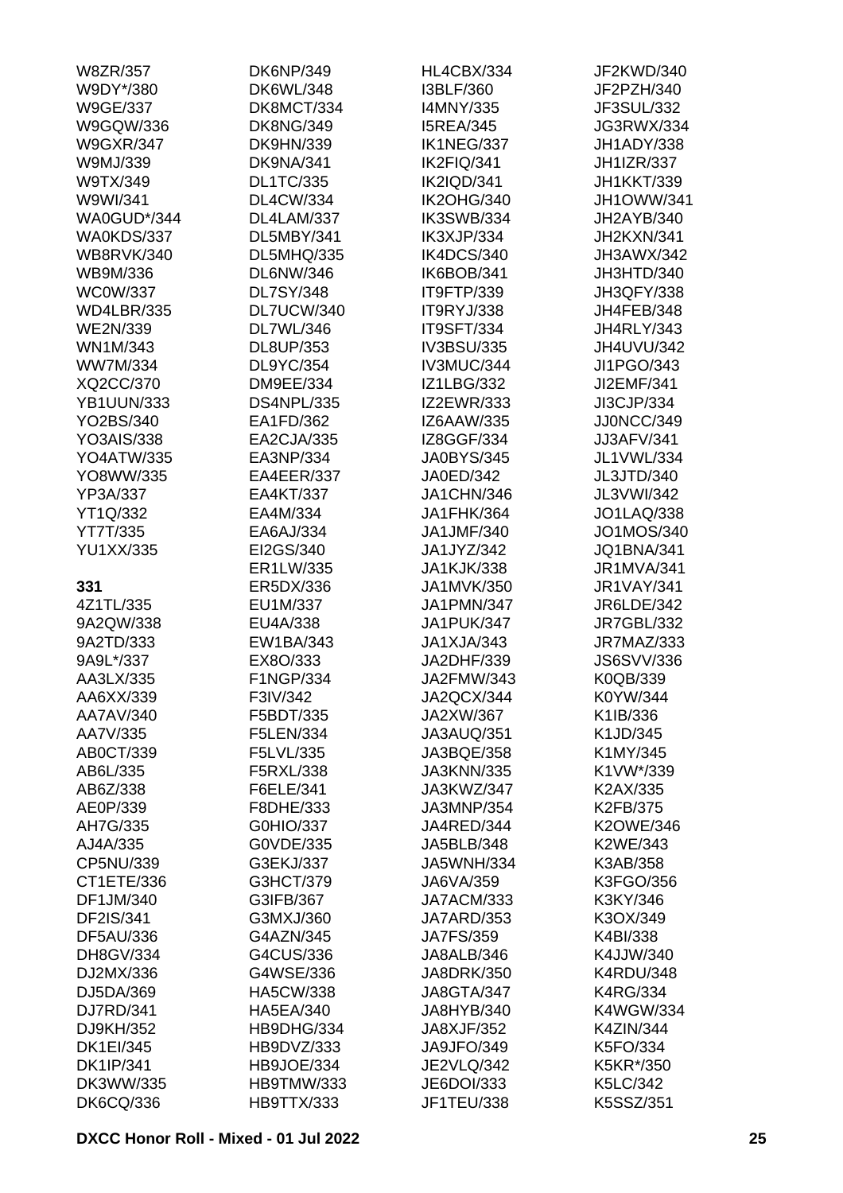W8ZR/357
W9DY*/380
W9GE/337
W9GQW/336
W9GXR/347
W9MJ/339
W9TX/349
W9WI/341
WA0GUD*/344
WA0KDS/337
WB8RVK/340
WB9M/336
WC0W/337
WD4LBR/335
WE2N/339
WN1M/343
WW7M/334
XQ2CC/370
YB1UUN/333
YO2BS/340
YO3AIS/338
YO4ATW/335
YO8WW/335
YP3A/337
YT1Q/332
YT7T/335
YU1XX/335

**331**

4Z1TL/335
9A2QW/338
9A2TD/333
9A9L*/337
AA3LX/335
AA6XX/339
AA7AV/340
AA7V/335
AB0CT/339
AB6L/335
AB6Z/338
AE0P/339
AH7G/335
AJ4A/335
CP5NU/339
CT1ETE/336
DF1JM/340
DF2IS/341
DF5AU/336
DH8GV/334
DJ2MX/336
DJ5DA/369
DJ7RD/341
DJ9KH/352
DK1EI/345
DK1IP/341
DK3WW/335
DK6CQ/336
DK6NP/349
DK6WL/348
DK8MCT/334
DK8NG/349
DK9HN/339
DK9NA/341
DL1TC/335
DL4CW/334
DL4LAM/337
DL5MBY/341
DL5MHQ/335
DL6NW/346
DL7SY/348
DL7UCW/340
DL7WL/346
DL8UP/353
DL9YC/354
DM9EE/334
DS4NPL/335
EA1FD/362
EA2CJA/335
EA3NP/334
EA4EER/337
EA4KT/337
EA4M/334
EA6AJ/334
EI2GS/340
ER1LW/335
ER5DX/336
EU1M/337
EU4A/338
EW1BA/343
EX8O/333
F1NGP/334
F3IV/342
F5BDT/335
F5LEN/334
F5LVL/335
F5RXL/338
F6ELE/341
F8DHE/333
G0HIO/337
G0VDE/335
G3EKJ/337
G3HCT/379
G3IFB/367
G3MXJ/360
G4AZN/345
G4CUS/336
G4WSE/336
HA5CW/338
HA5EA/340
HB9DHG/334
HB9DVZ/333
HB9JOE/334
HB9TMW/333
HB9TTX/333
HL4CBX/334
I3BLF/360
I4MNY/335
I5REA/345
IK1NEG/337
IK2FIQ/341
IK2IQD/341
IK2OHG/340
IK3SWB/334
IK3XJP/334
IK4DCS/340
IK6BOB/341
IT9FTP/339
IT9RYJ/338
IT9SFT/334
IV3BSU/335
IV3MUC/344
IZ1LBG/332
IZ2EWR/333
IZ6AAW/335
IZ8GGF/334
JA0BYS/345
JA0ED/342
JA1CHN/346
JA1FHK/364
JA1JMF/340
JA1JYZ/342
JA1KJK/338
JA1MVK/350
JA1PMN/347
JA1PUK/347
JA1XJA/343
JA2DHF/339
JA2FMW/343
JA2QCX/344
JA2XW/367
JA3AUQ/351
JA3BQE/358
JA3KNN/335
JA3KWZ/347
JA3MNP/354
JA4RED/344
JA5BLB/348
JA5WNH/334
JA6VA/359
JA7ACM/333
JA7ARD/353
JA7FS/359
JA8ALB/346
JA8DRK/350
JA8GTA/347
JA8HYB/340
JA8XJF/352
JA9JFO/349
JE2VLQ/342
JE6DOI/333
JF1TEU/338
JF2KWD/340
JF2PZH/340
JF3SUL/332
JG3RWX/334
JH1ADY/338
JH1IZR/337
JH1KKT/339
JH1OWW/341
JH2AYB/340
JH2KXN/341
JH3AWX/342
JH3HTD/340
JH3QFY/338
JH4FEB/348
JH4RLY/343
JH4UVU/342
JI1PGO/343
JI2EMF/341
JI3CJP/334
JJ0NCC/349
JJ3AFV/341
JL1VWL/334
JL3JTD/340
JL3VWI/342
JO1LAQ/338
JO1MOS/340
JQ1BNA/341
JR1MVA/341
JR1VAY/341
JR6LDE/342
JR7GBL/332
JR7MAZ/333
JS6SVV/336
K0QB/339
K0YW/344
K1IB/336
K1JD/345
K1MY/345
K1VW*/339
K2AX/335
K2FB/375
K2OWE/346
K2WE/343
K3AB/358
K3FGO/356
K3KY/346
K3OX/349
K4BI/338
K4JJW/340
K4RDU/348
K4RG/334
K4WGW/334
K4ZIN/344
K5FO/334
K5KR*/350
K5LC/342
K5SSZ/351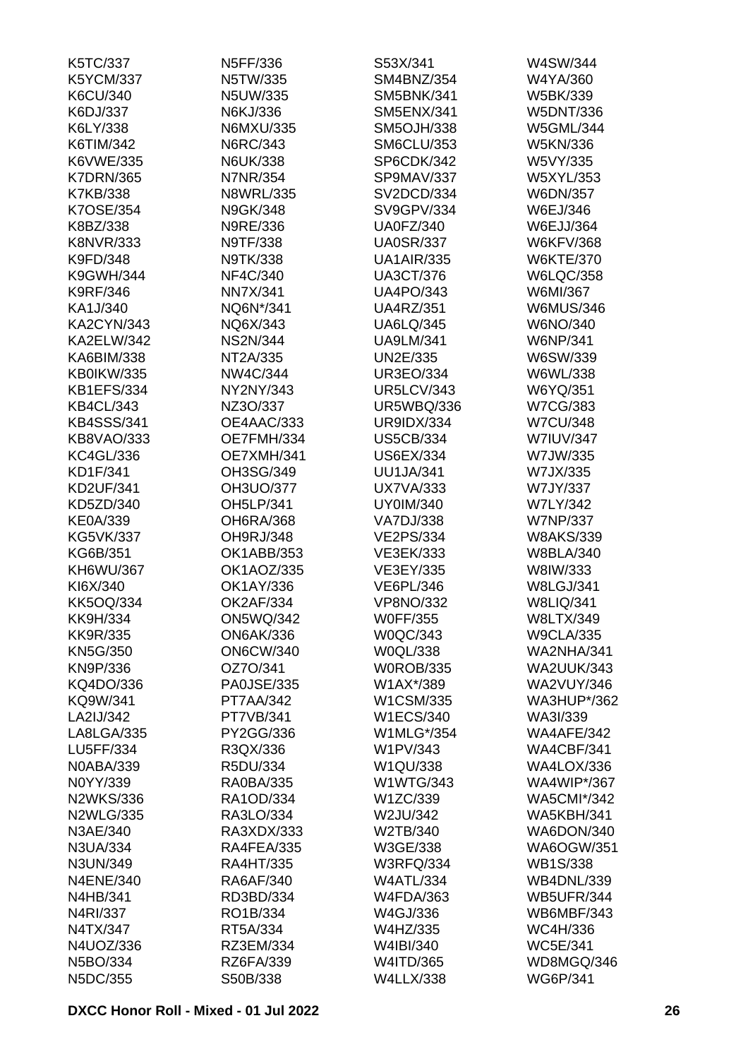K5TC/337
K5YCM/337
K6CU/340
K6DJ/337
K6LY/338
K6TIM/342
K6VWE/335
K7DRN/365
K7KB/338
K7OSE/354
K8BZ/338
K8NVR/333
K9FD/348
K9GWH/344
K9RF/346
KA1J/340
KA2CYN/343
KA2ELW/342
KA6BIM/338
KB0IKW/335
KB1EFS/334
KB4CL/343
KB4SSS/341
KB8VAO/333
KC4GL/336
KD1F/341
KD2UF/341
KD5ZD/340
KE0A/339
KG5VK/337
KG6B/351
KH6WU/367
KI6X/340
KK5OQ/334
KK9H/334
KK9R/335
KN5G/350
KN9P/336
KQ4DO/336
KQ9W/341
LA2IJ/342
LA8LGA/335
LU5FF/334
N0ABA/339
N0YY/339
N2WKS/336
N2WLG/335
N3AE/340
N3UA/334
N3UN/349
N4ENE/340
N4HB/341
N4RI/337
N4TX/347
N4UOZ/336
N5BO/334
N5DC/355
N5FF/336
N5TW/335
N5UW/335
N6KJ/336
N6MXU/335
N6RC/343
N6UK/338
N7NR/354
N8WRL/335
N9GK/348
N9RE/336
N9TF/338
N9TK/338
NF4C/340
NN7X/341
NQ6N*/341
NQ6X/343
NS2N/344
NT2A/335
NW4C/344
NY2NY/343
NZ3O/337
OE4AAC/333
OE7FMH/334
OE7XMH/341
OH3SG/349
OH3UO/377
OH5LP/341
OH6RA/368
OH9RJ/348
OK1ABB/353
OK1AOZ/335
OK1AY/336
OK2AF/334
ON5WQ/342
ON6AK/336
ON6CW/340
OZ7O/341
PA0JSE/335
PT7AA/342
PT7VB/341
PY2GG/336
R3QX/336
R5DU/334
RA0BA/335
RA1OD/334
RA3LO/334
RA3XDX/333
RA4FEA/335
RA4HT/335
RA6AF/340
RD3BD/334
RO1B/334
RT5A/334
RZ3EM/334
RZ6FA/339
S50B/338
S53X/341
SM4BNZ/354
SM5BNK/341
SM5ENX/341
SM5OJH/338
SM6CLU/353
SP6CDK/342
SP9MAV/337
SV2DCD/334
SV9GPV/334
UA0FZ/340
UA0SR/337
UA1AIR/335
UA3CT/376
UA4PO/343
UA4RZ/351
UA6LQ/345
UA9LM/341
UN2E/335
UR3EO/334
UR5LCV/343
UR5WBQ/336
UR9IDX/334
US5CB/334
US6EX/334
UU1JA/341
UX7VA/333
UY0IM/340
VA7DJ/338
VE2PS/334
VE3EK/333
VE3EY/335
VE6PL/346
VP8NO/332
W0FF/355
W0QC/343
W0QL/338
W0ROB/335
W1AX*/389
W1CSM/335
W1ECS/340
W1MLG*/354
W1PV/343
W1QU/338
W1WTG/343
W1ZC/339
W2JU/342
W2TB/340
W3GE/338
W3RFQ/334
W4ATL/334
W4FDA/363
W4GJ/336
W4HZ/335
W4IBI/340
W4ITD/365
W4LLX/338
W4SW/344
W4YA/360
W5BK/339
W5DNT/336
W5GML/344
W5KN/336
W5VY/335
W5XYL/353
W6DN/357
W6EJ/346
W6EJJ/364
W6KFV/368
W6KTE/370
W6LQC/358
W6MI/367
W6MUS/346
W6NO/340
W6NP/341
W6SW/339
W6WL/338
W6YQ/351
W7CG/383
W7CU/348
W7IUV/347
W7JW/335
W7JX/335
W7JY/337
W7LY/342
W7NP/337
W8AKS/339
W8BLA/340
W8IW/333
W8LGJ/341
W8LIQ/341
W8LTX/349
W9CLA/335
WA2NHA/341
WA2UUK/343
WA2VUY/346
WA3HUP*/362
WA3I/339
WA4AFE/342
WA4CBF/341
WA4LOX/336
WA4WIP*/367
WA5CMI*/342
WA5KBH/341
WA6DON/340
WA6OGW/351
WB1S/338
WB4DNL/339
WB5UFR/344
WB6MBF/343
WC4H/336
WC5E/341
WD8MGQ/346
WG6P/341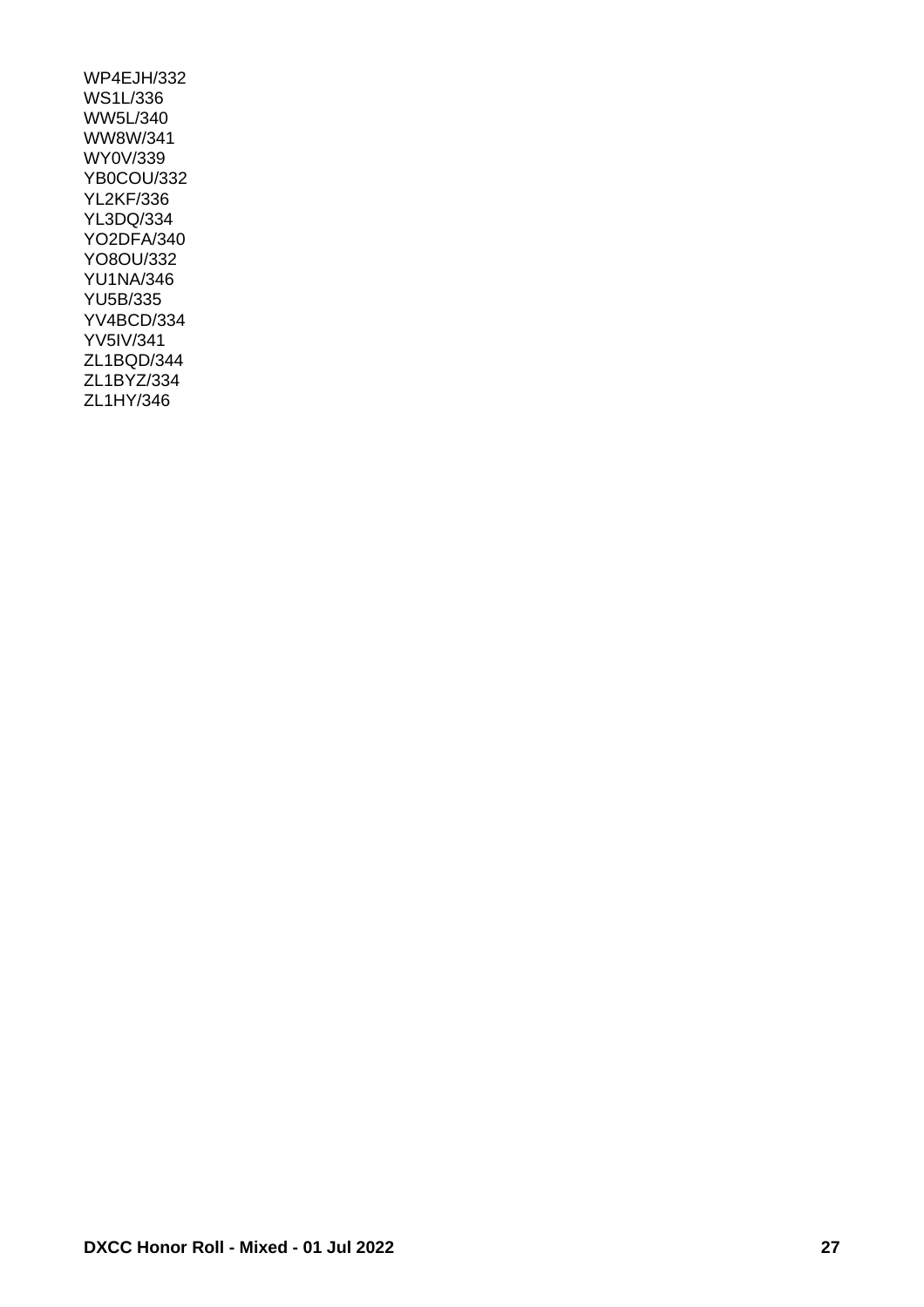WP4EJH/332
WS1L/336
WW5L/340
WW8W/341
WY0V/339
YB0COU/332
YL2KF/336
YL3DQ/334
YO2DFA/340
YO8OU/332
YU1NA/346
YU5B/335
YV4BCD/334
YV5IV/341
ZL1BQD/344
ZL1BYZ/334
ZL1HY/346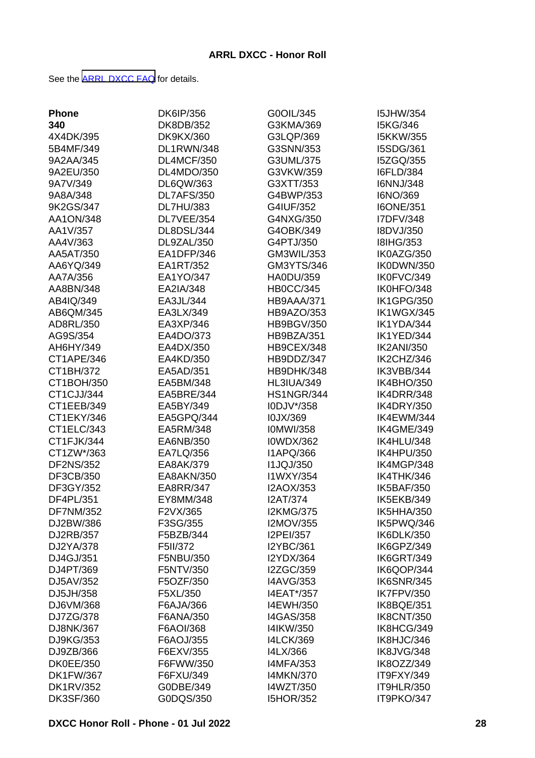**ARRL DXCC - Honor Roll**

See the [ARRL DXCC FAQ](#) for details.

**Phone**
**340**
4X4DK/395
5B4MF/349
9A2AA/345
9A2EU/350
9A7V/349
9A8A/348
9K2GS/347
AA1ON/348
AA1V/357
AA4V/363
AA5AT/350
AA6YQ/349
AA7A/356
AA8BN/348
AB4IQ/349
AB6QM/345
AD8RL/350
AG9S/354
AH6HY/349
CT1APE/346
CT1BH/372
CT1BOH/350
CT1CJJ/344
CT1EEB/349
CT1EKY/346
CT1ELC/343
CT1FJK/344
CT1ZW*/363
DF2NS/352
DF3CB/350
DF3GY/352
DF4PL/351
DF7NM/352
DJ2BW/386
DJ2RB/357
DJ2YA/378
DJ4GJ/351
DJ4PT/369
DJ5AV/352
DJ5JH/358
DJ6VM/368
DJ7ZG/378
DJ8NK/367
DJ9KG/353
DJ9ZB/366
DK0EE/350
DK1FW/367
DK1RV/352
DK3SF/360
DK6IP/356
DK8DB/352
DK9KX/360
DL1RWN/348
DL4MCF/350
DL4MDO/350
DL6QW/363
DL7AFS/350
DL7HU/383
DL7VEE/354
DL8DSL/344
DL9ZAL/350
EA1DFP/346
EA1RT/352
EA1YO/347
EA2IA/348
EA3JL/344
EA3LX/349
EA3XP/346
EA4DO/373
EA4DX/350
EA4KD/350
EA5AD/351
EA5BM/348
EA5BRE/344
EA5BY/349
EA5GPQ/344
EA5RM/348
EA6NB/350
EA7LQ/356
EA8AK/379
EA8AKN/350
EA8RR/347
EY8MM/348
F2VX/365
F3SG/355
F5BZB/344
F5II/372
F5NBU/350
F5NTV/350
F5OZF/350
F5XL/350
F6AJA/366
F6ANA/350
F6AOI/368
F6AOJ/355
F6EXV/355
F6FWW/350
F6FXU/349
G0DBE/349
G0DQS/350
G0OIL/345
G3KMA/369
G3LQP/369
G3SNN/353
G3UML/375
G3VKW/359
G3XTT/353
G4BWP/353
G4IUF/352
G4NXG/350
G4OBK/349
G4PTJ/350
GM3WIL/353
GM3YTS/346
HA0DU/359
HB0CC/345
HB9AAA/371
HB9AZO/353
HB9BGV/350
HB9BZA/351
HB9CEX/348
HB9DDZ/347
HB9DHK/348
HL3IUA/349
HS1NGR/344
I0DJV*/358
I0JX/369
I0MWI/358
I0WDX/362
I1APQ/366
I1JQJ/350
I1WXY/354
I2AOX/353
I2AT/374
I2KMG/375
I2MOV/355
I2PEI/357
I2YBC/361
I2YDX/364
I2ZGC/359
I4AVG/353
I4EAT*/357
I4EWH/350
I4GAS/358
I4IKW/350
I4LCK/369
I4LX/366
I4MFA/353
I4MKN/370
I4WZT/350
I5HOR/352
I5JHW/354
I5KG/346
I5KKW/355
I5SDG/361
I5ZGQ/355
I6FLD/384
I6NNJ/348
I6NO/369
I6ONE/351
I7DFV/348
I8DVJ/350
I8IHG/353
IK0AZG/350
IK0DWN/350
IK0FVC/349
IK0HFO/348
IK1GPG/350
IK1WGX/345
IK1YDA/344
IK1YED/344
IK2ANI/350
IK2CHZ/346
IK3VBB/344
IK4BHO/350
IK4DRR/348
IK4DRY/350
IK4EWM/344
IK4GME/349
IK4HLU/348
IK4HPU/350
IK4MGP/348
IK4THK/346
IK5BAF/350
IK5EKB/349
IK5HHA/350
IK5PWQ/346
IK6DLK/350
IK6GPZ/349
IK6GRT/349
IK6QOP/344
IK6SNR/345
IK7FPV/350
IK8BQE/351
IK8CNT/350
IK8HCG/349
IK8HJC/346
IK8JVG/348
IK8OZZ/349
IT9FXY/349
IT9HLR/350
IT9PKO/347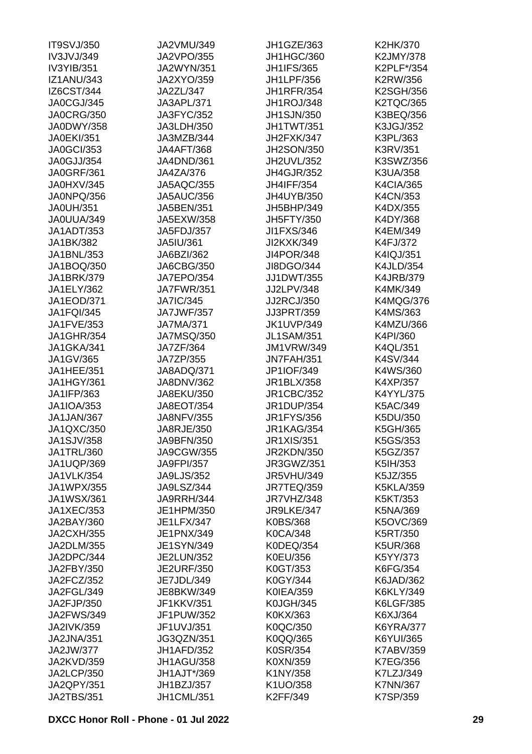IT9SVJ/350
IV3JVJ/349
IV3YIB/351
IZ1ANU/343
IZ6CST/344
JA0CGJ/345
JA0CRG/350
JA0DWY/358
JA0EKI/351
JA0GCI/353
JA0GJJ/354
JA0GRF/361
JA0HXV/345
JA0NPQ/356
JA0UH/351
JA0UUA/349
JA1ADT/353
JA1BK/382
JA1BNL/353
JA1BOQ/350
JA1BRK/379
JA1ELY/362
JA1EOD/371
JA1FQI/345
JA1FVE/353
JA1GHR/354
JA1GKA/341
JA1GV/365
JA1HEE/351
JA1HGY/361
JA1IFP/363
JA1IOA/353
JA1JAN/367
JA1QXC/350
JA1SJV/358
JA1TRL/360
JA1UQP/369
JA1VLK/354
JA1WPX/355
JA1WSX/361
JA1XEC/353
JA2BAY/360
JA2CXH/355
JA2DLM/355
JA2DPC/344
JA2FBY/350
JA2FCZ/352
JA2FGL/349
JA2FJP/350
JA2FWS/349
JA2IVK/359
JA2JNA/351
JA2JW/377
JA2KVD/359
JA2LCP/350
JA2QPY/351
JA2TBS/351
JA2VMU/349
JA2VPO/355
JA2WYN/351
JA2XYO/359
JA2ZL/347
JA3APL/371
JA3FYC/352
JA3LDH/350
JA3MZB/344
JA4AFT/368
JA4DND/361
JA4ZA/376
JA5AQC/355
JA5AUC/356
JA5BEN/351
JA5EXW/358
JA5FDJ/357
JA5IU/361
JA6BZI/362
JA6CBG/350
JA7EPO/354
JA7FWR/351
JA7IC/345
JA7JWF/357
JA7MA/371
JA7MSQ/350
JA7ZF/364
JA7ZP/355
JA8ADQ/371
JA8DNV/362
JA8EKU/350
JA8EOT/354
JA8NFV/355
JA8RJE/350
JA9BFN/350
JA9CGW/355
JA9FPI/357
JA9LJS/352
JA9LSZ/344
JA9RRH/344
JE1HPM/350
JE1LFX/347
JE1PNX/349
JE1SYN/349
JE2LUN/352
JE2URF/350
JE7JDL/349
JE8BKW/349
JF1KKV/351
JF1PUW/352
JF1UVJ/351
JG3QZN/351
JH1AFD/352
JH1AGU/358
JH1AJT*/369
JH1BZJ/357
JH1CML/351
JH1GZE/363
JH1HGC/360
JH1IFS/365
JH1LPF/356
JH1RFR/354
JH1ROJ/348
JH1SJN/350
JH1TWT/351
JH2FXK/347
JH2SON/350
JH2UVL/352
JH4GJR/352
JH4IFF/354
JH4UYB/350
JH5BHP/349
JH5FTY/350
JI1FXS/346
JI2KXK/349
JI4POR/348
JI8DGO/344
JJ1DWT/355
JJ2LPV/348
JJ2RCJ/350
JJ3PRT/359
JK1UVP/349
JL1SAM/351
JM1VRW/349
JN7FAH/351
JP1IOF/349
JR1BLX/358
JR1CBC/352
JR1DUP/354
JR1FYS/356
JR1KAG/354
JR1XIS/351
JR2KDN/350
JR3GWZ/351
JR5VHU/349
JR7TEQ/359
JR7VHZ/348
JR9LKE/347
K0BS/368
K0CA/348
K0DEQ/354
K0EU/356
K0GT/353
K0GY/344
K0IEA/359
K0JGH/345
K0KX/363
K0QC/350
K0QQ/365
K0SR/354
K0XN/359
K1NY/358
K1UO/358
K2FF/349
K2HK/370
K2JMY/378
K2PLF*/354
K2RW/356
K2SGH/356
K2TQC/365
K3BEQ/356
K3JGJ/352
K3PL/363
K3RV/351
K3SWZ/356
K3UA/358
K4CIA/365
K4CN/353
K4DX/355
K4DY/368
K4EM/349
K4FJ/372
K4IQJ/351
K4JLD/354
K4JRB/379
K4MK/349
K4MQG/376
K4MS/363
K4MZU/366
K4PI/360
K4QL/351
K4SV/344
K4WS/360
K4XP/357
K4YYL/375
K5AC/349
K5DU/350
K5GH/365
K5GS/353
K5GZ/357
K5IH/353
K5JZ/355
K5KLA/359
K5KT/353
K5NA/369
K5OVC/369
K5RT/350
K5UR/368
K5YY/373
K6FG/354
K6JAD/362
K6KLY/349
K6LGF/385
K6XJ/364
K6YRA/377
K6YUI/365
K7ABV/359
K7EG/356
K7LZJ/349
K7NN/367
K7SP/359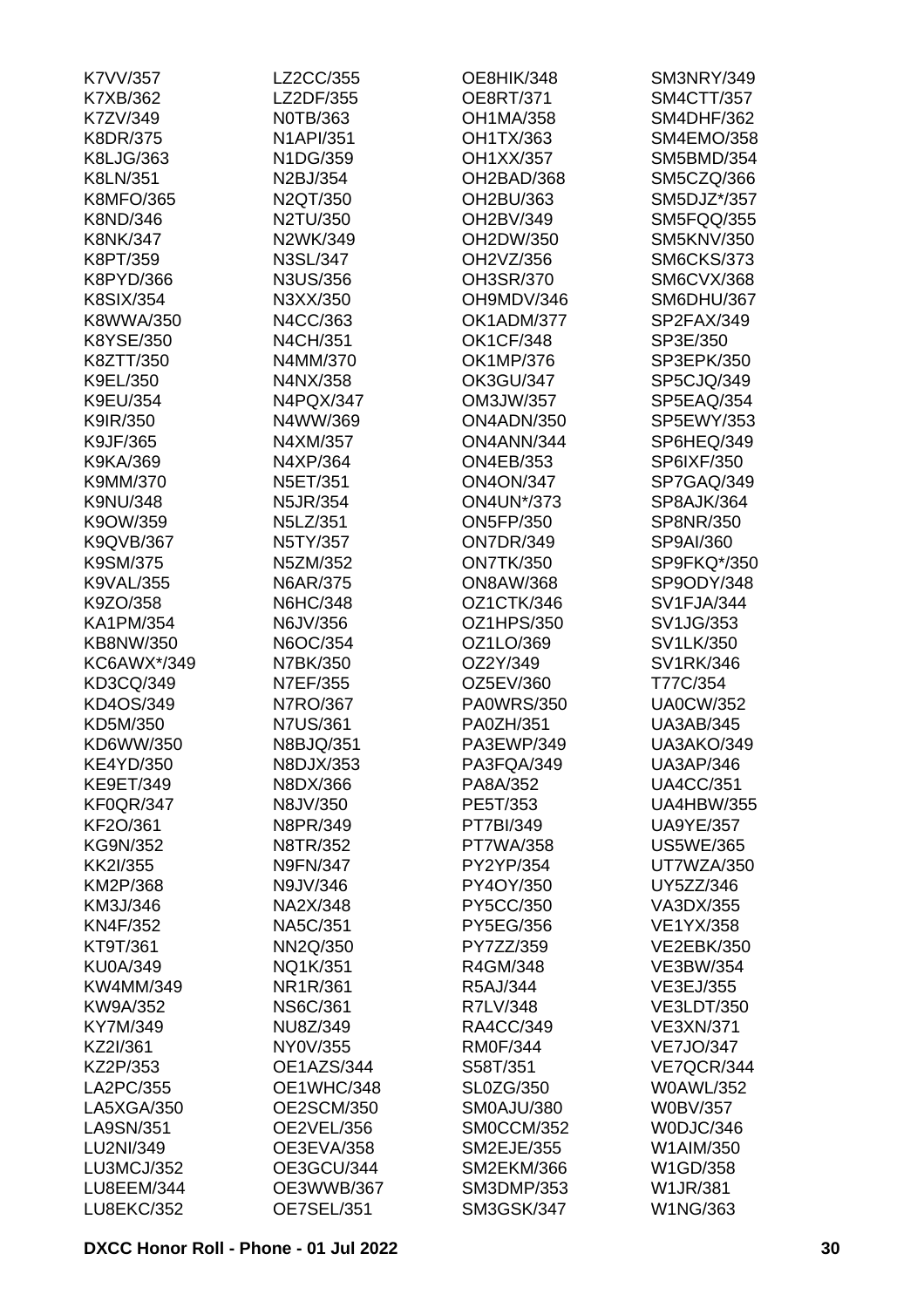K7VV/357
K7XB/362
K7ZV/349
K8DR/375
K8LJG/363
K8LN/351
K8MFO/365
K8ND/346
K8NK/347
K8PT/359
K8PYD/366
K8SIX/354
K8WWA/350
K8YSE/350
K8ZTT/350
K9EL/350
K9EU/354
K9IR/350
K9JF/365
K9KA/369
K9MM/370
K9NU/348
K9OW/359
K9QVB/367
K9SM/375
K9VAL/355
K9ZO/358
KA1PM/354
KB8NW/350
KC6AWX*/349
KD3CQ/349
KD4OS/349
KD5M/350
KD6WW/350
KE4YD/350
KE9ET/349
KF0QR/347
KF2O/361
KG9N/352
KK2I/355
KM2P/368
KM3J/346
KN4F/352
KT9T/361
KU0A/349
KW4MM/349
KW9A/352
KY7M/349
KZ2I/361
KZ2P/353
LA2PC/355
LA5XGA/350
LA9SN/351
LU2NI/349
LU3MCJ/352
LU8EEM/344
LU8EKC/352
LZ2CC/355
LZ2DF/355
N0TB/363
N1API/351
N1DG/359
N2BJ/354
N2QT/350
N2TU/350
N2WK/349
N3SL/347
N3US/356
N3XX/350
N4CC/363
N4CH/351
N4MM/370
N4NX/358
N4PQX/347
N4WW/369
N4XM/357
N4XP/364
N5ET/351
N5JR/354
N5LZ/351
N5TY/357
N5ZM/352
N6AR/375
N6HC/348
N6JV/356
N6OC/354
N7BK/350
N7EF/355
N7RO/367
N7US/361
N8BJQ/351
N8DJX/353
N8DX/366
N8JV/350
N8PR/349
N8TR/352
N9FN/347
N9JV/346
NA2X/348
NA5C/351
NN2Q/350
NQ1K/351
NR1R/361
NS6C/361
NU8Z/349
NY0V/355
OE1AZS/344
OE1WHC/348
OE2SCM/350
OE2VEL/356
OE3EVA/358
OE3GCU/344
OE3WWB/367
OE7SEL/351
OE8HIK/348
OE8RT/371
OH1MA/358
OH1TX/363
OH1XX/357
OH2BAD/368
OH2BU/363
OH2BV/349
OH2DW/350
OH2VZ/356
OH3SR/370
OH9MDV/346
OK1ADM/377
OK1CF/348
OK1MP/376
OK3GU/347
OM3JW/357
ON4ADN/350
ON4ANN/344
ON4EB/353
ON4ON/347
ON4UN*/373
ON5FP/350
ON7DR/349
ON7TK/350
ON8AW/368
OZ1CTK/346
OZ1HPS/350
OZ1LO/369
OZ2Y/349
OZ5EV/360
PA0WRS/350
PA0ZH/351
PA3EWP/349
PA3FQA/349
PA8A/352
PE5T/353
PT7BI/349
PT7WA/358
PY2YP/354
PY4OY/350
PY5CC/350
PY5EG/356
PY7ZZ/359
R4GM/348
R5AJ/344
R7LV/348
RA4CC/349
RM0F/344
S58T/351
SL0ZG/350
SM0AJU/380
SM0CCM/352
SM2EJE/355
SM2EKM/366
SM3DMP/353
SM3GSK/347
SM3NRY/349
SM4CTT/357
SM4DHF/362
SM4EMO/358
SM5BMD/354
SM5CZQ/366
SM5DJZ*/357
SM5FQQ/355
SM5KNV/350
SM6CKS/373
SM6CVX/368
SM6DHU/367
SP2FAX/349
SP3E/350
SP3EPK/350
SP5CJQ/349
SP5EAQ/354
SP5EWY/353
SP6HEQ/349
SP6IXF/350
SP7GAQ/349
SP8AJK/364
SP8NR/350
SP9AI/360
SP9FKQ*/350
SP9ODY/348
SV1FJA/344
SV1JG/353
SV1LK/350
SV1RK/346
T77C/354
UA0CW/352
UA3AB/345
UA3AKO/349
UA3AP/346
UA4CC/351
UA4HBW/355
UA9YE/357
US5WE/365
UT7WZA/350
UY5ZZ/346
VA3DX/355
VE1YX/358
VE2EBK/350
VE3BW/354
VE3EJ/355
VE3LDT/350
VE3XN/371
VE7JO/347
VE7QCR/344
W0AWL/352
W0BV/357
W0DJC/346
W1AIM/350
W1GD/358
W1JR/381
W1NG/363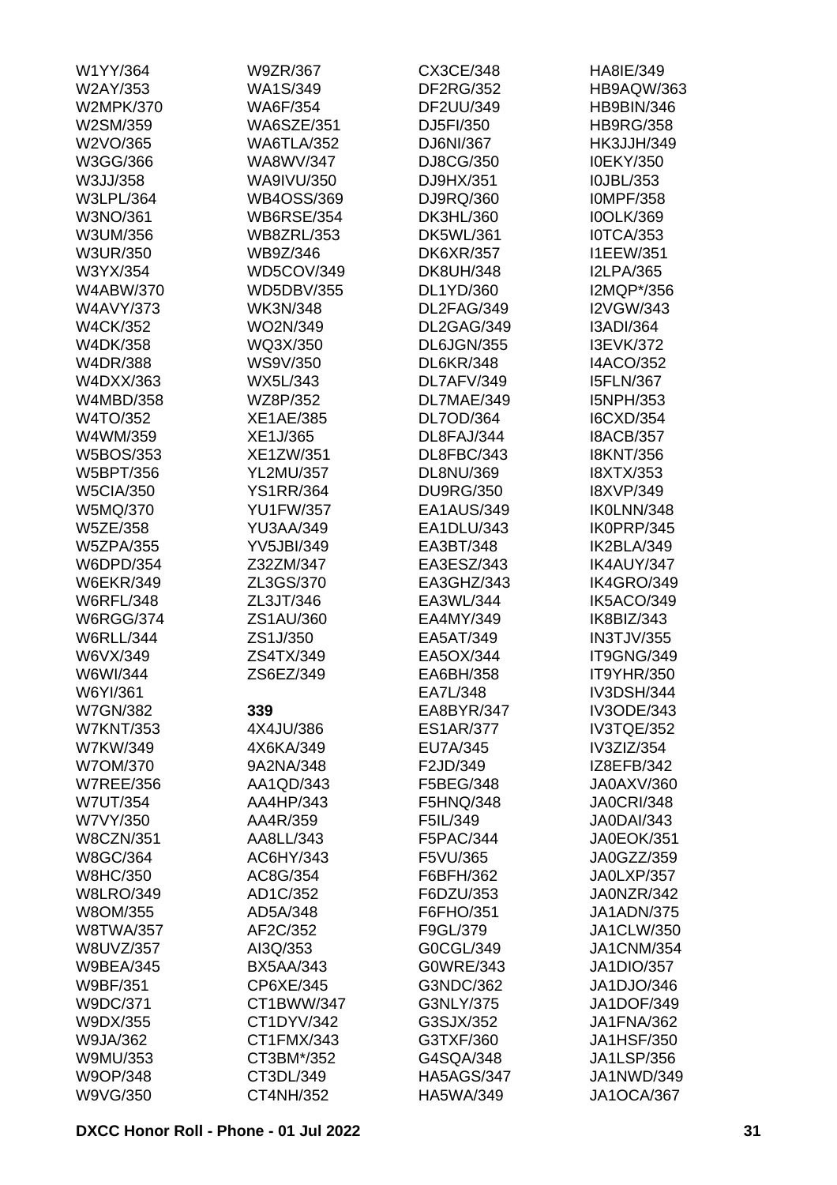W1YY/364
W2AY/353
W2MPK/370
W2SM/359
W2VO/365
W3GG/366
W3JJ/358
W3LPL/364
W3NO/361
W3UM/356
W3UR/350
W3YX/354
W4ABW/370
W4AVY/373
W4CK/352
W4DK/358
W4DR/388
W4DXX/363
W4MBD/358
W4TO/352
W4WM/359
W5BOS/353
W5BPT/356
W5CIA/350
W5MQ/370
W5ZE/358
W5ZPA/355
W6DPD/354
W6EKR/349
W6RFL/348
W6RGG/374
W6RLL/344
W6VX/349
W6WI/344
W6YI/361
W7GN/382
W7KNT/353
W7KW/349
W7OM/370
W7REE/356
W7UT/354
W7VY/350
W8CZN/351
W8GC/364
W8HC/350
W8LRO/349
W8OM/355
W8TWA/357
W8UVZ/357
W9BEA/345
W9BF/351
W9DC/371
W9DX/355
W9JA/362
W9MU/353
W9OP/348
W9VG/350
W9ZR/367
WA1S/349
WA6F/354
WA6SZE/351
WA6TLA/352
WA8WV/347
WA9IVU/350
WB4OSS/369
WB6RSE/354
WB8ZRL/353
WB9Z/346
WD5COV/349
WD5DBV/355
WK3N/348
WO2N/349
WQ3X/350
WS9V/350
WX5L/343
WZ8P/352
XE1AE/385
XE1J/365
XE1ZW/351
YL2MU/357
YS1RR/364
YU1FW/357
YU3AA/349
YV5JBI/349
Z32ZM/347
ZL3GS/370
ZL3JT/346
ZS1AU/360
ZS1J/350
ZS4TX/349
ZS6EZ/349

**339**

4X4JU/386
4X6KA/349
9A2NA/348
AA1QD/343
AA4HP/343
AA4R/359
AA8LL/343
AC6HY/343
AC8G/354
AD1C/352
AD5A/348
AF2C/352
AI3Q/353
BX5AA/343
CP6XE/345
CT1BWW/347
CT1DYV/342
CT1FMX/343
CT3BM*/352
CT3DL/349
CT4NH/352
CX3CE/348
DF2RG/352
DF2UU/349
DJ5FI/350
DJ6NI/367
DJ8CG/350
DJ9HX/351
DJ9RQ/360
DK3HL/360
DK5WL/361
DK6XR/357
DK8UH/348
DL1YD/360
DL2FAG/349
DL2GAG/349
DL6JGN/355
DL6KR/348
DL7AFV/349
DL7MAE/349
DL7OD/364
DL8FAJ/344
DL8FBC/343
DL8NU/369
DU9RG/350
EA1AUS/349
EA1DLU/343
EA3BT/348
EA3ESZ/343
EA3GHZ/343
EA3WL/344
EA4MY/349
EA5AT/349
EA5OX/344
EA6BH/358
EA7L/348
EA8BYR/347
ES1AR/377
EU7A/345
F2JD/349
F5BEG/348
F5HNQ/348
F5IL/349
F5PAC/344
F5VU/365
F6BFH/362
F6DZU/353
F6FHO/351
F9GL/379
G0CGL/349
G0WRE/343
G3NDC/362
G3NLY/375
G3SJX/352
G3TXF/360
G4SQA/348
HA5AGS/347
HA5WA/349
HA8IE/349
HB9AQW/363
HB9BIN/346
HB9RG/358
HK3JJH/349
I0EKY/350
I0JBL/353
I0MPF/358
I0OLK/369
I0TCA/353
I1EEW/351
I2LPA/365
I2MQP*/356
I2VGW/343
I3ADI/364
I3EVK/372
I4ACO/352
I5FLN/367
I5NPH/353
I6CXD/354
I8ACB/357
I8KNT/356
I8XTX/353
I8XVP/349
IK0LNN/348
IK0PRP/345
IK2BLA/349
IK4AUY/347
IK4GRO/349
IK5ACO/349
IK8BIZ/343
IN3TJV/355
IT9GNG/349
IT9YHR/350
IV3DSH/344
IV3ODE/343
IV3TQE/352
IV3ZIZ/354
IZ8EFB/342
JA0AXV/360
JA0CRI/348
JA0DAI/343
JA0EOK/351
JA0GZZ/359
JA0LXP/357
JA0NZR/342
JA1ADN/375
JA1CLW/350
JA1CNM/354
JA1DIO/357
JA1DJO/346
JA1DOF/349
JA1FNA/362
JA1HSF/350
JA1LSP/356
JA1NWD/349
JA1OCA/367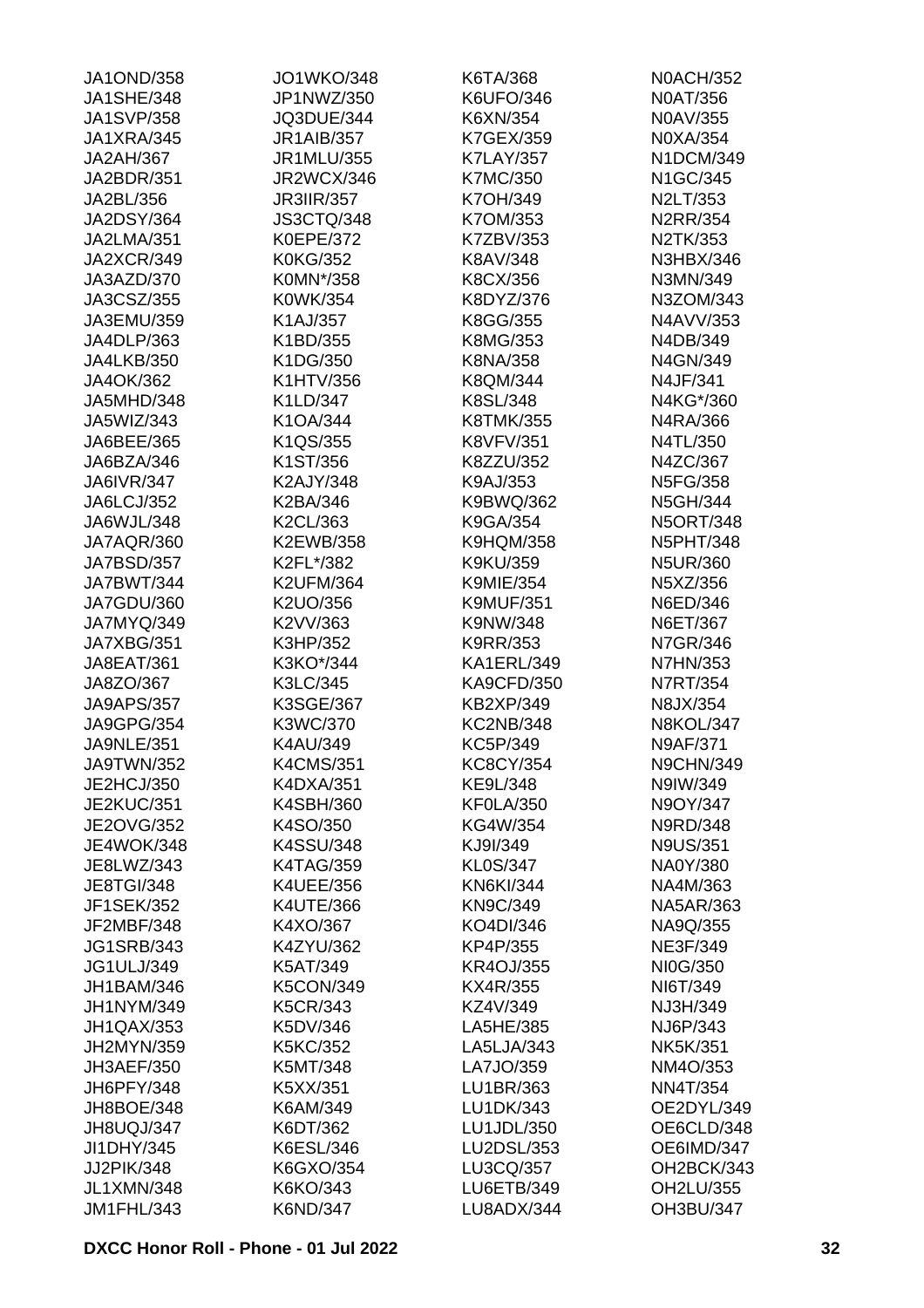JA1OND/358
JA1SHE/348
JA1SVP/358
JA1XRA/345
JA2AH/367
JA2BDR/351
JA2BL/356
JA2DSY/364
JA2LMA/351
JA2XCR/349
JA3AZD/370
JA3CSZ/355
JA3EMU/359
JA4DLP/363
JA4LKB/350
JA4OK/362
JA5MHD/348
JA5WIZ/343
JA6BEE/365
JA6BZA/346
JA6IVR/347
JA6LCJ/352
JA6WJL/348
JA7AQR/360
JA7BSD/357
JA7BWT/344
JA7GDU/360
JA7MYQ/349
JA7XBG/351
JA8EAT/361
JA8ZO/367
JA9APS/357
JA9GPG/354
JA9NLE/351
JA9TWN/352
JE2HCJ/350
JE2KUC/351
JE2OVG/352
JE4WOK/348
JE8LWZ/343
JE8TGI/348
JF1SEK/352
JF2MBF/348
JG1SRB/343
JG1ULJ/349
JH1BAM/346
JH1NYM/349
JH1QAX/353
JH2MYN/359
JH3AEF/350
JH6PFY/348
JH8BOE/348
JH8UQJ/347
JI1DHY/345
JJ2PIK/348
JL1XMN/348
JM1FHL/343
JO1WKO/348
JP1NWZ/350
JQ3DUE/344
JR1AIB/357
JR1MLU/355
JR2WCX/346
JR3IIR/357
JS3CTQ/348
K0EPE/372
K0KG/352
K0MN*/358
K0WK/354
K1AJ/357
K1BD/355
K1DG/350
K1HTV/356
K1LD/347
K1OA/344
K1QS/355
K1ST/356
K2AJY/348
K2BA/346
K2CL/363
K2EWB/358
K2FL*/382
K2UFM/364
K2UO/356
K2VV/363
K3HP/352
K3KO*/344
K3LC/345
K3SGE/367
K3WC/370
K4AU/349
K4CMS/351
K4DXA/351
K4SBH/360
K4SO/350
K4SSU/348
K4TAG/359
K4UEE/356
K4UTE/366
K4XO/367
K4ZYU/362
K5AT/349
K5CON/349
K5CR/343
K5DV/346
K5KC/352
K5MT/348
K5XX/351
K6AM/349
K6DT/362
K6ESL/346
K6GXO/354
K6KO/343
K6ND/347
K6TA/368
K6UFO/346
K6XN/354
K7GEX/359
K7LAY/357
K7MC/350
K7OH/349
K7OM/353
K7ZBV/353
K8AV/348
K8CX/356
K8DYZ/376
K8GG/355
K8MG/353
K8NA/358
K8QM/344
K8SL/348
K8TMK/355
K8VFV/351
K8ZZU/352
K9AJ/353
K9BWQ/362
K9GA/354
K9HQM/358
K9KU/359
K9MIE/354
K9MUF/351
K9NW/348
K9RR/353
KA1ERL/349
KA9CFD/350
KB2XP/349
KC2NB/348
KC5P/349
KC8CY/354
KE9L/348
KF0LA/350
KG4W/354
KJ9I/349
KL0S/347
KN6KI/344
KN9C/349
KO4DI/346
KP4P/355
KR4OJ/355
KX4R/355
KZ4V/349
LA5HE/385
LA5LJA/343
LA7JO/359
LU1BR/363
LU1DK/343
LU1JDL/350
LU2DSL/353
LU3CQ/357
LU6ETB/349
LU8ADX/344
N0ACH/352
N0AT/356
N0AV/355
N0XA/354
N1DCM/349
N1GC/345
N2LT/353
N2RR/354
N2TK/353
N3HBX/346
N3MN/349
N3ZOM/343
N4AVV/353
N4DB/349
N4GN/349
N4JF/341
N4KG*/360
N4RA/366
N4TL/350
N4ZC/367
N5FG/358
N5GH/344
N5ORT/348
N5PHT/348
N5UR/360
N5XZ/356
N6ED/346
N6ET/367
N7GR/346
N7HN/353
N7RT/354
N8JX/354
N8KOL/347
N9AF/371
N9CHN/349
N9IW/349
N9OY/347
N9RD/348
N9US/351
NA0Y/380
NA4M/363
NA5AR/363
NA9Q/355
NE3F/349
NI0G/350
NI6T/349
NJ3H/349
NJ6P/343
NK5K/351
NM4O/353
NN4T/354
OE2DYL/349
OE6CLD/348
OE6IMD/347
OH2BCK/343
OH2LU/355
OH3BU/347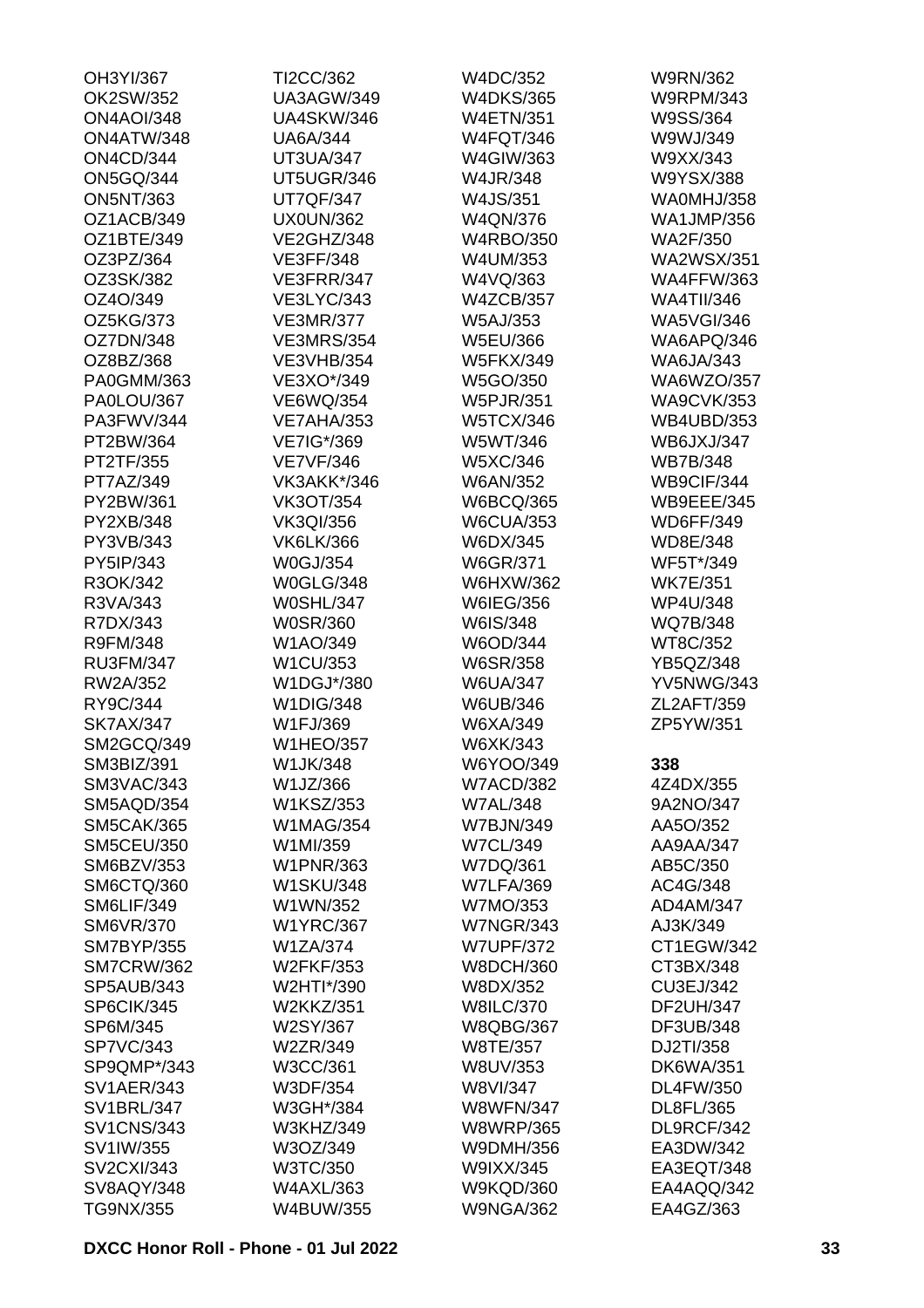OH3YI/367
OK2SW/352
ON4AOI/348
ON4ATW/348
ON4CD/344
ON5GQ/344
ON5NT/363
OZ1ACB/349
OZ1BTE/349
OZ3PZ/364
OZ3SK/382
OZ4O/349
OZ5KG/373
OZ7DN/348
OZ8BZ/368
PA0GMM/363
PA0LOU/367
PA3FWV/344
PT2BW/364
PT2TF/355
PT7AZ/349
PY2BW/361
PY2XB/348
PY3VB/343
PY5IP/343
R3OK/342
R3VA/343
R7DX/343
R9FM/348
RU3FM/347
RW2A/352
RY9C/344
SK7AX/347
SM2GCQ/349
SM3BIZ/391
SM3VAC/343
SM5AQD/354
SM5CAK/365
SM5CEU/350
SM6BZV/353
SM6CTQ/360
SM6LIF/349
SM6VR/370
SM7BYP/355
SM7CRW/362
SP5AUB/343
SP6CIK/345
SP6M/345
SP7VC/343
SP9QMP*/343
SV1AER/343
SV1BRL/347
SV1CNS/343
SV1IW/355
SV2CXI/343
SV8AQY/348
TG9NX/355
TI2CC/362
UA3AGW/349
UA4SKW/346
UA6A/344
UT3UA/347
UT5UGR/346
UT7QF/347
UX0UN/362
VE2GHZ/348
VE3FF/348
VE3FRR/347
VE3LYC/343
VE3MR/377
VE3MRS/354
VE3VHB/354
VE3XO*/349
VE6WQ/354
VE7AHA/353
VE7IG*/369
VE7VF/346
VK3AKK*/346
VK3OT/354
VK3QI/356
VK6LK/366
W0GJ/354
W0GLG/348
W0SHL/347
W0SR/360
W1AO/349
W1CU/353
W1DGJ*/380
W1DIG/348
W1FJ/369
W1HEO/357
W1JK/348
W1JZ/366
W1KSZ/353
W1MAG/354
W1MI/359
W1PNR/363
W1SKU/348
W1WN/352
W1YRC/367
W1ZA/374
W2FKF/353
W2HTI*/390
W2KKZ/351
W2SY/367
W2ZR/349
W3CC/361
W3DF/354
W3GH*/384
W3KHZ/349
W3OZ/349
W3TC/350
W4AXL/363
W4BUW/355
W4DC/352
W4DKS/365
W4ETN/351
W4FQT/346
W4GIW/363
W4JR/348
W4JS/351
W4QN/376
W4RBO/350
W4UM/353
W4VQ/363
W4ZCB/357
W5AJ/353
W5EU/366
W5FKX/349
W5GO/350
W5PJR/351
W5TCX/346
W5WT/346
W5XC/346
W6AN/352
W6BCQ/365
W6CUA/353
W6DX/345
W6GR/371
W6HXW/362
W6IEG/356
W6IS/348
W6OD/344
W6SR/358
W6UA/347
W6UB/346
W6XA/349
W6XK/343
W6YOO/349
W7ACD/382
W7AL/348
W7BJN/349
W7CL/349
W7DQ/361
W7LFA/369
W7MO/353
W7NGR/343
W7UPF/372
W8DCH/360
W8DX/352
W8ILC/370
W8QBG/367
W8TE/357
W8UV/353
W8VI/347
W8WFN/347
W8WRP/365
W9DMH/356
W9IXX/345
W9KQD/360
W9NGA/362
W9RN/362
W9RPM/343
W9SS/364
W9WJ/349
W9XX/343
W9YSX/388
WA0MHJ/358
WA1JMP/356
WA2F/350
WA2WSX/351
WA4FFW/363
WA4TII/346
WA5VGI/346
WA6APQ/346
WA6JA/343
WA6WZO/357
WA9CVK/353
WB4UBD/353
WB6JXJ/347
WB7B/348
WB9CIF/344
WB9EEE/345
WD6FF/349
WD8E/348
WF5T*/349
WK7E/351
WP4U/348
WQ7B/348
WT8C/352
YB5QZ/348
YV5NWG/343
ZL2AFT/359
ZP5YW/351

**338**

4Z4DX/355
9A2NO/347
AA5O/352
AA9AA/347
AB5C/350
AC4G/348
AD4AM/347
AJ3K/349
CT1EGW/342
CT3BX/348
CU3EJ/342
DF2UH/347
DF3UB/348
DJ2TI/358
DK6WA/351
DL4FW/350
DL8FL/365
DL9RCF/342
EA3DW/342
EA3EQT/348
EA4AQQ/342
EA4GZ/363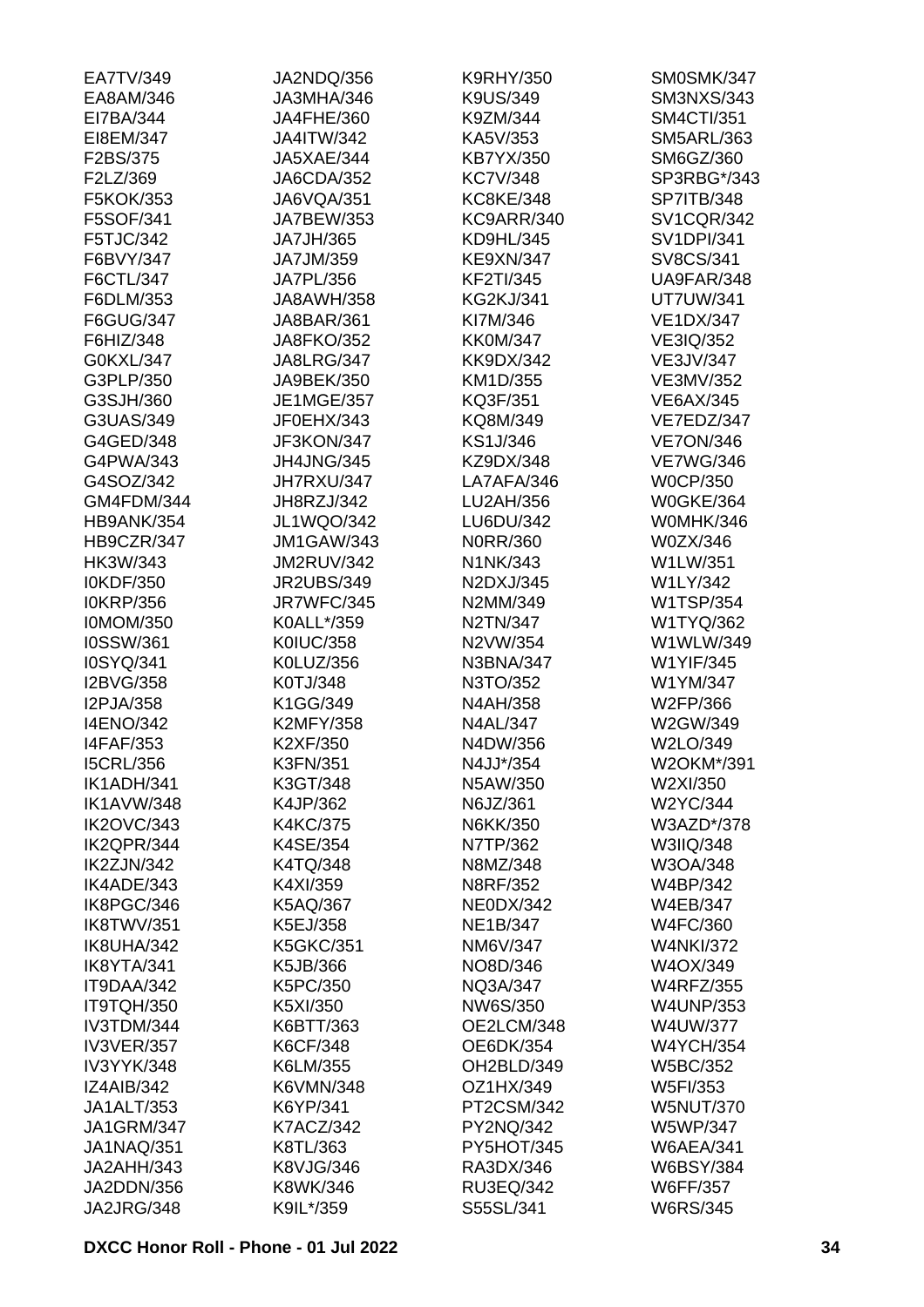EA7TV/349
EA8AM/346
EI7BA/344
EI8EM/347
F2BS/375
F2LZ/369
F5KOK/353
F5SOF/341
F5TJC/342
F6BVY/347
F6CTL/347
F6DLM/353
F6GUG/347
F6HIZ/348
G0KXL/347
G3PLP/350
G3SJH/360
G3UAS/349
G4GED/348
G4PWA/343
G4SOZ/342
GM4FDM/344
HB9ANK/354
HB9CZR/347
HK3W/343
I0KDF/350
I0KRP/356
I0MOM/350
I0SSW/361
I0SYQ/341
I2BVG/358
I2PJA/358
I4ENO/342
I4FAF/353
I5CRL/356
IK1ADH/341
IK1AVW/348
IK2OVC/343
IK2QPR/344
IK2ZJN/342
IK4ADE/343
IK8PGC/346
IK8TWV/351
IK8UHA/342
IK8YTA/341
IT9DAA/342
IT9TQH/350
IV3TDM/344
IV3VER/357
IV3YYK/348
IZ4AIB/342
JA1ALT/353
JA1GRM/347
JA1NAQ/351
JA2AHH/343
JA2DDN/356
JA2JRG/348
JA2NDQ/356
JA3MHA/346
JA4FHE/360
JA4ITW/342
JA5XAE/344
JA6CDA/352
JA6VQA/351
JA7BEW/353
JA7JH/365
JA7JM/359
JA7PL/356
JA8AWH/358
JA8BAR/361
JA8FKO/352
JA8LRG/347
JA9BEK/350
JE1MGE/357
JF0EHX/343
JF3KON/347
JH4JNG/345
JH7RXU/347
JH8RZJ/342
JL1WQO/342
JM1GAW/343
JM2RUV/342
JR2UBS/349
JR7WFC/345
K0ALL*/359
K0IUC/358
K0LUZ/356
K0TJ/348
K1GG/349
K2MFY/358
K2XF/350
K3FN/351
K3GT/348
K4JP/362
K4KC/375
K4SE/354
K4TQ/348
K4XI/359
K5AQ/367
K5EJ/358
K5GKC/351
K5JB/366
K5PC/350
K5XI/350
K6BTT/363
K6CF/348
K6LM/355
K6VMN/348
K6YP/341
K7ACZ/342
K8TL/363
K8VJG/346
K8WK/346
K9IL*/359
K9RHY/350
K9US/349
K9ZM/344
KA5V/353
KB7YX/350
KC7V/348
KC8KE/348
KC9ARR/340
KD9HL/345
KE9XN/347
KF2TI/345
KG2KJ/341
KI7M/346
KK0M/347
KK9DX/342
KM1D/355
KQ3F/351
KQ8M/349
KS1J/346
KZ9DX/348
LA7AFA/346
LU2AH/356
LU6DU/342
N0RR/360
N1NK/343
N2DXJ/345
N2MM/349
N2TN/347
N2VW/354
N3BNA/347
N3TO/352
N4AH/358
N4AL/347
N4DW/356
N4JJ*/354
N5AW/350
N6JZ/361
N6KK/350
N7TP/362
N8MZ/348
N8RF/352
NE0DX/342
NE1B/347
NM6V/347
NO8D/346
NQ3A/347
NW6S/350
OE2LCM/348
OE6DK/354
OH2BLD/349
OZ1HX/349
PT2CSM/342
PY2NQ/342
PY5HOT/345
RA3DX/346
RU3EQ/342
S55SL/341
SM0SMK/347
SM3NXS/343
SM4CTI/351
SM5ARL/363
SM6GZ/360
SP3RBG*/343
SP7ITB/348
SV1CQR/342
SV1DPI/341
SV8CS/341
UA9FAR/348
UT7UW/341
VE1DX/347
VE3IQ/352
VE3JV/347
VE3MV/352
VE6AX/345
VE7EDZ/347
VE7ON/346
VE7WG/346
W0CP/350
W0GKE/364
W0MHK/346
W0ZX/346
W1LW/351
W1LY/342
W1TSP/354
W1TYQ/362
W1WLW/349
W1YIF/345
W1YM/347
W2FP/366
W2GW/349
W2LO/349
W2OKM*/391
W2XI/350
W2YC/344
W3AZD*/378
W3IIQ/348
W3OA/348
W4BP/342
W4EB/347
W4FC/360
W4NKI/372
W4OX/349
W4RFZ/355
W4UNP/353
W4UW/377
W4YCH/354
W5BC/352
W5FI/353
W5NUT/370
W5WP/347
W6AEA/341
W6BSY/384
W6FF/357
W6RS/345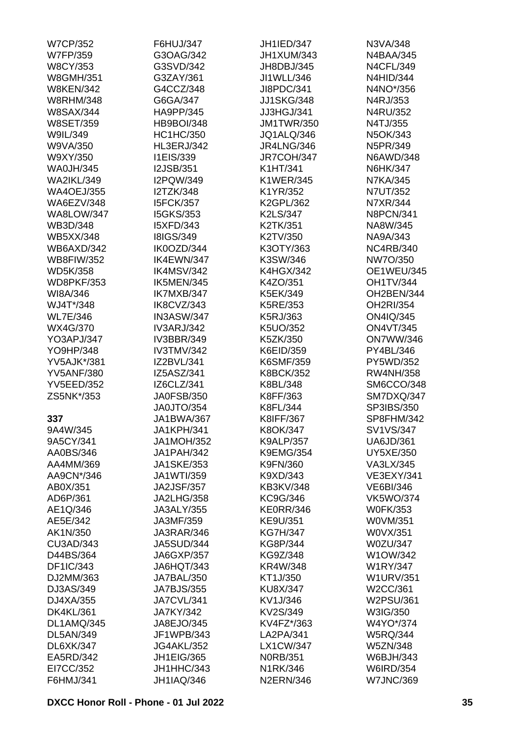W7CP/352
W7FP/359
W8CY/353
W8GMH/351
W8KEN/342
W8RHM/348
W8SAX/344
W8SET/359
W9IL/349
W9VA/350
W9XY/350
WA0JH/345
WA2IKL/349
WA4OEJ/355
WA6EZV/348
WA8LOW/347
WB3D/348
WB5XX/348
WB6AXD/342
WB8FIW/352
WD5K/358
WD8PKF/353
WI8A/346
WJ4T*/348
WL7E/346
WX4G/370
YO3APJ/347
YO9HP/348
YV5AJK*/381
YV5ANF/380
YV5EED/352
ZS5NK*/353

**337**

9A4W/345
9A5CY/341
AA0BS/346
AA4MM/369
AA9CN*/346
AB0X/351
AD6P/361
AE1Q/346
AE5E/342
AK1N/350
CU3AD/343
D44BS/364
DF1IC/343
DJ2MM/363
DJ3AS/349
DJ4XA/355
DK4KL/361
DL1AMQ/345
DL5AN/349
DL6XK/347
EA5RD/342
EI7CC/352
F6HMJ/341
F6HUJ/347
G3OAG/342
G3SVD/342
G3ZAY/361
G4CCZ/348
G6GA/347
HA9PP/345
HB9BOI/348
HC1HC/350
HL3ERJ/342
I1EIS/339
I2JSB/351
I2PQW/349
I2TZK/348
I5FCK/357
I5GKS/353
I5XFD/343
I8IGS/349
IK0OZD/344
IK4EWN/347
IK4MSV/342
IK5MEN/345
IK7MXB/347
IK8CVZ/343
IN3ASW/347
IV3ARJ/342
IV3BBR/349
IV3TMV/342
IZ2BVL/341
IZ5ASZ/341
IZ6CLZ/341
JA0FSB/350
JA0JTO/354
JA1BWA/367
JA1KPH/341
JA1MOH/352
JA1PAH/342
JA1SKE/353
JA1WTI/359
JA2JSF/357
JA2LHG/358
JA3ALY/355
JA3MF/359
JA3RAR/346
JA5SUD/344
JA6GXP/357
JA6HQT/343
JA7BAL/350
JA7BJS/355
JA7CVL/341
JA7KY/342
JA8EJO/345
JF1WPB/343
JG4AKL/352
JH1EIG/365
JH1HHC/343
JH1IAQ/346
JH1IED/347
JH1XUM/343
JH8DBJ/345
JI1WLL/346
JI8PDC/341
JJ1SKG/348
JJ3HGJ/341
JM1TWR/350
JQ1ALQ/346
JR4LNG/346
JR7COH/347
K1HT/341
K1WER/345
K1YR/352
K2GPL/362
K2LS/347
K2TK/351
K2TV/350
K3OTY/363
K3SW/346
K4HGX/342
K4ZO/351
K5EK/349
K5RE/353
K5RJ/363
K5UO/352
K5ZK/350
K6EID/359
K6SMF/359
K8BCK/352
K8BL/348
K8FF/363
K8FL/344
K8IFF/367
K8OK/347
K9ALP/357
K9EMG/354
K9FN/360
K9XD/343
KB3KV/348
KC9G/346
KE0RR/346
KE9U/351
KG7H/347
KG8P/344
KG9Z/348
KR4W/348
KT1J/350
KU8X/347
KV1J/346
KV2S/349
KV4FZ*/363
LA2PA/341
LX1CW/347
N0RB/351
N1RK/346
N2ERN/346
N3VA/348
N4BAA/345
N4CFL/349
N4HID/344
N4NO*/356
N4RJ/353
N4RU/352
N4TJ/355
N5OK/343
N5PR/349
N6AWD/348
N6HK/347
N7KA/345
N7UT/352
N7XR/344
N8PCN/341
NA8W/345
NA9A/343
NC4RB/340
NW7O/350
OE1WEU/345
OH1TV/344
OH2BEN/344
OH2RI/354
ON4IQ/345
ON4VT/345
ON7WW/346
PY4BL/346
PY5WD/352
RW4NH/358
SM6CCO/348
SM7DXQ/347
SP3IBS/350
SP8FHM/342
SV1VS/347
UA6JD/361
UY5XE/350
VA3LX/345
VE3EXY/341
VE6BI/346
VK5WO/374
W0FK/353
W0VM/351
W0VX/351
W0ZU/347
W1OW/342
W1RY/347
W1URV/351
W2CC/361
W2PSU/361
W3IG/350
W4YO*/374
W5RQ/344
W5ZN/348
W6BJH/343
W6IRD/354
W7JNC/369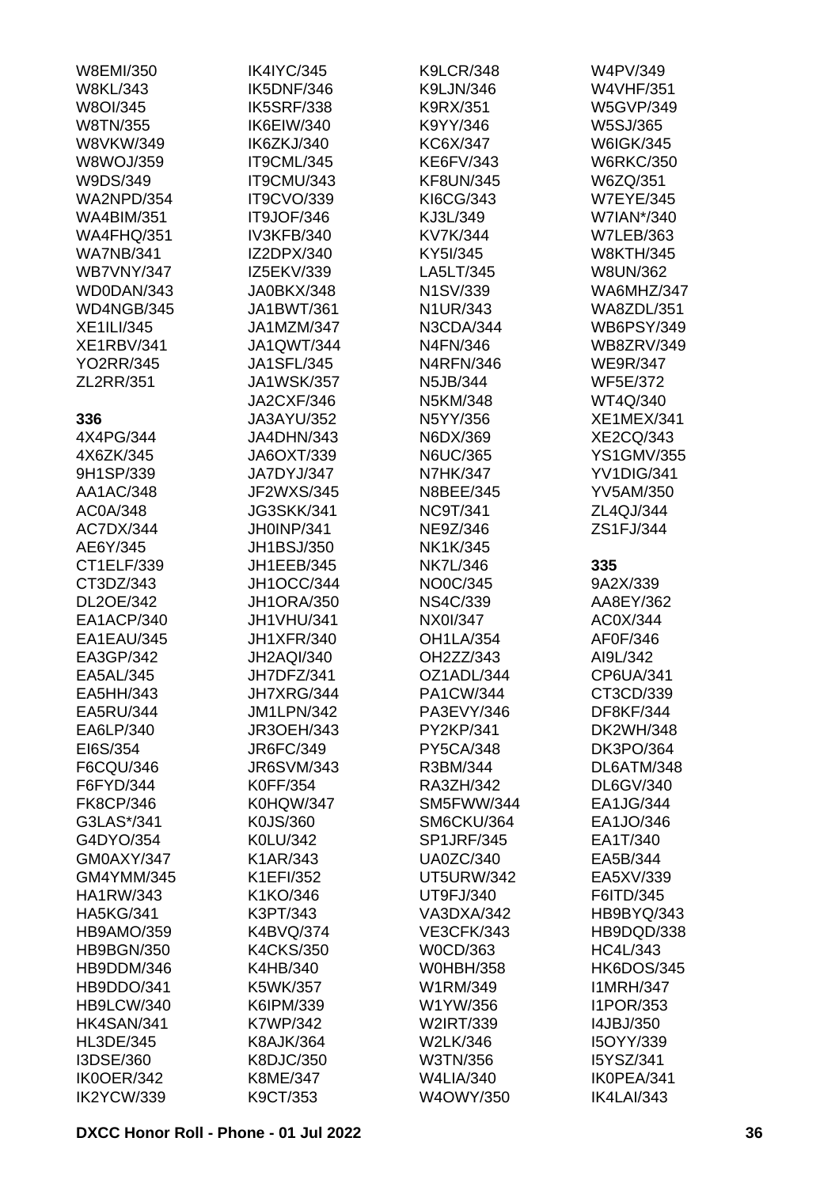W8EMI/350
W8KL/343
W8OI/345
W8TN/355
W8VKW/349
W8WOJ/359
W9DS/349
WA2NPD/354
WA4BIM/351
WA4FHQ/351
WA7NB/341
WB7VNY/347
WD0DAN/343
WD4NGB/345
XE1ILI/345
XE1RBV/341
YO2RR/345
ZL2RR/351

**336**

4X4PG/344
4X6ZK/345
9H1SP/339
AA1AC/348
AC0A/348
AC7DX/344
AE6Y/345
CT1ELF/339
CT3DZ/343
DL2OE/342
EA1ACP/340
EA1EAU/345
EA3GP/342
EA5AL/345
EA5HH/343
EA5RU/344
EA6LP/340
EI6S/354
F6CQU/346
F6FYD/344
FK8CP/346
G3LAS*/341
G4DYO/354
GM0AXY/347
GM4YMM/345
HA1RW/343
HA5KG/341
HB9AMO/359
HB9BGN/350
HB9DDM/346
HB9DDO/341
HB9LCW/340
HK4SAN/341
HL3DE/345
I3DSE/360
IK0OER/342
IK2YCW/339
IK4IYC/345
IK5DNF/346
IK5SRF/338
IK6EIW/340
IK6ZKJ/340
IT9CML/345
IT9CMU/343
IT9CVO/339
IT9JOF/346
IV3KFB/340
IZ2DPX/340
IZ5EKV/339
JA0BKX/348
JA1BWT/361
JA1MZM/347
JA1QWT/344
JA1SFL/345
JA1WSK/357
JA2CXF/346
JA3AYU/352
JA4DHN/343
JA6OXT/339
JA7DYJ/347
JF2WXS/345
JG3SKK/341
JH0INP/341
JH1BSJ/350
JH1EEB/345
JH1OCC/344
JH1ORA/350
JH1VHU/341
JH1XFR/340
JH2AQI/340
JH7DFZ/341
JH7XRG/344
JM1LPN/342
JR3OEH/343
JR6FC/349
JR6SVM/343
K0FF/354
K0HQW/347
K0JS/360
K0LU/342
K1AR/343
K1EFI/352
K1KO/346
K3PT/343
K4BVQ/374
K4CKS/350
K4HB/340
K5WK/357
K6IPM/339
K7WP/342
K8AJK/364
K8DJC/350
K8ME/347
K9CT/353
K9LCR/348
K9LJN/346
K9RX/351
K9YY/346
KC6X/347
KE6FV/343
KF8UN/345
KI6CG/343
KJ3L/349
KV7K/344
KY5I/345
LA5LT/345
N1SV/339
N1UR/343
N3CDA/344
N4FN/346
N4RFN/346
N5JB/344
N5KM/348
N5YY/356
N6DX/369
N6UC/365
N7HK/347
N8BEE/345
NC9T/341
NE9Z/346
NK1K/345
NK7L/346
NO0C/345
NS4C/339
NX0I/347
OH1LA/354
OH2ZZ/343
OZ1ADL/344
PA1CW/344
PA3EVY/346
PY2KP/341
PY5CA/348
R3BM/344
RA3ZH/342
SM5FWW/344
SM6CKU/364
SP1JRF/345
UA0ZC/340
UT5URW/342
UT9FJ/340
VA3DXA/342
VE3CFK/343
W0CD/363
W0HBH/358
W1RM/349
W1YW/356
W2IRT/339
W2LK/346
W3TN/356
W4LIA/340
W4OWY/350
W4PV/349
W4VHF/351
W5GVP/349
W5SJ/365
W6IGK/345
W6RKC/350
W6ZQ/351
W7EYE/345
W7IAN*/340
W7LEB/363
W8KTH/345
W8UN/362
WA6MHZ/347
WA8ZDL/351
WB6PSY/349
WB8ZRV/349
WE9R/347
WF5E/372
WT4Q/340
XE1MEX/341
XE2CQ/343
YS1GMV/355
YV1DIG/341
YV5AM/350
ZL4QJ/344
ZS1FJ/344

**335**

9A2X/339
AA8EY/362
AC0X/344
AF0F/346
AI9L/342
CP6UA/341
CT3CD/339
DF8KF/344
DK2WH/348
DK3PO/364
DL6ATM/348
DL6GV/340
EA1JG/344
EA1JO/346
EA1T/340
EA5B/344
EA5XV/339
F6ITD/345
HB9BYQ/343
HB9DQD/338
HC4L/343
HK6DOS/345
I1MRH/347
I1POR/353
I4JBJ/350
I5OYY/339
I5YSZ/341
IK0PEA/341
IK4LAI/343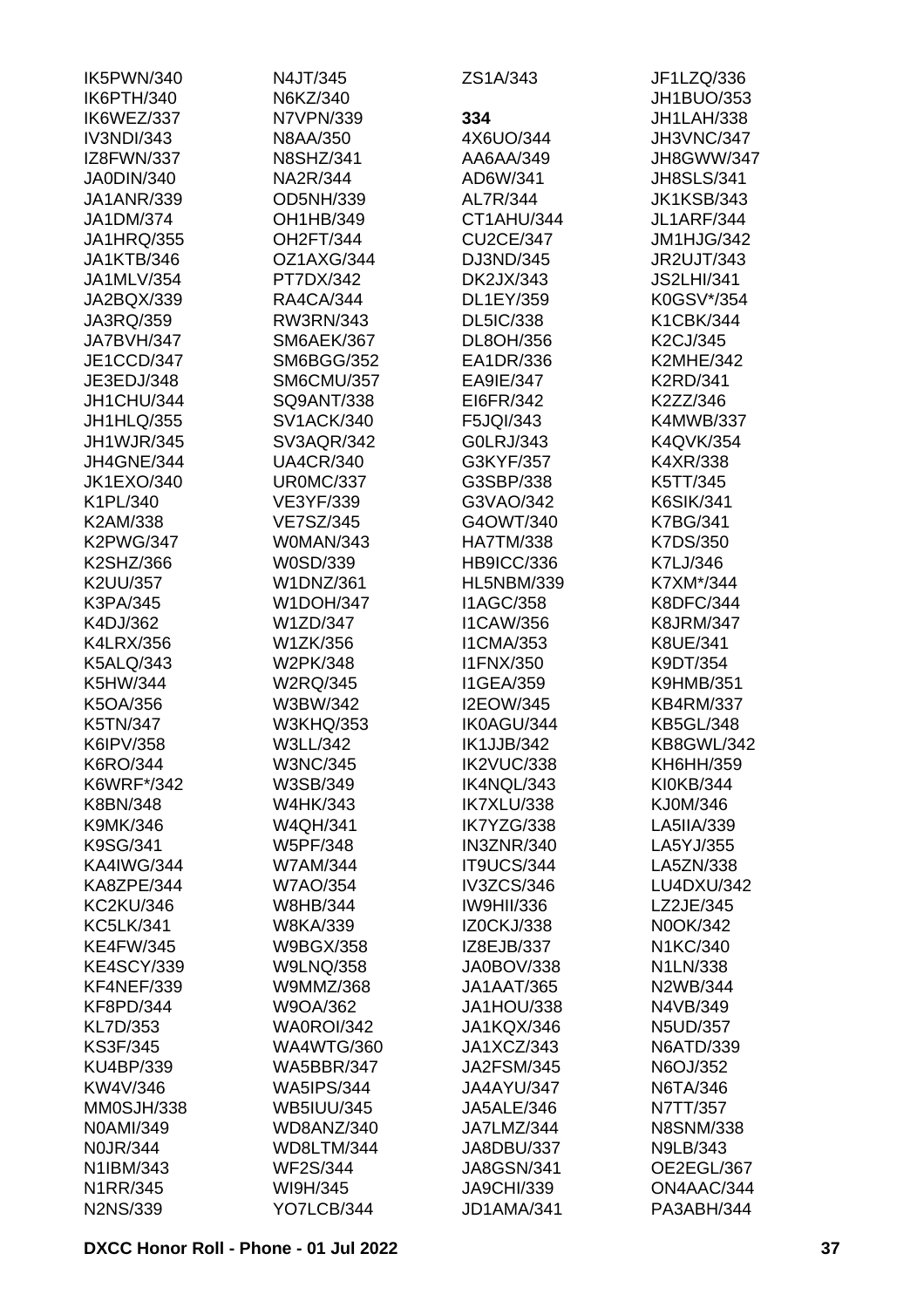IK5PWN/340
IK6PTH/340
IK6WEZ/337
IV3NDI/343
IZ8FWN/337
JA0DIN/340
JA1ANR/339
JA1DM/374
JA1HRQ/355
JA1KTB/346
JA1MLV/354
JA2BQX/339
JA3RQ/359
JA7BVH/347
JE1CCD/347
JE3EDJ/348
JH1CHU/344
JH1HLQ/355
JH1WJR/345
JH4GNE/344
JK1EXO/340
K1PL/340
K2AM/338
K2PWG/347
K2SHZ/366
K2UU/357
K3PA/345
K4DJ/362
K4LRX/356
K5ALQ/343
K5HW/344
K5OA/356
K5TN/347
K6IPV/358
K6RO/344
K6WRF*/342
K8BN/348
K9MK/346
K9SG/341
KA4IWG/344
KA8ZPE/344
KC2KU/346
KC5LK/341
KE4FW/345
KE4SCY/339
KF4NEF/339
KF8PD/344
KL7D/353
KS3F/345
KU4BP/339
KW4V/346
MM0SJH/338
N0AMI/349
N0JR/344
N1IBM/343
N1RR/345
N2NS/339

N4JT/345
N6KZ/340
N7VPN/339
N8AA/350
N8SHZ/341
NA2R/344
OD5NH/339
OH1HB/349
OH2FT/344
OZ1AXG/344
PT7DX/342
RA4CA/344
RW3RN/343
SM6AEK/367
SM6BGG/352
SM6CMU/357
SQ9ANT/338
SV1ACK/340
SV3AQR/342
UA4CR/340
UR0MC/337
VE3YF/339
VE7SZ/345
W0MAN/343
W0SD/339
W1DNZ/361
W1DOH/347
W1ZD/347
W1ZK/356
W2PK/348
W2RQ/345
W3BW/342
W3KHQ/353
W3LL/342
W3NC/345
W3SB/349
W4HK/343
W4QH/341
W5PF/348
W7AM/344
W7AO/354
W8HB/344
W8KA/339
W9BGX/358
W9LNQ/358
W9MMZ/368
W9OA/362
WA0ROI/342
WA4WTG/360
WA5BBR/347
WA5IPS/344
WB5IUU/345
WD8ANZ/340
WD8LTM/344
WF2S/344
WI9H/345
YO7LCB/344

ZS1A/343

**334**

4X6UO/344
AA6AA/349
AD6W/341
AL7R/344
CT1AHU/344
CU2CE/347
DJ3ND/345
DK2JX/343
DL1EY/359
DL5IC/338
DL8OH/356
EA1DR/336
EA9IE/347
EI6FR/342
F5JQI/343
G0LRJ/343
G3KYF/357
G3SBP/338
G3VAO/342
G4OWT/340
HA7TM/338
HB9ICC/336
HL5NBM/339
I1AGC/358
I1CAW/356
I1CMA/353
I1FNX/350
I1GEA/359
I2EOW/345
IK0AGU/344
IK1JJB/342
IK2VUC/338
IK4NQL/343
IK7XLU/338
IK7YZG/338
IN3ZNR/340
IT9UCS/344
IV3ZCS/346
IW9HII/336
IZ0CKJ/338
IZ8EJB/337
JA0BOV/338
JA1AAT/365
JA1HOU/338
JA1KQX/346
JA1XCZ/343
JA2FSM/345
JA4AYU/347
JA5ALE/346
JA7LMZ/344
JA8DBU/337
JA8GSN/341
JA9CHI/339
JD1AMA/341

JF1LZQ/336
JH1BUO/353
JH1LAH/338
JH3VNC/347
JH8GWW/347
JH8SLS/341
JK1KSB/343
JL1ARF/344
JM1HJG/342
JR2UJT/343
JS2LHI/341
K0GSV*/354
K1CBK/344
K2CJ/345
K2MHE/342
K2RD/341
K2ZZ/346
K4MWB/337
K4QVK/354
K4XR/338
K5TT/345
K6SIK/341
K7BG/341
K7DS/350
K7LJ/346
K7XM*/344
K8DFC/344
K8JRM/347
K8UE/341
K9DT/354
K9HMB/351
KB4RM/337
KB5GL/348
KB8GWL/342
KH6HH/359
KI0KB/344
KJ0M/346
LA5IIA/339
LA5YJ/355
LA5ZN/338
LU4DXU/342
LZ2JE/345
N0OK/342
N1KC/340
N1LN/338
N2WB/344
N4VB/349
N5UD/357
N6ATD/339
N6OJ/352
N6TA/346
N7TT/357
N8SNM/338
N9LB/343
OE2EGL/367
ON4AAC/344
PA3ABH/344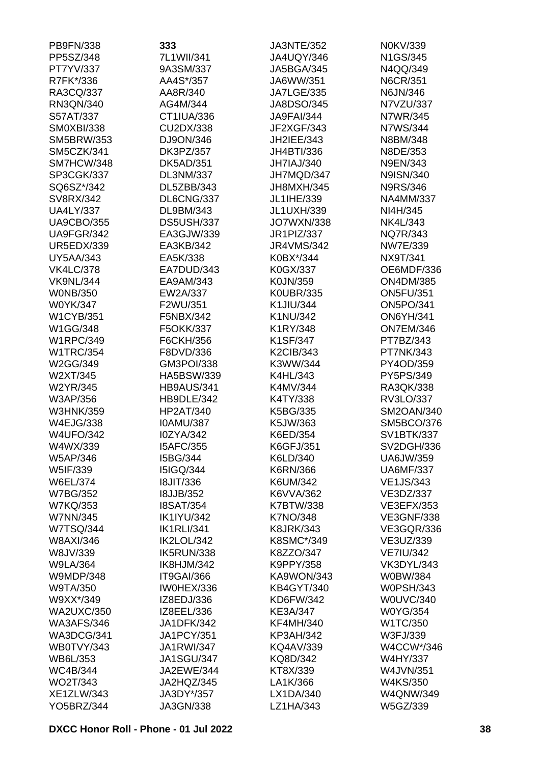PB9FN/338
PP5SZ/348
PT7YV/337
R7FK*/336
RA3CQ/337
RN3QN/340
S57AT/337
SM0XBI/338
SM5BRW/353
SM5CZK/341
SM7HCW/348
SP3CGK/337
SQ6SZ*/342
SV8RX/342
UA4LY/337
UA9CBO/355
UA9FGR/342
UR5EDX/339
UY5AA/343
VK4LC/378
VK9NL/344
W0NB/350
W0YK/347
W1CYB/351
W1GG/348
W1RPC/349
W1TRC/354
W2GG/349
W2XT/345
W2YR/345
W3AP/356
W3HNK/359
W4EJG/338
W4UFO/342
W4WX/339
W5AP/346
W5IF/339
W6EL/374
W7BG/352
W7KQ/353
W7NN/345
W7TSQ/344
W8AXI/346
W8JV/339
W9LA/364
W9MDP/348
W9TA/350
W9XX*/349
WA2UXC/350
WA3AFS/346
WA3DCG/341
WB0TVY/343
WB6L/353
WC4B/344
WO2T/343
XE1ZLW/343
YO5BRZ/344

**333**
7L1WII/341
9A3SM/337
AA4S*/357
AA8R/340
AG4M/344
CT1IUA/336
CU2DX/338
DJ9ON/346
DK3PZ/357
DK5AD/351
DL3NM/337
DL5ZBB/343
DL6CNG/337
DL9BM/343
DS5USH/337
EA3GJW/339
EA3KB/342
EA5K/338
EA7DUD/343
EA9AM/343
EW2A/337
F2WU/351
F5NBX/342
F5OKK/337
F6CKH/356
F8DVD/336
GM3POI/338
HA5BSW/339
HB9AUS/341
HB9DLE/342
HP2AT/340
I0AMU/387
I0ZYA/342
I5AFC/355
I5BG/344
I5IGQ/344
I8JIT/336
I8JJB/352
I8SAT/354
IK1IYU/342
IK1RLI/341
IK2LOL/342
IK5RUN/338
IK8HJM/342
IT9GAI/366
IW0HEX/336
IZ8EDJ/336
IZ8EEL/336
JA1DFK/342
JA1PCY/351
JA1RWI/347
JA1SGU/347
JA2EWE/344
JA2HQZ/345
JA3DY*/357
JA3GN/338

JA3NTE/352
JA4UQY/346
JA5BGA/345
JA6WW/351
JA7LGE/335
JA8DSO/345
JA9FAI/344
JF2XGF/343
JH2IEE/343
JH4BTI/336
JH7IAJ/340
JH7MQD/347
JH8MXH/345
JL1IHE/339
JL1UXH/339
JO7WXN/338
JR1PIZ/337
JR4VMS/342
K0BX*/344
K0GX/337
K0JN/359
K0UBR/335
K1JIU/344
K1NU/342
K1RY/348
K1SF/347
K2CIB/343
K3WW/344
K4HL/343
K4MV/344
K4TY/338
K5BG/335
K5JW/363
K6ED/354
K6GFJ/351
K6LD/340
K6RN/366
K6UM/342
K6VVA/362
K7BTW/338
K7NO/348
K8JRK/343
K8SMC*/349
K8ZZO/347
K9PPY/358
KA9WON/343
KB4GYT/340
KD6FW/342
KE3A/347
KF4MH/340
KP3AH/342
KQ4AV/339
KQ8D/342
KT8X/339
LA1K/366
LX1DA/340
LZ1HA/343

N0KV/339
N1GS/345
N4QQ/349
N6CR/351
N6JN/346
N7VZU/337
N7WR/345
N7WS/344
N8BM/348
N8DE/353
N9EN/343
N9ISN/340
N9RS/346
NA4MM/337
NI4H/345
NK4L/343
NQ7R/343
NW7E/339
NX9T/341
OE6MDF/336
ON4DM/385
ON5FU/351
ON5PO/341
ON6YH/341
ON7EM/346
PT7BZ/343
PT7NK/343
PY4OD/359
PY5PS/349
RA3QK/338
RV3LO/337
SM2OAN/340
SM5BCO/376
SV1BTK/337
SV2DGH/336
UA6JW/359
UA6MF/337
VE1JS/343
VE3DZ/337
VE3EFX/353
VE3GNF/338
VE3GQR/336
VE3UZ/339
VE7IU/342
VK3DYL/343
W0BW/384
W0PSH/343
W0UVC/340
W0YG/354
W1TC/350
W3FJ/339
W4CCW*/346
W4HY/337
W4JVN/351
W4KS/350
W4QNW/349
W5GZ/339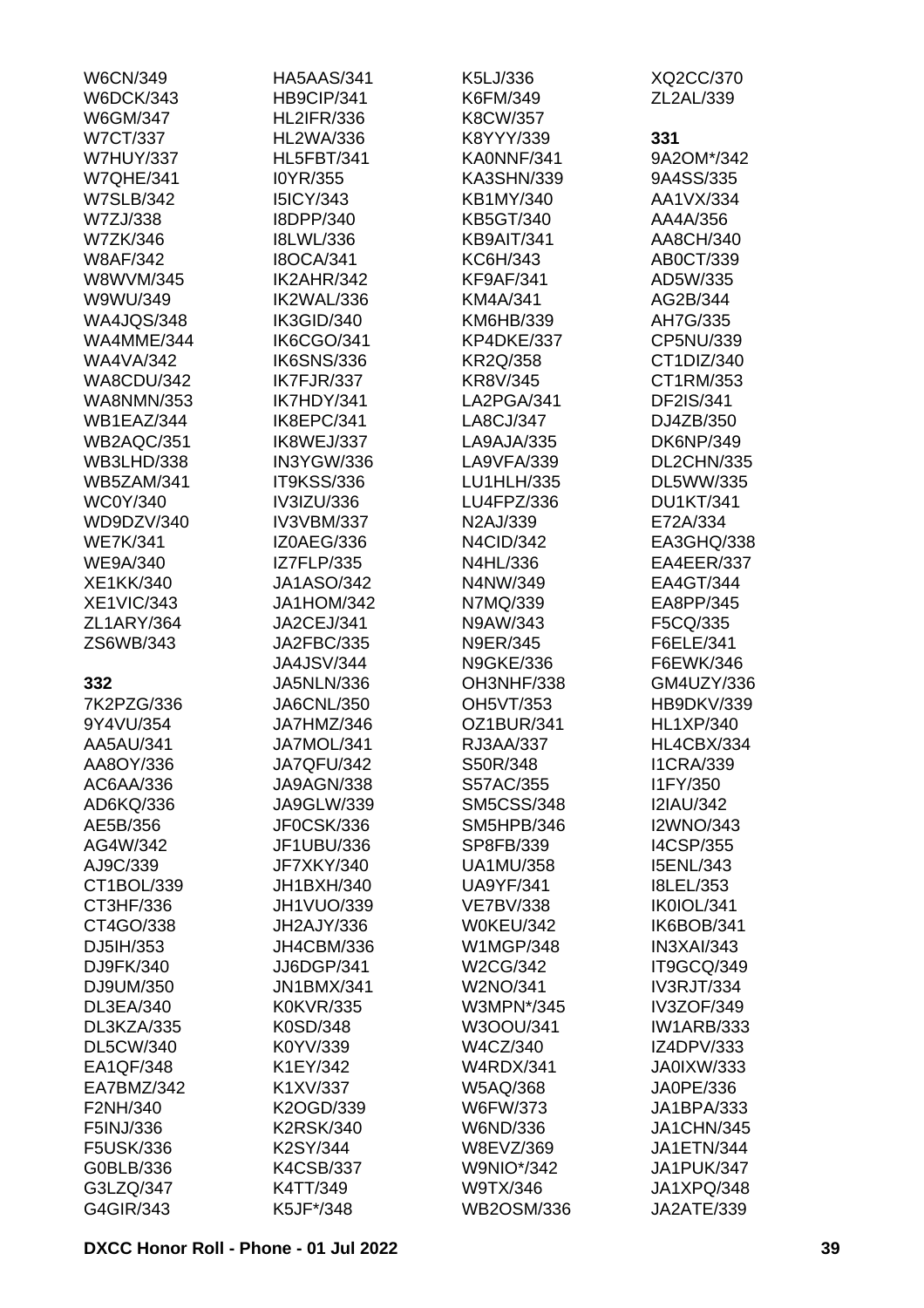W6CN/349
W6DCK/343
W6GM/347
W7CT/337
W7HUY/337
W7QHE/341
W7SLB/342
W7ZJ/338
W7ZK/346
W8AF/342
W8WVM/345
W9WU/349
WA4JQS/348
WA4MME/344
WA4VA/342
WA8CDU/342
WA8NMN/353
WB1EAZ/344
WB2AQC/351
WB3LHD/338
WB5ZAM/341
WC0Y/340
WD9DZV/340
WE7K/341
WE9A/340
XE1KK/340
XE1VIC/343
ZL1ARY/364
ZS6WB/343

**332**

7K2PZG/336
9Y4VU/354
AA5AU/341
AA8OY/336
AC6AA/336
AD6KQ/336
AE5B/356
AG4W/342
AJ9C/339
CT1BOL/339
CT3HF/336
CT4GO/338
DJ5IH/353
DJ9FK/340
DJ9UM/350
DL3EA/340
DL3KZA/335
DL5CW/340
EA1QF/348
EA7BMZ/342
F2NH/340
F5INJ/336
F5USK/336
G0BLB/336
G3LZQ/347
G4GIR/343
HA5AAS/341
HB9CIP/341
HL2IFR/336
HL2WA/336
HL5FBT/341
I0YR/355
I5ICY/343
I8DPP/340
I8LWL/336
I8OCA/341
IK2AHR/342
IK2WAL/336
IK3GID/340
IK6CGO/341
IK6SNS/336
IK7FJR/337
IK7HDY/341
IK8EPC/341
IK8WEJ/337
IN3YGW/336
IT9KSS/336
IV3IZU/336
IV3VBM/337
IZ0AEG/336
IZ7FLP/335
JA1ASO/342
JA1HOM/342
JA2CEJ/341
JA2FBC/335
JA4JSV/344
JA5NLN/336
JA6CNL/350
JA7HMZ/346
JA7MOL/341
JA7QFU/342
JA9AGN/338
JA9GLW/339
JF0CSK/336
JF1UBU/336
JF7XKY/340
JH1BXH/340
JH1VUO/339
JH2AJY/336
JH4CBM/336
JJ6DGP/341
JN1BMX/341
K0KVR/335
K0SD/348
K0YV/339
K1EY/342
K1XV/337
K2OGD/339
K2RSK/340
K2SY/344
K4CSB/337
K4TT/349
K5JF*/348
K5LJ/336
K6FM/349
K8CW/357
K8YYY/339
KA0NNF/341
KA3SHN/339
KB1MY/340
KB5GT/340
KB9AIT/341
KC6H/343
KF9AF/341
KM4A/341
KM6HB/339
KP4DKE/337
KR2Q/358
KR8V/345
LA2PGA/341
LA8CJ/347
LA9AJA/335
LA9VFA/339
LU1HLH/335
LU4FPZ/336
N2AJ/339
N4CID/342
N4HL/336
N4NW/349
N7MQ/339
N9AW/343
N9ER/345
N9GKE/336
OH3NHF/338
OH5VT/353
OZ1BUR/341
RJ3AA/337
S50R/348
S57AC/355
SM5CSS/348
SM5HPB/346
SP8FB/339
UA1MU/358
UA9YF/341
VE7BV/338
W0KEU/342
W1MGP/348
W2CG/342
W2NO/341
W3MPN*/345
W3OOU/341
W4CZ/340
W4RDX/341
W5AQ/368
W6FW/373
W6ND/336
W8EVZ/369
W9NIO*/342
W9TX/346
WB2OSM/336
XQ2CC/370
ZL2AL/339

**331**

9A2OM*/342
9A4SS/335
AA1VX/334
AA4A/356
AA8CH/340
AB0CT/339
AD5W/335
AG2B/344
AH7G/335
CP5NU/339
CT1DIZ/340
CT1RM/353
DF2IS/341
DJ4ZB/350
DK6NP/349
DL2CHN/335
DL5WW/335
DU1KT/341
E72A/334
EA3GHQ/338
EA4EER/337
EA4GT/344
EA8PP/345
F5CQ/335
F6ELE/341
F6EWK/346
GM4UZY/336
HB9DKV/339
HL1XP/340
HL4CBX/334
I1CRA/339
I1FY/350
I2IAU/342
I2WNO/343
I4CSP/355
I5ENL/343
I8LEL/353
IK0IOL/341
IK6BOB/341
IN3XAI/343
IT9GCQ/349
IV3RJT/334
IV3ZOF/349
IW1ARB/333
IZ4DPV/333
JA0IXW/333
JA0PE/336
JA1BPA/333
JA1CHN/345
JA1ETN/344
JA1PUK/347
JA1XPQ/348
JA2ATE/339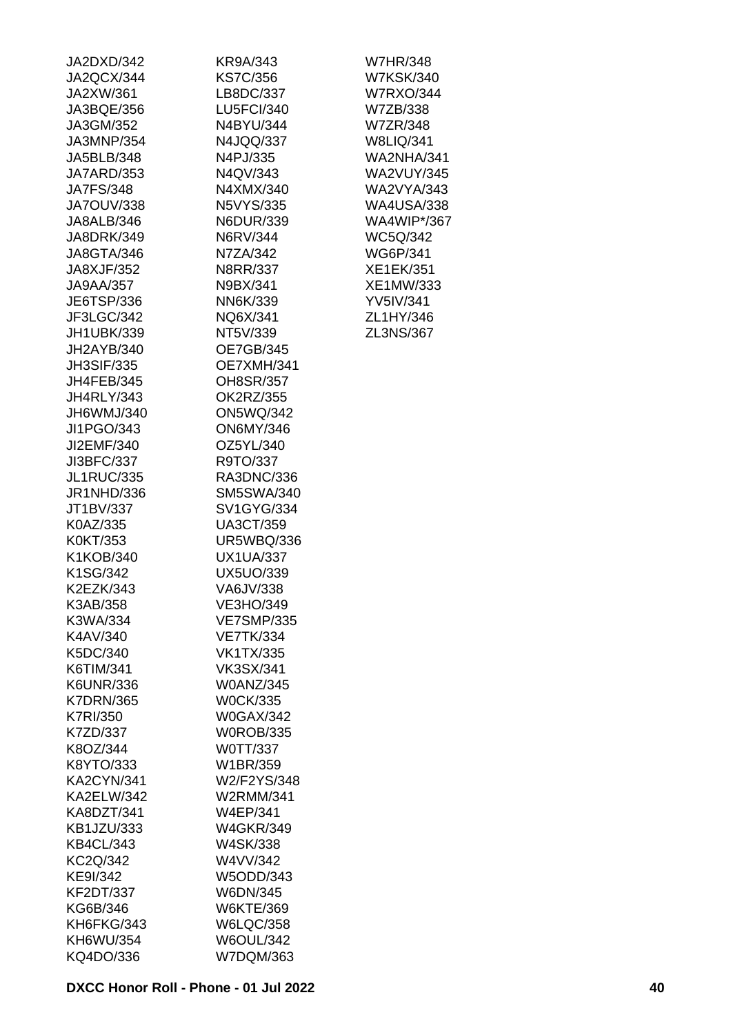JA2DXD/342
JA2QCX/344
JA2XW/361
JA3BQE/356
JA3GM/352
JA3MNP/354
JA5BLB/348
JA7ARD/353
JA7FS/348
JA7OUV/338
JA8ALB/346
JA8DRK/349
JA8GTA/346
JA8XJF/352
JA9AA/357
JE6TSP/336
JF3LGC/342
JH1UBK/339
JH2AYB/340
JH3SIF/335
JH4FEB/345
JH4RLY/343
JH6WMJ/340
JI1PGO/343
JI2EMF/340
JI3BFC/337
JL1RUC/335
JR1NHD/336
JT1BV/337
K0AZ/335
K0KT/353
K1KOB/340
K1SG/342
K2EZK/343
K3AB/358
K3WA/334
K4AV/340
K5DC/340
K6TIM/341
K6UNR/336
K7DRN/365
K7RI/350
K7ZD/337
K8OZ/344
K8YTO/333
KA2CYN/341
KA2ELW/342
KA8DZT/341
KB1JZU/333
KB4CL/343
KC2Q/342
KE9I/342
KF2DT/337
KG6B/346
KH6FKG/343
KH6WU/354
KQ4DO/336
KR9A/343
KS7C/356
LB8DC/337
LU5FCI/340
N4BYU/344
N4JQQ/337
N4PJ/335
N4QV/343
N4XMX/340
N5VYS/335
N6DUR/339
N6RV/344
N7ZA/342
N8RR/337
N9BX/341
NN6K/339
NQ6X/341
NT5V/339
OE7GB/345
OE7XMH/341
OH8SR/357
OK2RZ/355
ON5WQ/342
ON6MY/346
OZ5YL/340
R9TO/337
RA3DNC/336
SM5SWA/340
SV1GYG/334
UA3CT/359
UR5WBQ/336
UX1UA/337
UX5UO/339
VA6JV/338
VE3HO/349
VE7SMP/335
VE7TK/334
VK1TX/335
VK3SX/341
W0ANZ/345
W0CK/335
W0GAX/342
W0ROB/335
W0TT/337
W1BR/359
W2/F2YS/348
W2RMM/341
W4EP/341
W4GKR/349
W4SK/338
W4VV/342
W5ODD/343
W6DN/345
W6KTE/369
W6LQC/358
W6OUL/342
W7DQM/363
W7HR/348
W7KSK/340
W7RXO/344
W7ZB/338
W7ZR/348
W8LIQ/341
WA2NHA/341
WA2VUY/345
WA2VYA/343
WA4USA/338
WA4WIP*/367
WC5Q/342
WG6P/341
XE1EK/351
XE1MW/333
YV5IV/341
ZL1HY/346
ZL3NS/367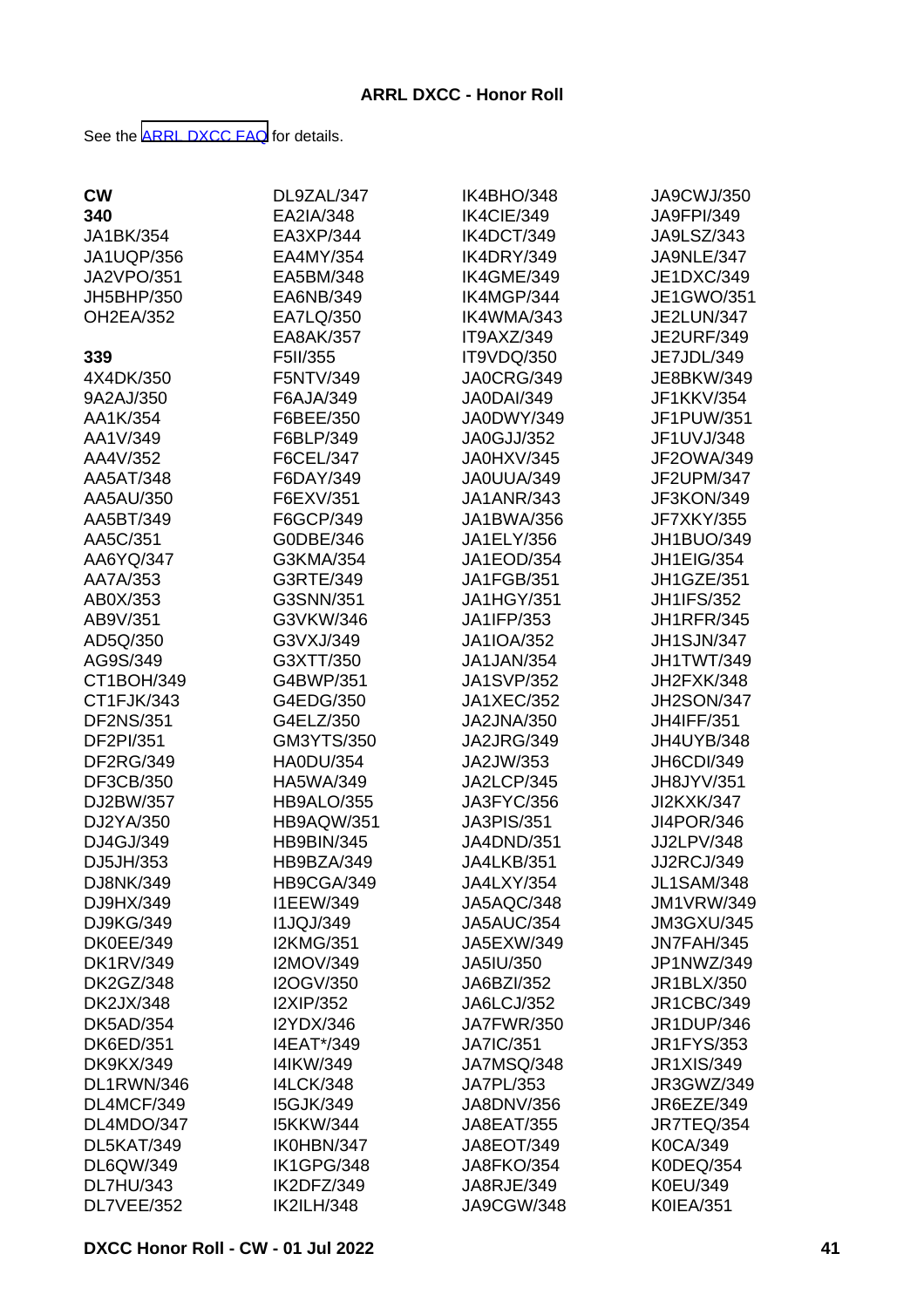**ARRL DXCC - Honor Roll**

See the [ARRL DXCC FAQ] for details.

**CW**

**340**

JA1BK/354
JA1UQP/356
JA2VPO/351
JH5BHP/350
OH2EA/352

**339**

4X4DK/350
9A2AJ/350
AA1K/354
AA1V/349
AA4V/352
AA5AT/348
AA5AU/350
AA5BT/349
AA5C/351
AA6YQ/347
AA7A/353
AB0X/353
AB9V/351
AD5Q/350
AG9S/349
CT1BOH/349
CT1FJK/343
DF2NS/351
DF2PI/351
DF2RG/349
DF3CB/350
DJ2BW/357
DJ2YA/350
DJ4GJ/349
DJ5JH/353
DJ8NK/349
DJ9HX/349
DJ9KG/349
DK0EE/349
DK1RV/349
DK2GZ/348
DK2JX/348
DK5AD/354
DK6ED/351
DK9KX/349
DL1RWN/346
DL4MCF/349
DL4MDO/347
DL5KAT/349
DL6QW/349
DL7HU/343
DL7VEE/352
DL9ZAL/347
EA2IA/348
EA3XP/344
EA4MY/354
EA5BM/348
EA6NB/349
EA7LQ/350
EA8AK/357
F5II/355
F5NTV/349
F6AJA/349
F6BEE/350
F6BLP/349
F6CEL/347
F6DAY/349
F6EXV/351
F6GCP/349
G0DBE/346
G3KMA/354
G3RTE/349
G3SNN/351
G3VKW/346
G3VXJ/349
G3XTT/350
G4BWP/351
G4EDG/350
G4ELZ/350
GM3YTS/350
HA0DU/354
HA5WA/349
HB9ALO/355
HB9AQW/351
HB9BIN/345
HB9BZA/349
HB9CGA/349
I1EEW/349
I1JQJ/349
I2KMG/351
I2MOV/349
I2OGV/350
I2XIP/352
I2YDX/346
I4EAT*/349
I4IKW/349
I4LCK/348
I5GJK/349
I5KKW/344
IK0HBN/347
IK1GPG/348
IK2DFZ/349
IK2ILH/348
IK4BHO/348
IK4CIE/349
IK4DCT/349
IK4DRY/349
IK4GME/349
IK4MGP/344
IK4WMA/343
IT9AXZ/349
IT9VDQ/350
JA0CRG/349
JA0DAI/349
JA0DWY/349
JA0GJJ/352
JA0HXV/345
JA0UUA/349
JA1ANR/343
JA1BWA/356
JA1ELY/356
JA1EOD/354
JA1FGB/351
JA1HGY/351
JA1IFP/353
JA1IOA/352
JA1JAN/354
JA1SVP/352
JA1XEC/352
JA2JNA/350
JA2JRG/349
JA2JW/353
JA2LCP/345
JA3FYC/356
JA3PIS/351
JA4DND/351
JA4LKB/351
JA4LXY/354
JA5AQC/348
JA5AUC/354
JA5EXW/349
JA5IU/350
JA6BZI/352
JA6LCJ/352
JA7FWR/350
JA7IC/351
JA7MSQ/348
JA7PL/353
JA8DNV/356
JA8EAT/355
JA8EOT/349
JA8FKO/354
JA8RJE/349
JA9CGW/348
JA9CWJ/350
JA9FPI/349
JA9LSZ/343
JA9NLE/347
JE1DXC/349
JE1GWO/351
JE2LUN/347
JE2URF/349
JE7JDL/349
JE8BKW/349
JF1KKV/354
JF1PUW/351
JF1UVJ/348
JF2OWA/349
JF2UPM/347
JF3KON/349
JF7XKY/355
JH1BUO/349
JH1EIG/354
JH1GZE/351
JH1IFS/352
JH1RFR/345
JH1SJN/347
JH1TWT/349
JH2FXK/348
JH2SON/347
JH4IFF/351
JH4UYB/348
JH6CDI/349
JH8JYV/351
JI2KXK/347
JI4POR/346
JJ2LPV/348
JJ2RCJ/349
JL1SAM/348
JM1VRW/349
JM3GXU/345
JN7FAH/345
JP1NWZ/349
JR1BLX/350
JR1CBC/349
JR1DUP/346
JR1FYS/353
JR1XIS/349
JR3GWZ/349
JR6EZE/349
JR7TEQ/354
K0CA/349
K0DEQ/354
K0EU/349
K0IEA/351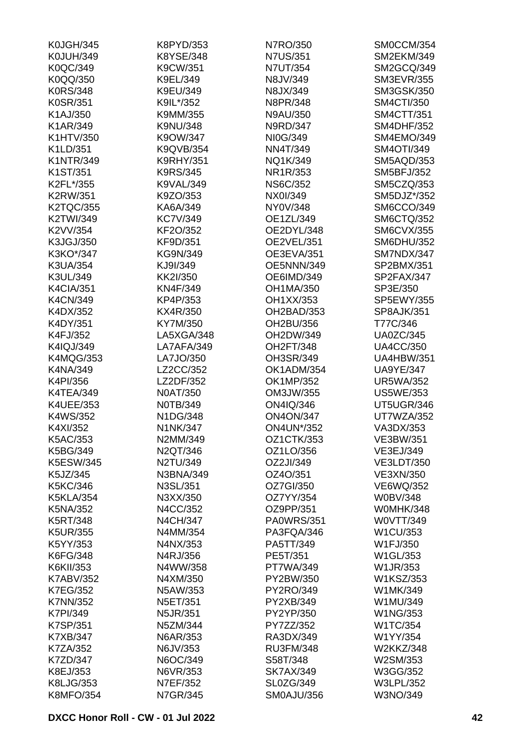K0JGH/345
K0JUH/349
K0QC/349
K0QQ/350
K0RS/348
K0SR/351
K1AJ/350
K1AR/349
K1HTV/350
K1LD/351
K1NTR/349
K1ST/351
K2FL*/355
K2RW/351
K2TQC/355
K2TWI/349
K2VV/354
K3JGJ/350
K3KO*/347
K3UA/354
K3UL/349
K4CIA/351
K4CN/349
K4DX/352
K4DY/351
K4FJ/352
K4IQJ/349
K4MQG/353
K4NA/349
K4PI/356
K4TEA/349
K4UEE/353
K4WS/352
K4XI/352
K5AC/353
K5BG/349
K5ESW/345
K5JZ/345
K5KC/346
K5KLA/354
K5NA/352
K5RT/348
K5UR/355
K5YY/353
K6FG/348
K6KII/353
K7ABV/352
K7EG/352
K7NN/352
K7PI/349
K7SP/351
K7XB/347
K7ZA/352
K7ZD/347
K8EJ/353
K8LJG/353
K8MFO/354
K8PYD/353
K8YSE/348
K9CW/351
K9EL/349
K9EU/349
K9IL*/352
K9MM/355
K9NU/348
K9OW/347
K9QVB/354
K9RHY/351
K9RS/345
K9VAL/349
K9ZO/353
KA6A/349
KC7V/349
KF2O/352
KF9D/351
KG9N/349
KJ9I/349
KK2I/350
KN4F/349
KP4P/353
KX4R/350
KY7M/350
LA5XGA/348
LA7AFA/349
LA7JO/350
LZ2CC/352
LZ2DF/352
N0AT/350
N0TB/349
N1DG/348
N1NK/347
N2MM/349
N2QT/346
N2TU/349
N3BNA/349
N3SL/351
N3XX/350
N4CC/352
N4CH/347
N4MM/354
N4NX/353
N4RJ/356
N4WW/358
N4XM/350
N5AW/353
N5ET/351
N5JR/351
N5ZM/344
N6AR/353
N6JV/353
N6OC/349
N6VR/353
N7EF/352
N7GR/345
N7RO/350
N7US/351
N7UT/354
N8JV/349
N8JX/349
N8PR/348
N9AU/350
N9RD/347
NI0G/349
NN4T/349
NQ1K/349
NR1R/353
NS6C/352
NX0I/349
NY0V/348
OE1ZL/349
OE2DYL/348
OE2VEL/351
OE3EVA/351
OE5NNN/349
OE6IMD/349
OH1MA/350
OH1XX/353
OH2BAD/353
OH2BU/356
OH2DW/349
OH2FT/348
OH3SR/349
OK1ADM/354
OK1MP/352
OM3JW/355
ON4IQ/346
ON4ON/347
ON4UN*/352
OZ1CTK/353
OZ1LO/356
OZ2JI/349
OZ4O/351
OZ7GI/350
OZ7YY/354
OZ9PP/351
PA0WRS/351
PA3FQA/346
PA5TT/349
PE5T/351
PT7WA/349
PY2BW/350
PY2RO/349
PY2XB/349
PY2YP/350
PY7ZZ/352
RA3DX/349
RU3FM/348
S58T/348
SK7AX/349
SL0ZG/349
SM0AJU/356
SM0CCM/354
SM2EKM/349
SM2GCQ/349
SM3EVR/355
SM3GSK/350
SM4CTI/350
SM4CTT/351
SM4DHF/352
SM4EMO/349
SM4OTI/349
SM5AQD/353
SM5BFJ/352
SM5CZQ/353
SM5DJZ*/352
SM6CCO/349
SM6CTQ/352
SM6CVX/355
SM6DHU/352
SM7NDX/347
SP2BMX/351
SP2FAX/347
SP3E/350
SP5EWY/355
SP8AJK/351
T77C/346
UA0ZC/345
UA4CC/350
UA4HBW/351
UA9YE/347
UR5WA/352
US5WE/353
UT5UGR/346
UT7WZA/352
VA3DX/353
VE3BW/351
VE3EJ/349
VE3LDT/350
VE3XN/350
VE6WQ/352
W0BV/348
W0MHK/348
W0VTT/349
W1CU/353
W1FJ/350
W1GL/353
W1JR/353
W1KSZ/353
W1MK/349
W1MU/349
W1NG/353
W1TC/354
W1YY/354
W2KKZ/348
W2SM/353
W3GG/352
W3LPL/352
W3NO/349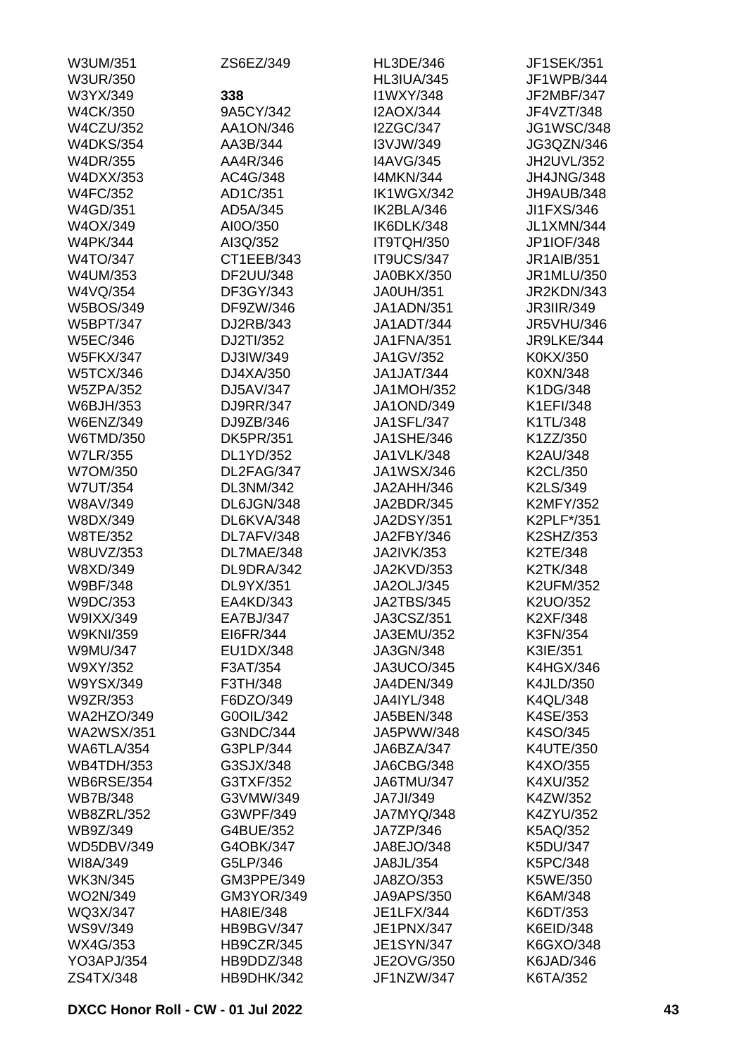W3UM/351
W3UR/350
W3YX/349
W4CK/350
W4CZU/352
W4DKS/354
W4DR/355
W4DXX/353
W4FC/352
W4GD/351
W4OX/349
W4PK/344
W4TO/347
W4UM/353
W4VQ/354
W5BOS/349
W5BPT/347
W5EC/346
W5FKX/347
W5TCX/346
W5ZPA/352
W6BJH/353
W6ENZ/349
W6TMD/350
W7LR/355
W7OM/350
W7UT/354
W8AV/349
W8DX/349
W8TE/352
W8UVZ/353
W8XD/349
W9BF/348
W9DC/353
W9IXX/349
W9KNI/359
W9MU/347
W9XY/352
W9YSX/349
W9ZR/353
WA2HZO/349
WA2WSX/351
WA6TLA/354
WB4TDH/353
WB6RSE/354
WB7B/348
WB8ZRL/352
WB9Z/349
WD5DBV/349
WI8A/349
WK3N/345
WO2N/349
WQ3X/347
WS9V/349
WX4G/353
YO3APJ/354
ZS4TX/348
ZS6EZ/349

**338**

9A5CY/342
AA1ON/346
AA3B/344
AA4R/346
AC4G/348
AD1C/351
AD5A/345
AI0O/350
AI3Q/352
CT1EEB/343
DF2UU/348
DF3GY/343
DF9ZW/346
DJ2RB/343
DJ2TI/352
DJ3IW/349
DJ4XA/350
DJ5AV/347
DJ9RR/347
DJ9ZB/346
DK5PR/351
DL1YD/352
DL2FAG/347
DL3NM/342
DL6JGN/348
DL6KVA/348
DL7AFV/348
DL7MAE/348
DL9DRA/342
DL9YX/351
EA4KD/343
EA7BJ/347
EI6FR/344
EU1DX/348
F3AT/354
F3TH/348
F6DZO/349
G0OIL/342
G3NDC/344
G3PLP/344
G3SJX/348
G3TXF/352
G3VMW/349
G3WPF/349
G4BUE/352
G4OBK/347
G5LP/346
GM3PPE/349
GM3YOR/349
HA8IE/348
HB9BGV/347
HB9CZR/345
HB9DDZ/348
HB9DHK/342
HL3DE/346
HL3IUA/345
I1WXY/348
I2AOX/344
I2ZGC/347
I3VJW/349
I4AVG/345
I4MKN/344
IK1WGX/342
IK2BLA/346
IK6DLK/348
IT9TQH/350
IT9UCS/347
JA0BKX/350
JA0UH/351
JA1ADN/351
JA1ADT/344
JA1FNA/351
JA1GV/352
JA1JAT/344
JA1MOH/352
JA1OND/349
JA1SFL/347
JA1SHE/346
JA1VLK/348
JA1WSX/346
JA2AHH/346
JA2BDR/345
JA2DSY/351
JA2FBY/346
JA2IVK/353
JA2KVD/353
JA2OLJ/345
JA2TBS/345
JA3CSZ/351
JA3EMU/352
JA3GN/348
JA3UCO/345
JA4DEN/349
JA4IYL/348
JA5BEN/348
JA5PWW/348
JA6BZA/347
JA6CBG/348
JA6TMU/347
JA7JI/349
JA7MYQ/348
JA7ZP/346
JA8EJO/348
JA8JL/354
JA8ZO/353
JA9APS/350
JE1LFX/344
JE1PNX/347
JE1SYN/347
JE2OVG/350
JF1NZW/347
JF1SEK/351
JF1WPB/344
JF2MBF/347
JF4VZT/348
JG1WSC/348
JG3QZN/346
JH2UVL/352
JH4JNG/348
JH9AUB/348
JI1FXS/346
JL1XMN/344
JP1IOF/348
JR1AIB/351
JR1MLU/350
JR2KDN/343
JR3IIR/349
JR5VHU/346
JR9LKE/344
K0KX/350
K0XN/348
K1DG/348
K1EFI/348
K1TL/348
K1ZZ/350
K2AU/348
K2CL/350
K2LS/349
K2MFY/352
K2PLF*/351
K2SHZ/353
K2TE/348
K2TK/348
K2UFM/352
K2UO/352
K2XF/348
K3FN/354
K3IE/351
K4HGX/346
K4JLD/350
K4QL/348
K4SE/353
K4SO/345
K4UTE/350
K4XO/355
K4XU/352
K4ZW/352
K4ZYU/352
K5AQ/352
K5DU/347
K5PC/348
K5WE/350
K6AM/348
K6DT/353
K6EID/348
K6GXO/348
K6JAD/346
K6TA/352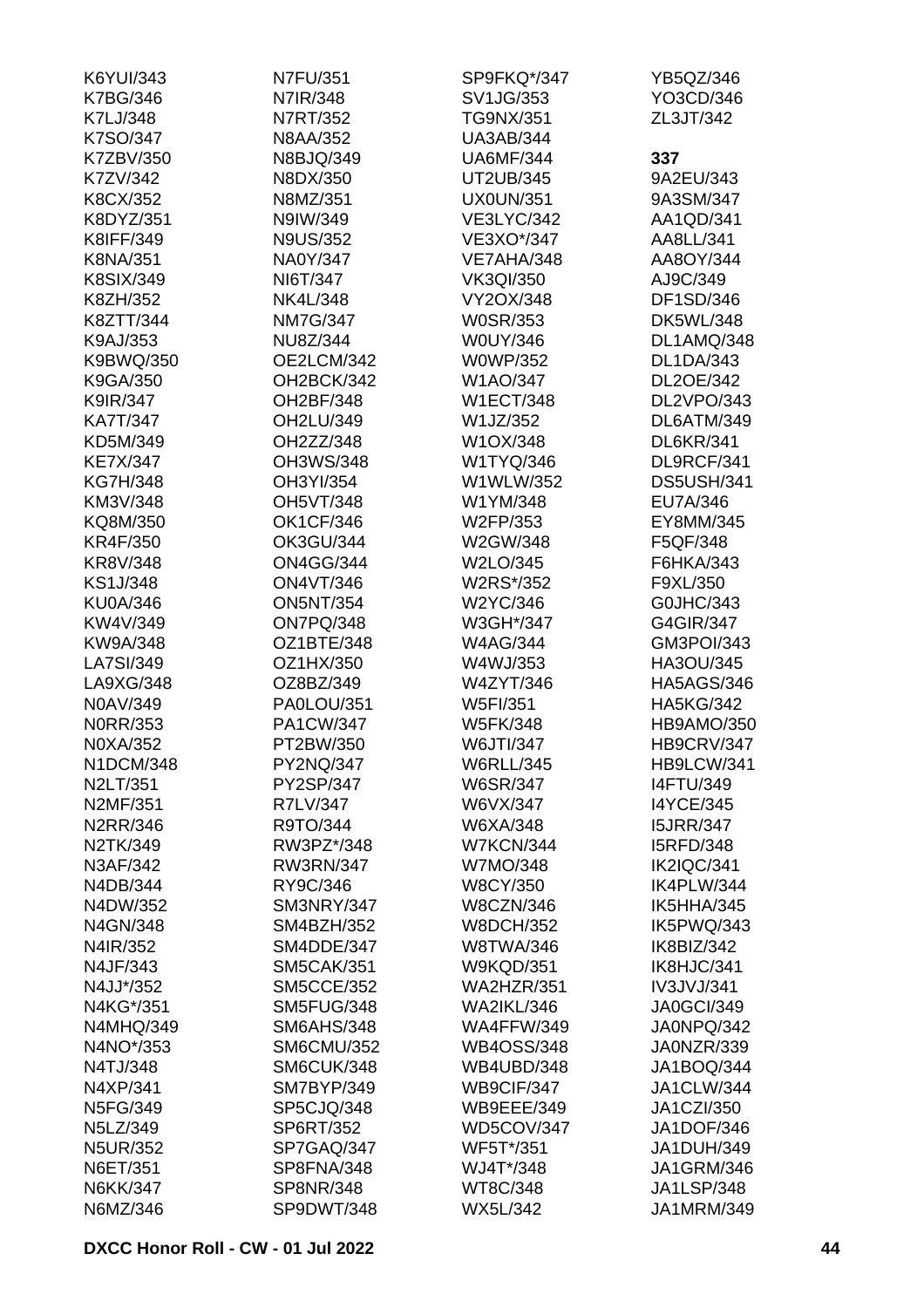K6YUI/343
K7BG/346
K7LJ/348
K7SO/347
K7ZBV/350
K7ZV/342
K8CX/352
K8DYZ/351
K8IFF/349
K8NA/351
K8SIX/349
K8ZH/352
K8ZTT/344
K9AJ/353
K9BWQ/350
K9GA/350
K9IR/347
KA7T/347
KD5M/349
KE7X/347
KG7H/348
KM3V/348
KQ8M/350
KR4F/350
KR8V/348
KS1J/348
KU0A/346
KW4V/349
KW9A/348
LA7SI/349
LA9XG/348
N0AV/349
N0RR/353
N0XA/352
N1DCM/348
N2LT/351
N2MF/351
N2RR/346
N2TK/349
N3AF/342
N4DB/344
N4DW/352
N4GN/348
N4IR/352
N4JF/343
N4JJ*/352
N4KG*/351
N4MHQ/349
N4NO*/353
N4TJ/348
N4XP/341
N5FG/349
N5LZ/349
N5UR/352
N6ET/351
N6KK/347
N6MZ/346
N7FU/351
N7IR/348
N7RT/352
N8AA/352
N8BJQ/349
N8DX/350
N8MZ/351
N9IW/349
N9US/352
NA0Y/347
NI6T/347
NK4L/348
NM7G/347
NU8Z/344
OE2LCM/342
OH2BCK/342
OH2BF/348
OH2LU/349
OH2ZZ/348
OH3WS/348
OH3YI/354
OH5VT/348
OK1CF/346
OK3GU/344
ON4GG/344
ON4VT/346
ON5NT/354
ON7PQ/348
OZ1BTE/348
OZ1HX/350
OZ8BZ/349
PA0LOU/351
PA1CW/347
PT2BW/350
PY2NQ/347
PY2SP/347
R7LV/347
R9TO/344
RW3PZ*/348
RW3RN/347
RY9C/346
SM3NRY/347
SM4BZH/352
SM4DDE/347
SM5CAK/351
SM5CCE/352
SM5FUG/348
SM6AHS/348
SM6CMU/352
SM6CUK/348
SM7BYP/349
SP5CJQ/348
SP6RT/352
SP7GAQ/347
SP8FNA/348
SP8NR/348
SP9DWT/348
SP9FKQ*/347
SV1JG/353
TG9NX/351
UA3AB/344
UA6MF/344
UT2UB/345
UX0UN/351
VE3LYC/342
VE3XO*/347
VE7AHA/348
VK3QI/350
VY2OX/348
W0SR/353
W0UY/346
W0WP/352
W1AO/347
W1ECT/348
W1JZ/352
W1OX/348
W1TYQ/346
W1WLW/352
W1YM/348
W2FP/353
W2GW/348
W2LO/345
W2RS*/352
W2YC/346
W3GH*/347
W4AG/344
W4WJ/353
W4ZYT/346
W5FI/351
W5FK/348
W6JTI/347
W6RLL/345
W6SR/347
W6VX/347
W6XA/348
W7KCN/344
W7MO/348
W8CY/350
W8CZN/346
W8DCH/352
W8TWA/346
W9KQD/351
WA2HZR/351
WA2IKL/346
WA4FFW/349
WB4OSS/348
WB4UBD/348
WB9CIF/347
WB9EEE/349
WD5COV/347
WF5T*/351
WJ4T*/348
WT8C/348
WX5L/342
YB5QZ/346
YO3CD/346
ZL3JT/342

**337**

9A2EU/343
9A3SM/347
AA1QD/341
AA8LL/341
AA8OY/344
AJ9C/349
DF1SD/346
DK5WL/348
DL1AMQ/348
DL1DA/343
DL2OE/342
DL2VPO/343
DL6ATM/349
DL6KR/341
DL9RCF/341
DS5USH/341
EU7A/346
EY8MM/345
F5QF/348
F6HKA/343
F9XL/350
G0JHC/343
G4GIR/347
GM3POI/343
HA3OU/345
HA5AGS/346
HA5KG/342
HB9AMO/350
HB9CRV/347
HB9LCW/341
I4FTU/349
I4YCE/345
I5JRR/347
I5RFD/348
IK2IQC/341
IK4PLW/344
IK5HHA/345
IK5PWQ/343
IK8BIZ/342
IK8HJC/341
IV3JVJ/341
JA0GCI/349
JA0NPQ/342
JA0NZR/339
JA1BOQ/344
JA1CLW/344
JA1CZI/350
JA1DOF/346
JA1DUH/349
JA1GRM/346
JA1LSP/348
JA1MRM/349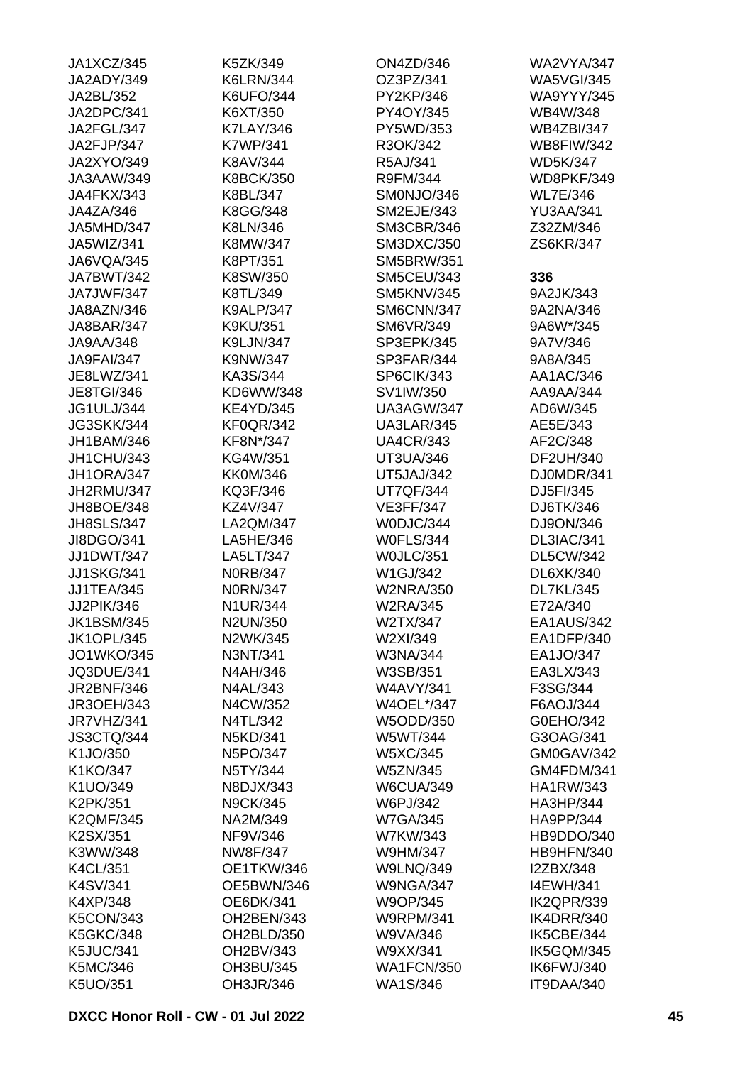JA1XCZ/345
JA2ADY/349
JA2BL/352
JA2DPC/341
JA2FGL/347
JA2FJP/347
JA2XYO/349
JA3AAW/349
JA4FKX/343
JA4ZA/346
JA5MHD/347
JA5WIZ/341
JA6VQA/345
JA7BWT/342
JA7JWF/347
JA8AZN/346
JA8BAR/347
JA9AA/348
JA9FAI/347
JE8LWZ/341
JE8TGI/346
JG1ULJ/344
JG3SKK/344
JH1BAM/346
JH1CHU/343
JH1ORA/347
JH2RMU/347
JH8BOE/348
JH8SLS/347
JI8DGO/341
JJ1DWT/347
JJ1SKG/341
JJ1TEA/345
JJ2PIK/346
JK1BSM/345
JK1OPL/345
JO1WKO/345
JQ3DUE/341
JR2BNF/346
JR3OEH/343
JR7VHZ/341
JS3CTQ/344
K1JO/350
K1KO/347
K1UO/349
K2PK/351
K2QMF/345
K2SX/351
K3WW/348
K4CL/351
K4SV/341
K4XP/348
K5CON/343
K5GKC/348
K5JUC/341
K5MC/346
K5UO/351
K5ZK/349
K6LRN/344
K6UFO/344
K6XT/350
K7LAY/346
K7WP/341
K8AV/344
K8BCK/350
K8BL/347
K8GG/348
K8LN/346
K8MW/347
K8PT/351
K8SW/350
K8TL/349
K9ALP/347
K9KU/351
K9LJN/347
K9NW/347
KA3S/344
KD6WW/348
KE4YD/345
KF0QR/342
KF8N*/347
KG4W/351
KK0M/346
KQ3F/346
KZ4V/347
LA2QM/347
LA5HE/346
LA5LT/347
N0RB/347
N0RN/347
N1UR/344
N2UN/350
N2WK/345
N3NT/341
N4AH/346
N4AL/343
N4CW/352
N4TL/342
N5KD/341
N5PO/347
N5TY/344
N8DJX/343
N9CK/345
NA2M/349
NF9V/346
NW8F/347
OE1TKW/346
OE5BWN/346
OE6DK/341
OH2BEN/343
OH2BLD/350
OH2BV/343
OH3BU/345
OH3JR/346
ON4ZD/346
OZ3PZ/341
PY2KP/346
PY4OY/345
PY5WD/353
R3OK/342
R5AJ/341
R9FM/344
SM0NJO/346
SM2EJE/343
SM3CBR/346
SM3DXC/350
SM5BRW/351
SM5CEU/343
SM5KNV/345
SM6CNN/347
SM6VR/349
SP3EPK/345
SP3FAR/344
SP6CIK/343
SV1IW/350
UA3AGW/347
UA3LAR/345
UA4CR/343
UT3UA/346
UT5JAJ/342
UT7QF/344
VE3FF/347
W0DJC/344
W0FLS/344
W0JLC/351
W1GJ/342
W2NRA/350
W2RA/345
W2TX/347
W2XI/349
W3NA/344
W3SB/351
W4AVY/341
W4OEL*/347
W5ODD/350
W5WT/344
W5XC/345
W5ZN/345
W6CUA/349
W6PJ/342
W7GA/345
W7KW/343
W9HM/347
W9LNQ/349
W9NGA/347
W9OP/345
W9RPM/341
W9VA/346
W9XX/341
WA1FCN/350
WA1S/346
WA2VYA/347
WA5VGI/345
WA9YYY/345
WB4W/348
WB4ZBI/347
WB8FIW/342
WD5K/347
WD8PKF/349
WL7E/346
YU3AA/341
Z32ZM/346
ZS6KR/347

**336**

9A2JK/343
9A2NA/346
9A6W*/345
9A7V/346
9A8A/345
AA1AC/346
AA9AA/344
AD6W/345
AE5E/343
AF2C/348
DF2UH/340
DJ0MDR/341
DJ5FI/345
DJ6TK/346
DJ9ON/346
DL3IAC/341
DL5CW/342
DL6XK/340
DL7KL/345
E72A/340
EA1AUS/342
EA1DFP/340
EA1JO/347
EA3LX/343
F3SG/344
F6AOJ/344
G0EHO/342
G3OAG/341
GM0GAV/342
GM4FDM/341
HA1RW/343
HA3HP/344
HA9PP/344
HB9DDO/340
HB9HFN/340
I2ZBX/348
I4EWH/341
IK2QPR/339
IK4DRR/340
IK5CBE/344
IK5GQM/345
IK6FWJ/340
IT9DAA/340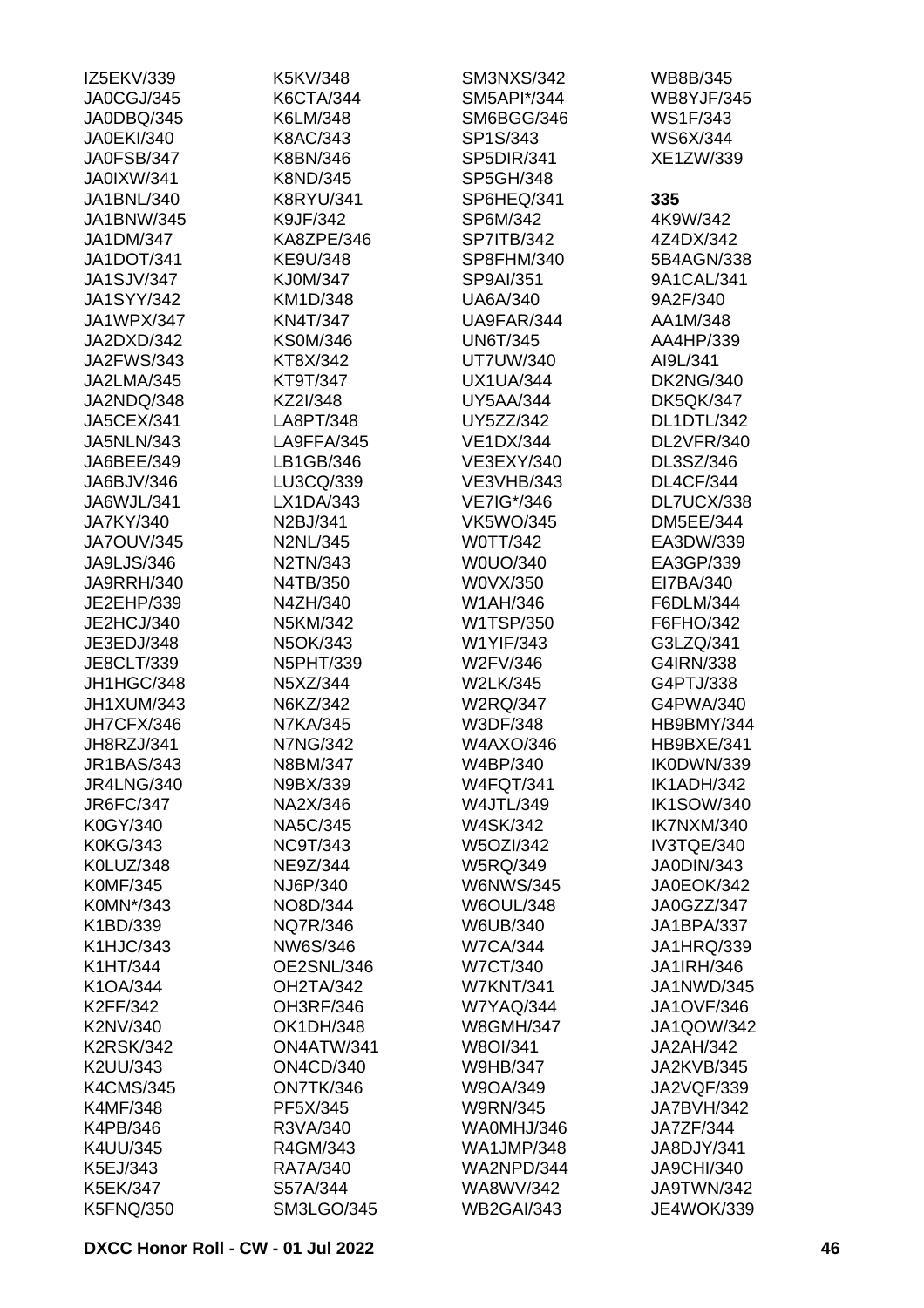IZ5EKV/339
JA0CGJ/345
JA0DBQ/345
JA0EKI/340
JA0FSB/347
JA0IXW/341
JA1BNL/340
JA1BNW/345
JA1DM/347
JA1DOT/341
JA1SJV/347
JA1SYY/342
JA1WPX/347
JA2DXD/342
JA2FWS/343
JA2LMA/345
JA2NDQ/348
JA5CEX/341
JA5NLN/343
JA6BEE/349
JA6BJV/346
JA6WJL/341
JA7KY/340
JA7OUV/345
JA9LJS/346
JA9RRH/340
JE2EHP/339
JE2HCJ/340
JE3EDJ/348
JE8CLT/339
JH1HGC/348
JH1XUM/343
JH7CFX/346
JH8RZJ/341
JR1BAS/343
JR4LNG/340
JR6FC/347
K0GY/340
K0KG/343
K0LUZ/348
K0MF/345
K0MN*/343
K1BD/339
K1HJC/343
K1HT/344
K1OA/344
K2FF/342
K2NV/340
K2RSK/342
K2UU/343
K4CMS/345
K4MF/348
K4PB/346
K4UU/345
K5EJ/343
K5EK/347
K5FNQ/350
K5KV/348
K6CTA/344
K6LM/348
K8AC/343
K8BN/346
K8ND/345
K8RYU/341
K9JF/342
KA8ZPE/346
KE9U/348
KJ0M/347
KM1D/348
KN4T/347
KS0M/346
KT8X/342
KT9T/347
KZ2I/348
LA8PT/348
LA9FFA/345
LB1GB/346
LU3CQ/339
LX1DA/343
N2BJ/341
N2NL/345
N2TN/343
N4TB/350
N4ZH/340
N5KM/342
N5OK/343
N5PHT/339
N5XZ/344
N6KZ/342
N7KA/345
N7NG/342
N8BM/347
N9BX/339
NA2X/346
NA5C/345
NC9T/343
NE9Z/344
NJ6P/340
NO8D/344
NQ7R/346
NW6S/346
OE2SNL/346
OH2TA/342
OH3RF/346
OK1DH/348
ON4ATW/341
ON4CD/340
ON7TK/346
PF5X/345
R3VA/340
R4GM/343
RA7A/340
S57A/344
SM3LGO/345
SM3NXS/342
SM5API*/344
SM6BGG/346
SP1S/343
SP5DIR/341
SP5GH/348
SP6HEQ/341
SP6M/342
SP7ITB/342
SP8FHM/340
SP9AI/351
UA6A/340
UA9FAR/344
UN6T/345
UT7UW/340
UX1UA/344
UY5AA/344
UY5ZZ/342
VE1DX/344
VE3EXY/340
VE3VHB/343
VE7IG*/346
VK5WO/345
W0TT/342
W0UO/340
W0VX/350
W1AH/346
W1TSP/350
W1YIF/343
W2FV/346
W2LK/345
W2RQ/347
W3DF/348
W4AXO/346
W4BP/340
W4FQT/341
W4JTL/349
W4SK/342
W5OZI/342
W5RQ/349
W6NWS/345
W6OUL/348
W6UB/340
W7CA/344
W7CT/340
W7KNT/341
W7YAQ/344
W8GMH/347
W8OI/341
W9HB/347
W9OA/349
W9RN/345
WA0MHJ/346
WA1JMP/348
WA2NPD/344
WA8WV/342
WB2GAI/343
WB8B/345
WB8YJF/345
WS1F/343
WS6X/344
XE1ZW/339

**335**

4K9W/342
4Z4DX/342
5B4AGN/338
9A1CAL/341
9A2F/340
AA1M/348
AA4HP/339
AI9L/341
DK2NG/340
DK5QK/347
DL1DTL/342
DL2VFR/340
DL3SZ/346
DL4CF/344
DL7UCX/338
DM5EE/344
EA3DW/339
EA3GP/339
EI7BA/340
F6DLM/344
F6FHO/342
G3LZQ/341
G4IRN/338
G4PTJ/338
G4PWA/340
HB9BMY/344
HB9BXE/341
IK0DWN/339
IK1ADH/342
IK1SOW/340
IK7NXM/340
IV3TQE/340
JA0DIN/343
JA0EOK/342
JA0GZZ/347
JA1BPA/337
JA1HRQ/339
JA1IRH/346
JA1NWD/345
JA1OVF/346
JA1QOW/342
JA2AH/342
JA2KVB/345
JA2VQF/339
JA7BVH/342
JA7ZF/344
JA8DJY/341
JA9CHI/340
JA9TWN/342
JE4WOK/339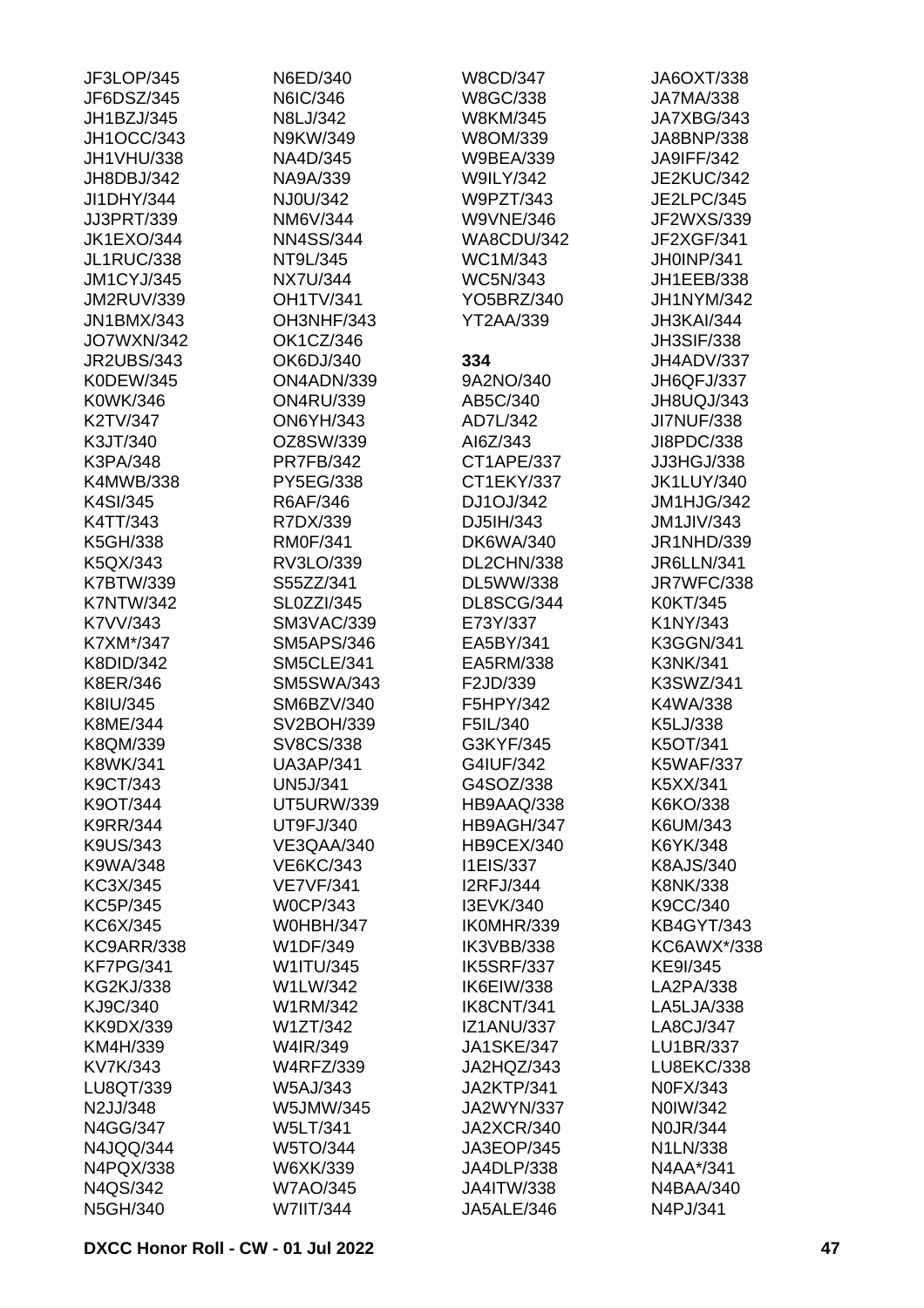JF3LOP/345
JF6DSZ/345
JH1BZJ/345
JH1OCC/343
JH1VHU/338
JH8DBJ/342
JI1DHY/344
JJ3PRT/339
JK1EXO/344
JL1RUC/338
JM1CYJ/345
JM2RUV/339
JN1BMX/343
JO7WXN/342
JR2UBS/343
K0DEW/345
K0WK/346
K2TV/347
K3JT/340
K3PA/348
K4MWB/338
K4SI/345
K4TT/343
K5GH/338
K5QX/343
K7BTW/339
K7NTW/342
K7VV/343
K7XM*/347
K8DID/342
K8ER/346
K8IU/345
K8ME/344
K8QM/339
K8WK/341
K9CT/343
K9OT/344
K9RR/344
K9US/343
K9WA/348
KC3X/345
KC5P/345
KC6X/345
KC9ARR/338
KF7PG/341
KG2KJ/338
KJ9C/340
KK9DX/339
KM4H/339
KV7K/343
LU8QT/339
N2JJ/348
N4GG/347
N4JQQ/344
N4PQX/338
N4QS/342
N5GH/340
N6ED/340
N6IC/346
N8LJ/342
N9KW/349
NA4D/345
NA9A/339
NJ0U/342
NM6V/344
NN4SS/344
NT9L/345
NX7U/344
OH1TV/341
OH3NHF/343
OK1CZ/346
OK6DJ/340
ON4ADN/339
ON4RU/339
ON6YH/343
OZ8SW/339
PR7FB/342
PY5EG/338
R6AF/346
R7DX/339
RM0F/341
RV3LO/339
S55ZZ/341
SL0ZZI/345
SM3VAC/339
SM5APS/346
SM5CLE/341
SM5SWA/343
SM6BZV/340
SV2BOH/339
SV8CS/338
UA3AP/341
UN5J/341
UT5URW/339
UT9FJ/340
VE3QAA/340
VE6KC/343
VE7VF/341
W0CP/343
W0HBH/347
W1DF/349
W1ITU/345
W1LW/342
W1RM/342
W1ZT/342
W4IR/349
W4RFZ/339
W5AJ/343
W5JMW/345
W5LT/341
W5TO/344
W6XK/339
W7AO/345
W7IIT/344
W8CD/347
W8GC/338
W8KM/345
W8OM/339
W9BEA/339
W9ILY/342
W9PZT/343
W9VNE/346
WA8CDU/342
WC1M/343
WC5N/343
YO5BRZ/340
YT2AA/339

**334**

9A2NO/340
AB5C/340
AD7L/342
AI6Z/343
CT1APE/337
CT1EKY/337
DJ1OJ/342
DJ5IH/343
DK6WA/340
DL2CHN/338
DL5WW/338
DL8SCG/344
E73Y/337
EA5BY/341
EA5RM/338
F2JD/339
F5HPY/342
F5IL/340
G3KYF/345
G4IUF/342
G4SOZ/338
HB9AAQ/338
HB9AGH/347
HB9CEX/340
I1EIS/337
I2RFJ/344
I3EVK/340
IK0MHR/339
IK3VBB/338
IK5SRF/337
IK6EIW/338
IK8CNT/341
IZ1ANU/337
JA1SKE/347
JA2HQZ/343
JA2KTP/341
JA2WYN/337
JA2XCR/340
JA3EOP/345
JA4DLP/338
JA4ITW/338
JA5ALE/346
JA6OXT/338
JA7MA/338
JA7XBG/343
JA8BNP/338
JA9IFF/342
JE2KUC/342
JE2LPC/345
JF2WXS/339
JF2XGF/341
JH0INP/341
JH1EEB/338
JH1NYM/342
JH3KAI/344
JH3SIF/338
JH4ADV/337
JH6QFJ/337
JH8UQJ/343
JI7NUF/338
JI8PDC/338
JJ3HGJ/338
JK1LUY/340
JM1HJG/342
JM1JIV/343
JR1NHD/339
JR6LLN/341
JR7WFC/338
K0KT/345
K1NY/343
K3GGN/341
K3NK/341
K3SWZ/341
K4WA/338
K5LJ/338
K5OT/341
K5WAF/337
K5XX/341
K6KO/338
K6UM/343
K6YK/348
K8AJS/340
K8NK/338
K9CC/340
KB4GYT/343
KC6AWX*/338
KE9I/345
LA2PA/338
LA5LJA/338
LA8CJ/347
LU1BR/337
LU8EKC/338
N0FX/343
N0IW/342
N0JR/344
N1LN/338
N4AA*/341
N4BAA/340
N4PJ/341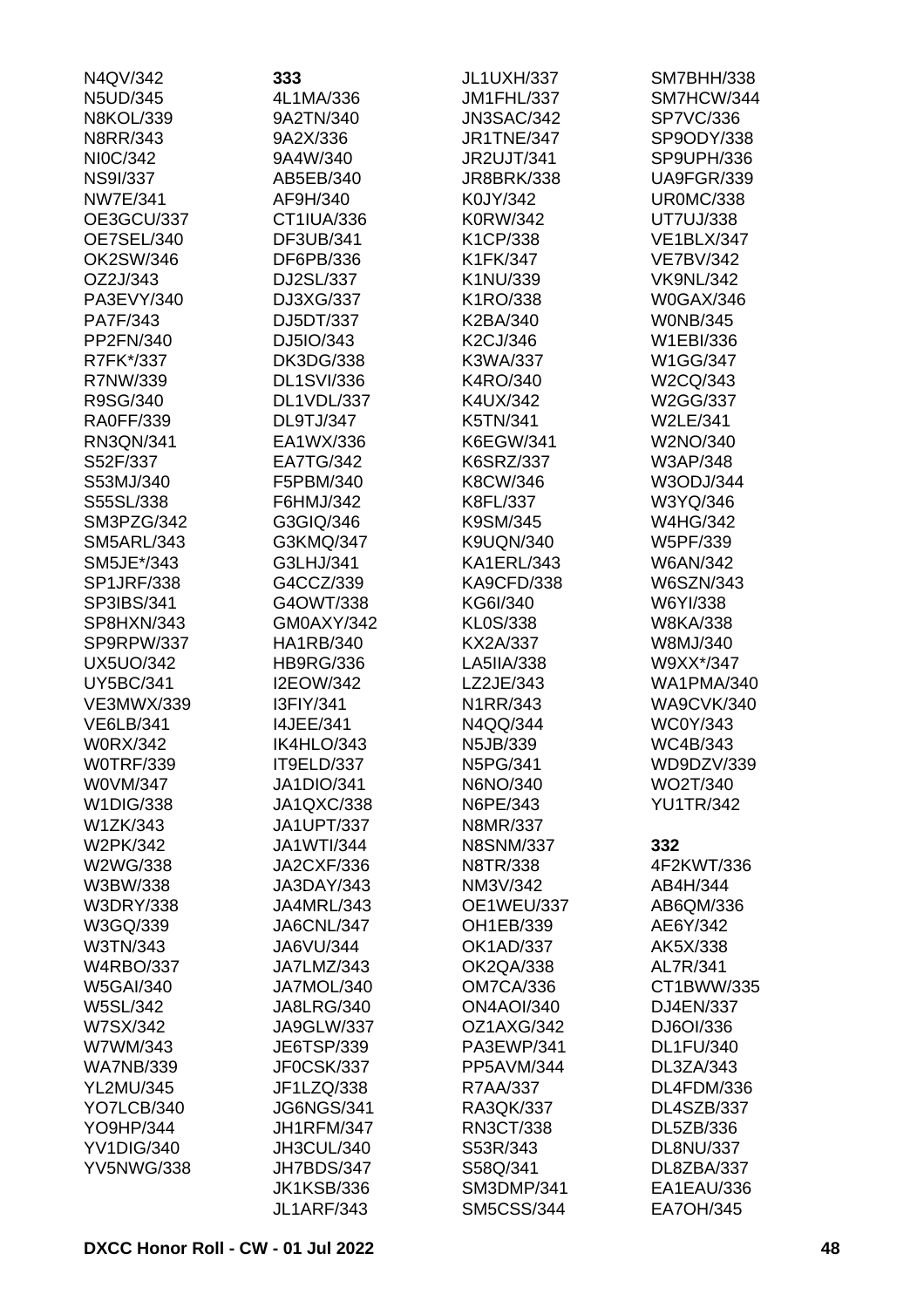N4QV/342
N5UD/345
N8KOL/339
N8RR/343
NI0C/342
NS9I/337
NW7E/341
OE3GCU/337
OE7SEL/340
OK2SW/346
OZ2J/343
PA3EVY/340
PA7F/343
PP2FN/340
R7FK*/337
R7NW/339
R9SG/340
RA0FF/339
RN3QN/341
S52F/337
S53MJ/340
S55SL/338
SM3PZG/342
SM5ARL/343
SM5JE*/343
SP1JRF/338
SP3IBS/341
SP8HXN/343
SP9RPW/337
UX5UO/342
UY5BC/341
VE3MWX/339
VE6LB/341
W0RX/342
W0TRF/339
W0VM/347
W1DIG/338
W1ZK/343
W2PK/342
W2WG/338
W3BW/338
W3DRY/338
W3GQ/339
W3TN/343
W4RBO/337
W5GAI/340
W5SL/342
W7SX/342
W7WM/343
WA7NB/339
YL2MU/345
YO7LCB/340
YO9HP/344
YV1DIG/340
YV5NWG/338

**333**

4L1MA/336
9A2TN/340
9A2X/336
9A4W/340
AB5EB/340
AF9H/340
CT1IUA/336
DF3UB/341
DF6PB/336
DJ2SL/337
DJ3XG/337
DJ5DT/337
DJ5IO/343
DK3DG/338
DL1SVI/336
DL1VDL/337
DL9TJ/347
EA1WX/336
EA7TG/342
F5PBM/340
F6HMJ/342
G3GIQ/346
G3KMQ/347
G3LHJ/341
G4CCZ/339
G4OWT/338
GM0AXY/342
HA1RB/340
HB9RG/336
I2EOW/342
I3FIY/341
I4JEE/341
IK4HLO/343
IT9ELD/337
JA1DIO/341
JA1QXC/338
JA1UPT/337
JA1WTI/344
JA2CXF/336
JA3DAY/343
JA4MRL/343
JA6CNL/347
JA6VU/344
JA7LMZ/343
JA7MOL/340
JA8LRG/340
JA9GLW/337
JE6TSP/339
JF0CSK/337
JF1LZQ/338
JG6NGS/341
JH1RFM/347
JH3CUL/340
JH7BDS/347
JK1KSB/336
JL1ARF/343
JL1UXH/337
JM1FHL/337
JN3SAC/342
JR1TNE/347
JR2UJT/341
JR8BRK/338
K0JY/342
K0RW/342
K1CP/338
K1FK/347
K1NU/339
K1RO/338
K2BA/340
K2CJ/346
K3WA/337
K4RO/340
K4UX/342
K5TN/341
K6EGW/341
K6SRZ/337
K8CW/346
K8FL/337
K9SM/345
K9UQN/340
KA1ERL/343
KA9CFD/338
KG6I/340
KL0S/338
KX2A/337
LA5IIA/338
LZ2JE/343
N1RR/343
N4QQ/344
N5JB/339
N5PG/341
N6NO/340
N6PE/343
N8MR/337
N8SNM/337
N8TR/338
NM3V/342
OE1WEU/337
OH1EB/339
OK1AD/337
OK2QA/338
OM7CA/336
ON4AOI/340
OZ1AXG/342
PA3EWP/341
PP5AVM/344
R7AA/337
RA3QK/337
RN3CT/338
S53R/343
S58Q/341
SM3DMP/341
SM5CSS/344
SM7BHH/338
SM7HCW/344
SP7VC/336
SP9ODY/338
SP9UPH/336
UA9FGR/339
UR0MC/338
UT7UJ/338
VE1BLX/347
VE7BV/342
VK9NL/342
W0GAX/346
W0NB/345
W1EBI/336
W1GG/347
W2CQ/343
W2GG/337
W2LE/341
W2NO/340
W3AP/348
W3ODJ/344
W3YQ/346
W4HG/342
W5PF/339
W6AN/342
W6SZN/343
W6YI/338
W8KA/338
W8MJ/340
W9XX*/347
WA1PMA/340
WA9CVK/340
WC0Y/343
WC4B/343
WD9DZV/339
WO2T/340
YU1TR/342

**332**

4F2KWT/336
AB4H/344
AB6QM/336
AE6Y/342
AK5X/338
AL7R/341
CT1BWW/335
DJ4EN/337
DJ6OI/336
DL1FU/340
DL3ZA/343
DL4FDM/336
DL4SZB/337
DL5ZB/336
DL8NU/337
DL8ZBA/337
EA1EAU/336
EA7OH/345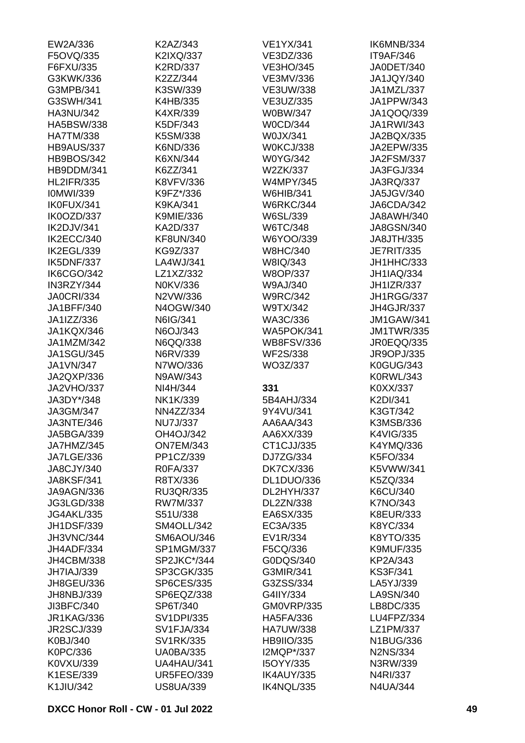EW2A/336
F5OVQ/335
F6FXU/335
G3KWK/336
G3MPB/341
G3SWH/341
HA3NU/342
HA5BSW/338
HA7TM/338
HB9AUS/337
HB9BOS/342
HB9DDM/341
HL2IFR/335
I0MWI/339
IK0FUX/341
IK0OZD/337
IK2DJV/341
IK2ECC/340
IK2EGL/339
IK5DNF/337
IK6CGO/342
IN3RZY/344
JA0CRI/334
JA1BFF/340
JA1IZZ/336
JA1KQX/346
JA1MZM/342
JA1SGU/345
JA1VN/347
JA2QXP/336
JA2VHO/337
JA3DY*/348
JA3GM/347
JA3NTE/346
JA5BGA/339
JA7HMZ/345
JA7LGE/336
JA8CJY/340
JA8KSF/341
JA9AGN/336
JG3LGD/338
JG4AKL/335
JH1DSF/339
JH3VNC/344
JH4ADF/334
JH4CBM/338
JH7IAJ/339
JH8GEU/336
JH8NBJ/339
JI3BFC/340
JR1KAG/336
JR2SCJ/339
K0BJ/340
K0PC/336
K0VXU/339
K1ESE/339
K1JIU/342
K2AZ/343
K2IXQ/337
K2RD/337
K2ZZ/344
K3SW/339
K4HB/335
K4XR/339
K5DF/343
K5SM/338
K6ND/336
K6XN/344
K6ZZ/341
K8VFV/336
K9FZ*/336
K9KA/341
K9MIE/336
KA2D/337
KF8UN/340
KG9Z/337
LA4WJ/341
LZ1XZ/332
N0KV/336
N2VW/336
N4OGW/340
N6IG/341
N6OJ/343
N6QQ/338
N6RV/339
N7WO/336
N9AW/343
NI4H/344
NK1K/339
NN4ZZ/334
NU7J/337
OH4OJ/342
ON7EM/343
PP1CZ/339
R0FA/337
R8TX/336
RU3QR/335
RW7M/337
S51U/338
SM4OLL/342
SM6AOU/346
SP1MGM/337
SP2JKC*/344
SP3CGK/335
SP6CES/335
SP6EQZ/338
SP6T/340
SV1DPI/335
SV1FJA/334
SV1RK/335
UA0BA/335
UA4HAU/341
UR5FEO/339
US8UA/339
VE1YX/341
VE3DZ/336
VE3HO/345
VE3MV/336
VE3UW/338
VE3UZ/335
W0BW/347
W0CD/344
W0JX/341
W0KCJ/338
W0YG/342
W2ZK/337
W4MPY/345
W6HIB/341
W6RKC/344
W6SL/339
W6TC/348
W6YOO/339
W8HC/340
W8IQ/343
W8OP/337
W9AJ/340
W9RC/342
W9TX/342
WA3C/336
WA5POK/341
WB8FSV/336
WF2S/338
WO3Z/337

**331**

5B4AHJ/334
9Y4VU/341
AA6AA/343
AA6XX/339
CT1CJJ/335
DJ7ZG/334
DK7CX/336
DL1DUO/336
DL2HYH/337
DL2ZN/338
EA6SX/335
EC3A/335
EV1R/334
F5CQ/336
G0DQS/340
G3MIR/341
G3ZSS/334
G4IIY/334
GM0VRP/335
HA5FA/336
HA7UW/338
HB9IIO/335
I2MQP*/337
I5OYY/335
IK4AUY/335
IK4NQL/335
IK6MNB/334
IT9AF/346
JA0DET/340
JA1JQY/340
JA1MZL/337
JA1PPW/343
JA1QOQ/339
JA1RWI/343
JA2BQX/335
JA2EPW/335
JA2FSM/337
JA3FGJ/334
JA3RQ/337
JA5JGV/340
JA6CDA/342
JA8AWH/340
JA8GSN/340
JA8JTH/335
JE7RIT/335
JH1HHC/333
JH1IAQ/334
JH1IZR/337
JH1RGG/337
JH4GJR/337
JM1GAW/341
JM1TWR/335
JR0EQQ/335
JR9OPJ/335
K0GUG/343
K0RWL/343
K0XX/337
K2DI/341
K3GT/342
K3MSB/336
K4VIG/335
K4YMQ/336
K5FO/334
K5VWW/341
K5ZQ/334
K6CU/340
K7NO/343
K8EUR/333
K8YC/334
K8YTO/335
K9MUF/335
KP2A/343
KS3F/341
LA5YJ/339
LA9SN/340
LB8DC/335
LU4FPZ/334
LZ1PM/337
N1BUG/336
N2NS/334
N3RW/339
N4RI/337
N4UA/344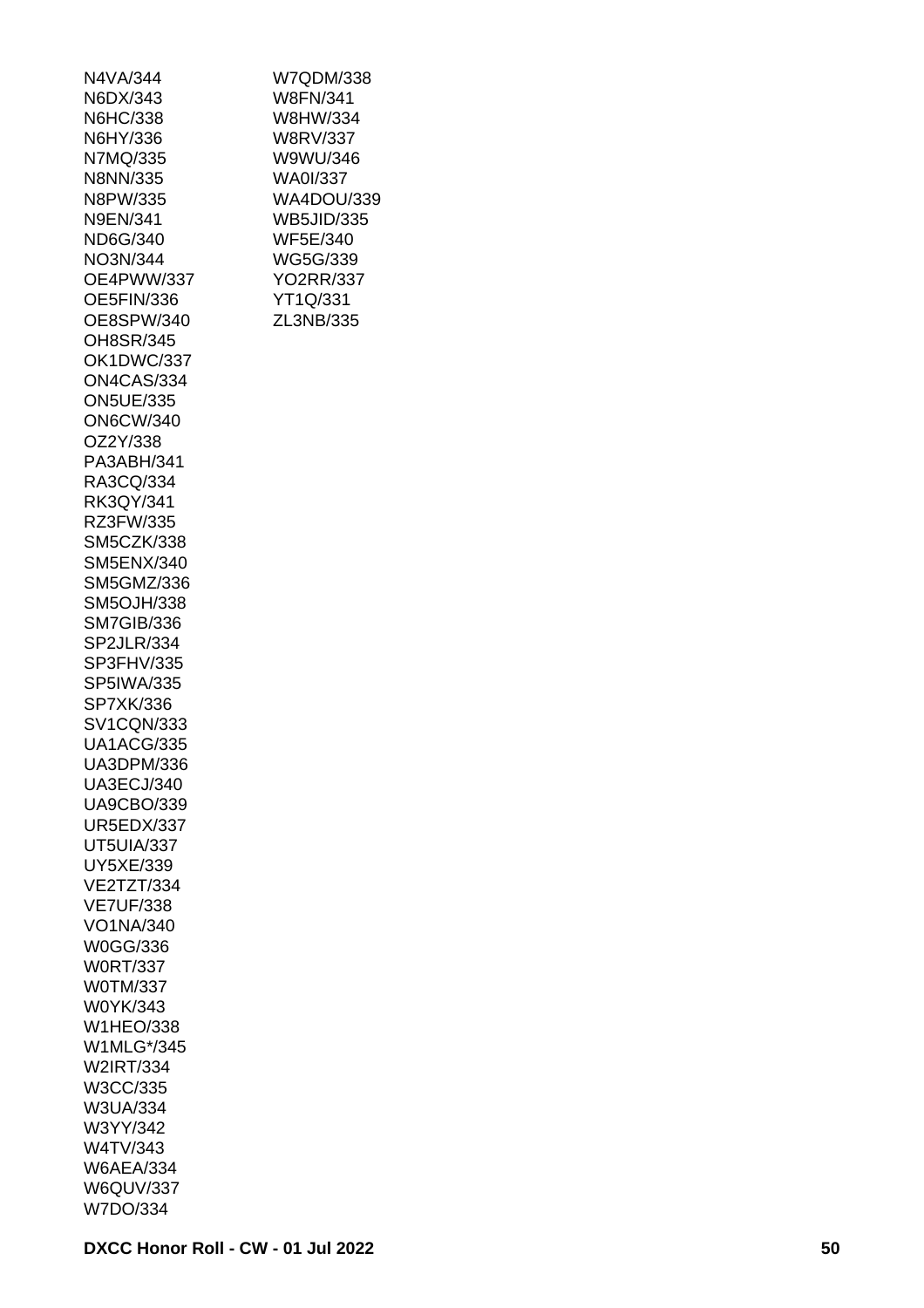N4VA/344
N6DX/343
N6HC/338
N6HY/336
N7MQ/335
N8NN/335
N8PW/335
N9EN/341
ND6G/340
NO3N/344
OE4PWW/337
OE5FIN/336
OE8SPW/340
OH8SR/345
OK1DWC/337
ON4CAS/334
ON5UE/335
ON6CW/340
OZ2Y/338
PA3ABH/341
RA3CQ/334
RK3QY/341
RZ3FW/335
SM5CZK/338
SM5ENX/340
SM5GMZ/336
SM5OJH/338
SM7GIB/336
SP2JLR/334
SP3FHV/335
SP5IWA/335
SP7XK/336
SV1CQN/333
UA1ACG/335
UA3DPM/336
UA3ECJ/340
UA9CBO/339
UR5EDX/337
UT5UIA/337
UY5XE/339
VE2TZT/334
VE7UF/338
VO1NA/340
W0GG/336
W0RT/337
W0TM/337
W0YK/343
W1HEO/338
W1MLG*/345
W2IRT/334
W3CC/335
W3UA/334
W3YY/342
W4TV/343
W6AEA/334
W6QUV/337
W7DO/334
W7QDM/338
W8FN/341
W8HW/334
W8RV/337
W9WU/346
WA0I/337
WA4DOU/339
WB5JID/335
WF5E/340
WG5G/339
YO2RR/337
YT1Q/331
ZL3NB/335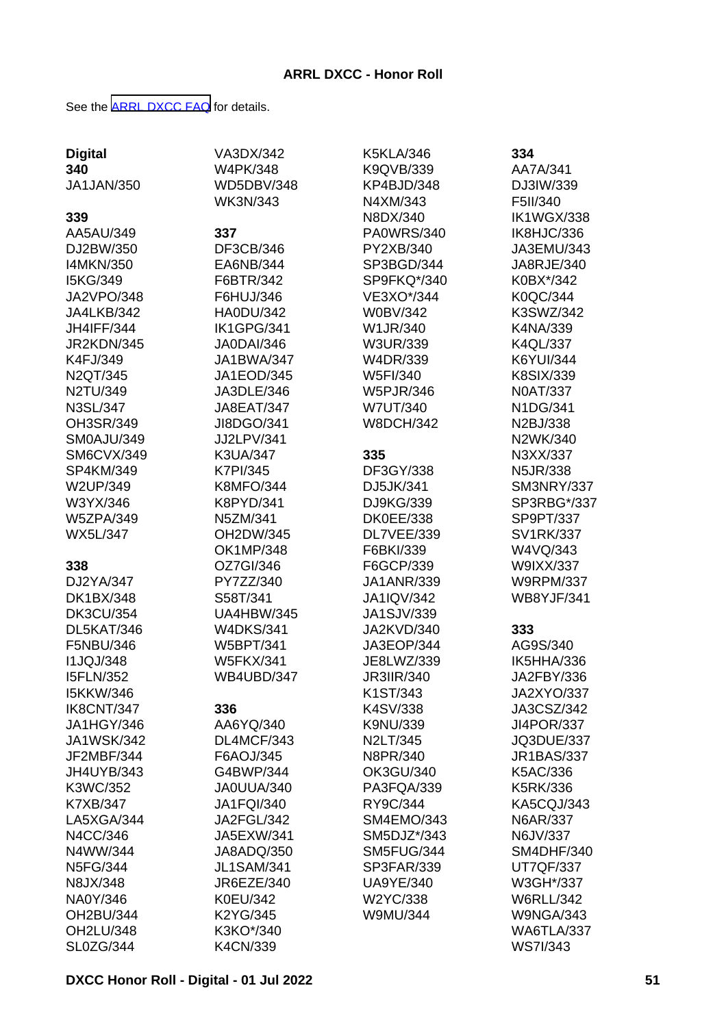**ARRL DXCC - Honor Roll**

See the [ARRL DXCC FAQ] for details.

**Digital**

**340**

JA1JAN/350

**339**

AA5AU/349
DJ2BW/350
I4MKN/350
I5KG/349
JA2VPO/348
JA4LKB/342
JH4IFF/344
JR2KDN/345
K4FJ/349
N2QT/345
N2TU/349
N3SL/347
OH3SR/349
SM0AJU/349
SM6CVX/349
SP4KM/349
W2UP/349
W3YX/346
W5ZPA/349
WX5L/347

**338**

DJ2YA/347
DK1BX/348
DK3CU/354
DL5KAT/346
F5NBU/346
I1JQJ/348
I5FLN/352
I5KKW/346
IK8CNT/347
JA1HGY/346
JA1WSK/342
JF2MBF/344
JH4UYB/343
K3WC/352
K7XB/347
LA5XGA/344
N4CC/346
N4WW/344
N5FG/344
N8JX/348
NA0Y/346
OH2BU/344
OH2LU/348
SL0ZG/344
VA3DX/342
W4PK/348
WD5DBV/348
WK3N/343

**337**

DF3CB/346
EA6NB/344
F6BTR/342
F6HUJ/346
HA0DU/342
IK1GPG/341
JA0DAI/346
JA1BWA/347
JA1EOD/345
JA3DLE/346
JA8EAT/347
JI8DGO/341
JJ2LPV/341
K3UA/347
K7PI/345
K8MFO/344
K8PYD/341
N5ZM/341
OH2DW/345
OK1MP/348
OZ7GI/346
PY7ZZ/340
S58T/341
UA4HBW/345
W4DKS/341
W5BPT/341
W5FKX/341
WB4UBD/347

**336**

AA6YQ/340
DL4MCF/343
F6AOJ/345
G4BWP/344
JA0UUA/340
JA1FQI/340
JA2FGL/342
JA5EXW/341
JA8ADQ/350
JL1SAM/341
JR6EZE/340
K0EU/342
K2YG/345
K3KO*/340
K4CN/339
K5KLA/346
K9QVB/339
KP4BJD/348
N4XM/343
N8DX/340
PA0WRS/340
PY2XB/340
SP3BGD/344
SP9FKQ*/340
VE3XO*/344
W0BV/342
W1JR/340
W3UR/339
W4DR/339
W5FI/340
W5PJR/346
W7UT/340
W8DCH/342

**335**

DF3GY/338
DJ5JK/341
DJ9KG/339
DK0EE/338
DL7VEE/339
F6BKI/339
F6GCP/339
JA1ANR/339
JA1IQV/342
JA1SJV/339
JA2KVD/340
JA3EOP/344
JE8LWZ/339
JR3IIR/340
K1ST/343
K4SV/338
K9NU/339
N2LT/345
N8PR/340
OK3GU/340
PA3FQA/339
RY9C/344
SM4EMO/343
SM5DJZ*/343
SM5FUG/344
SP3FAR/339
UA9YE/340
W2YC/338
W9MU/344

**334**

AA7A/341
DJ3IW/339
F5II/340
IK1WGX/338
IK8HJC/336
JA3EMU/343
JA8RJE/340
K0BX*/342
K0QC/344
K3SWZ/342
K4NA/339
K4QL/337
K6YUI/344
K8SIX/339
N0AT/337
N1DG/341
N2BJ/338
N2WK/340
N3XX/337
N5JR/338
SM3NRY/337
SP3RBG*/337
SP9PT/337
SV1RK/337
W4VQ/343
W9IXX/337
W9RPM/337
WB8YJF/341

**333**

AG9S/340
IK5HHA/336
JA2FBY/336
JA2XYO/337
JA3CSZ/342
JI4POR/337
JQ3DUE/337
JR1BAS/337
K5AC/336
K5RK/336
KA5CQJ/343
N6AR/337
N6JV/337
SM4DHF/340
UT7QF/337
W3GH*/337
W6RLL/342
W9NGA/343
WA6TLA/337
WS7I/343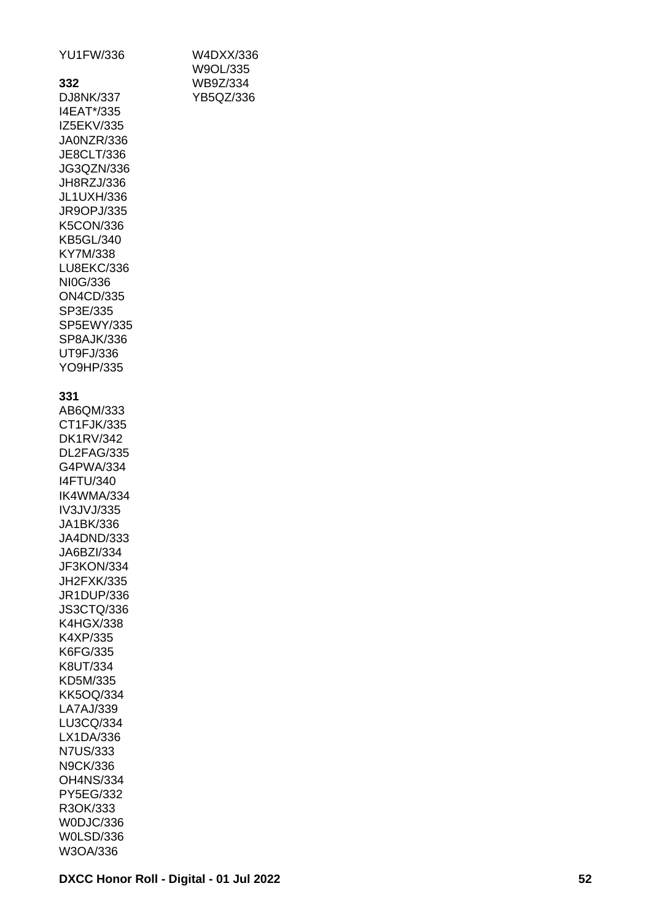YU1FW/336

**332**

DJ8NK/337
I4EAT*/335
IZ5EKV/335
JA0NZR/336
JE8CLT/336
JG3QZN/336
JH8RZJ/336
JL1UXH/336
JR9OPJ/335
K5CON/336
KB5GL/340
KY7M/338
LU8EKC/336
NI0G/336
ON4CD/335
SP3E/335
SP5EWY/335
SP8AJK/336
UT9FJ/336
YO9HP/335

**331**

AB6QM/333
CT1FJK/335
DK1RV/342
DL2FAG/335
G4PWA/334
I4FTU/340
IK4WMA/334
IV3JVJ/335
JA1BK/336
JA4DND/333
JA6BZI/334
JF3KON/334
JH2FXK/335
JR1DUP/336
JS3CTQ/336
K4HGX/338
K4XP/335
K6FG/335
K8UT/334
KD5M/335
KK5OQ/334
LA7AJ/339
LU3CQ/334
LX1DA/336
N7US/333
N9CK/336
OH4NS/334
PY5EG/332
R3OK/333
W0DJC/336
W0LSD/336
W3OA/336
W4DXX/336
W9OL/335
WB9Z/334
YB5QZ/336